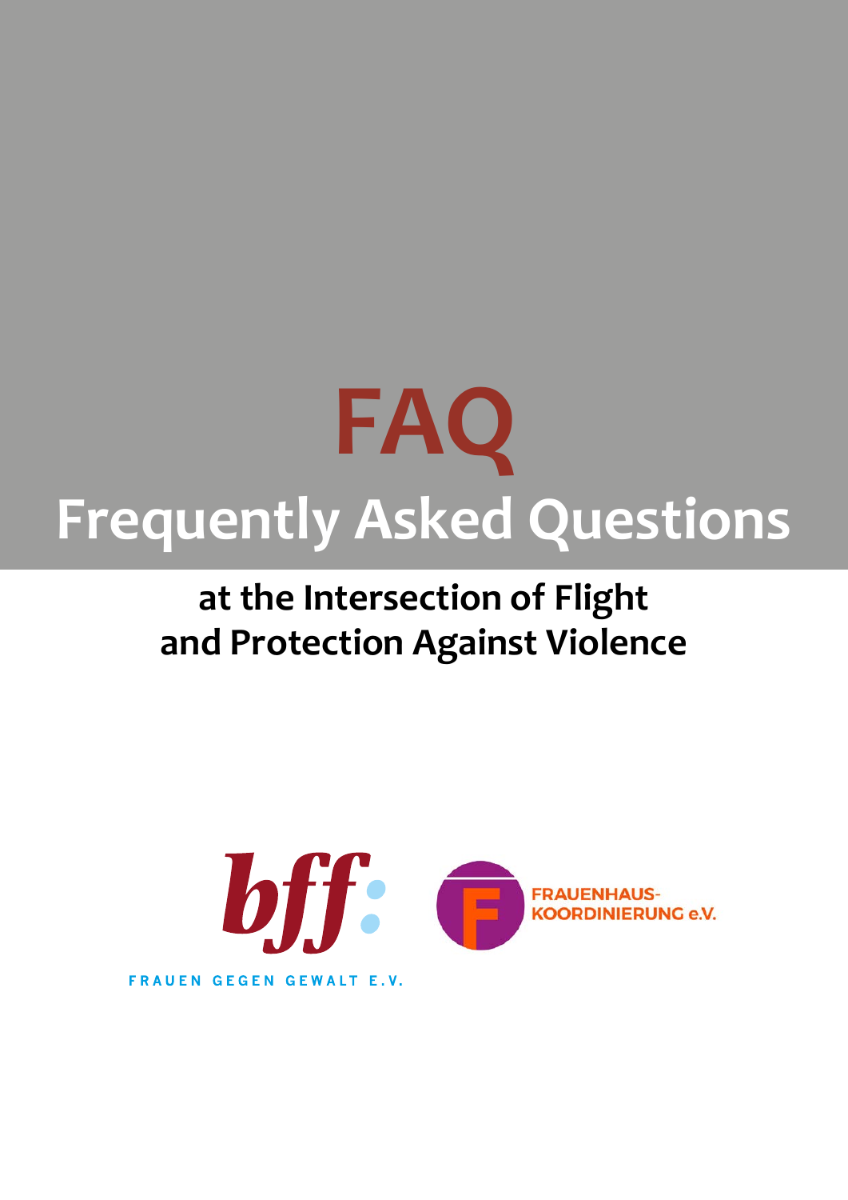# FAQ

## Frequently Asked Questions

### at the Intersection of Flight and Protection Against Violence

bff: FRAUEN GEGEN GEWALT E.V.

FRAUENHAUS-KOORDINIERUNG e.V.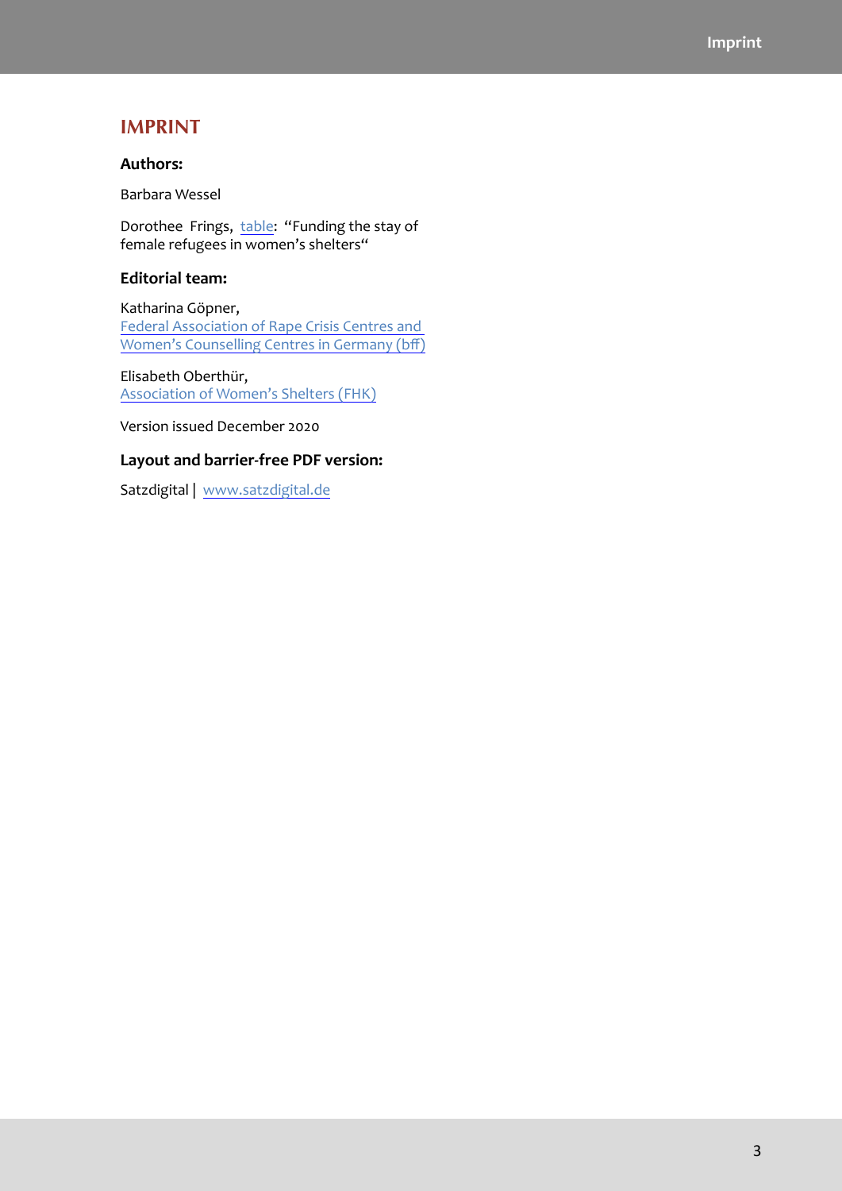# IMPRINT

**Authors:**

Barbara Wessel

Dorothee Frings, table: "Funding the stay of female refugees in women's shelters"

**Editorial team:**

Katharina Göpner,
Federal Association of Rape Crisis Centres and Women's Counselling Centres in Germany (bff)

Elisabeth Oberthür,
Association of Women's Shelters (FHK)

Version issued December 2020

**Layout and barrier-free PDF version:**

Satzdigital | www.satzdigital.de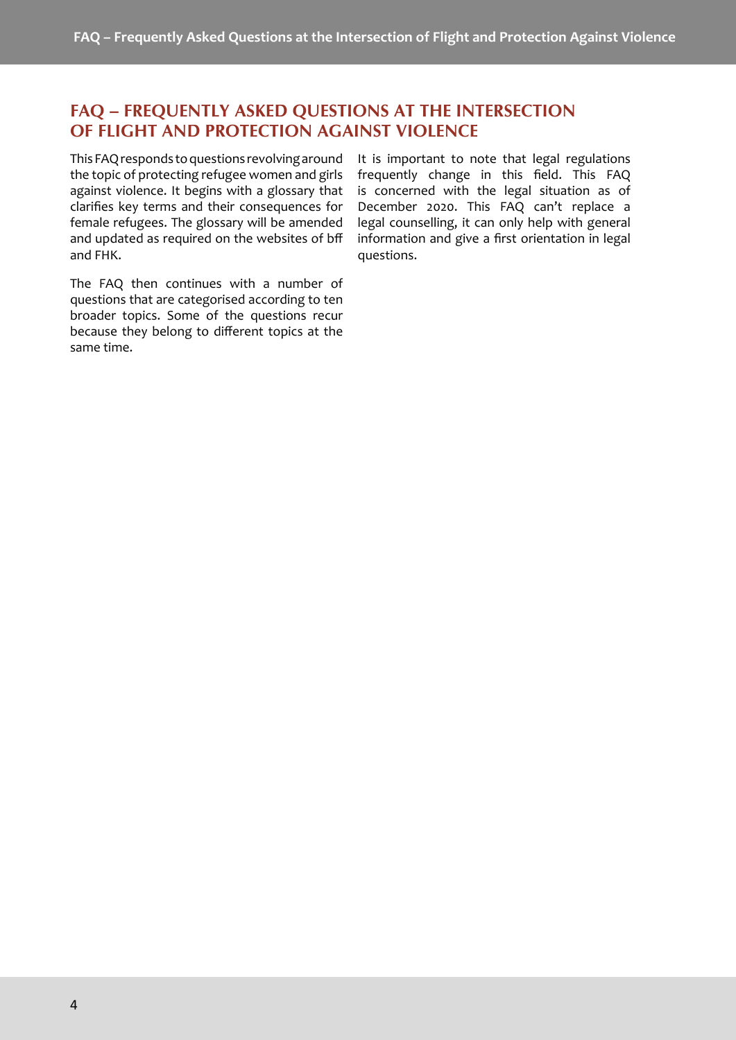# FAQ – FREQUENTLY ASKED QUESTIONS AT THE INTERSECTION OF FLIGHT AND PROTECTION AGAINST VIOLENCE

This FAQ responds to questions revolving around the topic of protecting refugee women and girls against violence. It begins with a glossary that clarifies key terms and their consequences for female refugees. The glossary will be amended and updated as required on the websites of bff and FHK.

The FAQ then continues with a number of questions that are categorised according to ten broader topics. Some of the questions recur because they belong to different topics at the same time.

It is important to note that legal regulations frequently change in this field. This FAQ is concerned with the legal situation as of December 2020. This FAQ can't replace a legal counselling, it can only help with general information and give a first orientation in legal questions.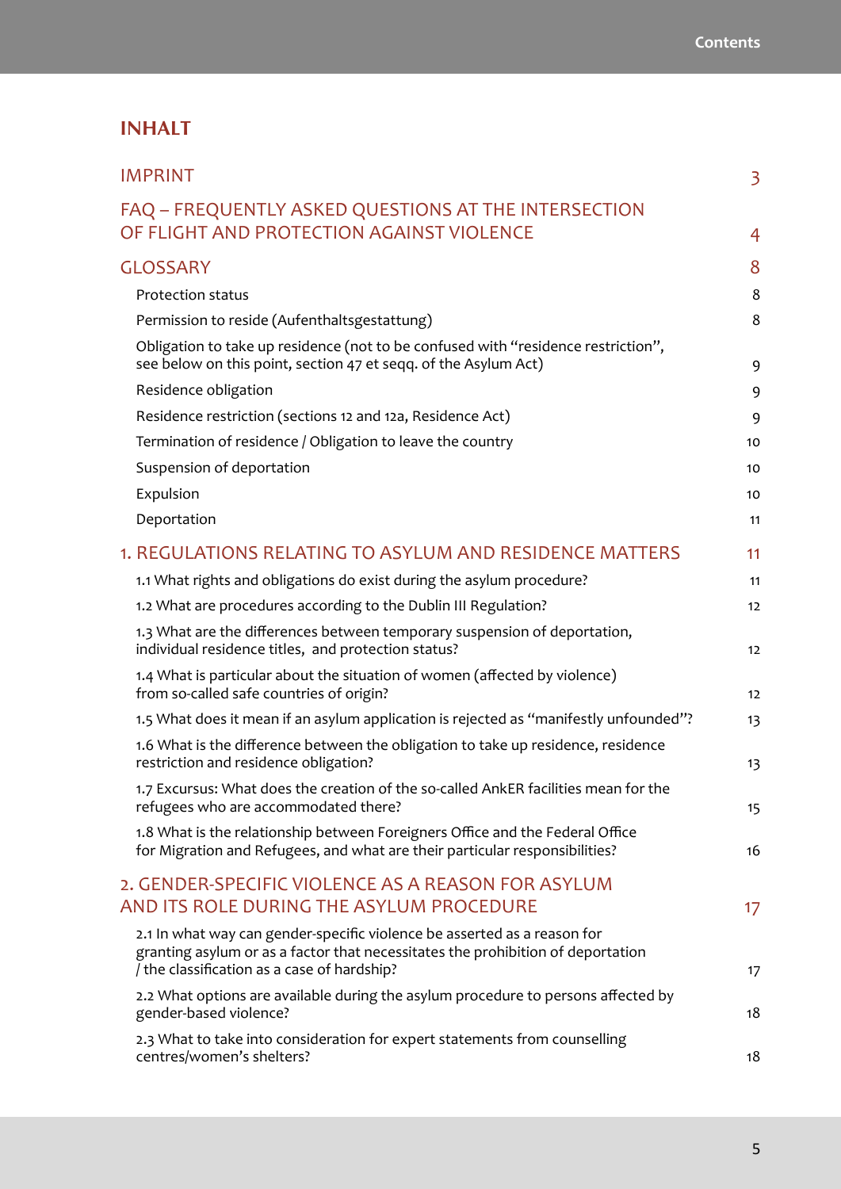# INHALT

| | |
|---|---|
| IMPRINT | 3 |
| FAQ – FREQUENTLY ASKED QUESTIONS AT THE INTERSECTION OF FLIGHT AND PROTECTION AGAINST VIOLENCE | 4 |
| GLOSSARY | 8 |
| Protection status | 8 |
| Permission to reside (Aufenthaltsgestattung) | 8 |
| Obligation to take up residence (not to be confused with “residence restriction”, see below on this point, section 47 et seqq. of the Asylum Act) | 9 |
| Residence obligation | 9 |
| Residence restriction (sections 12 and 12a, Residence Act) | 9 |
| Termination of residence / Obligation to leave the country | 10 |
| Suspension of deportation | 10 |
| Expulsion | 10 |
| Deportation | 11 |
| 1. REGULATIONS RELATING TO ASYLUM AND RESIDENCE MATTERS | 11 |
| 1.1 What rights and obligations do exist during the asylum procedure? | 11 |
| 1.2 What are procedures according to the Dublin III Regulation? | 12 |
| 1.3 What are the differences between temporary suspension of deportation, individual residence titles, and protection status? | 12 |
| 1.4 What is particular about the situation of women (affected by violence) from so-called safe countries of origin? | 12 |
| 1.5 What does it mean if an asylum application is rejected as “manifestly unfounded”? | 13 |
| 1.6 What is the difference between the obligation to take up residence, residence restriction and residence obligation? | 13 |
| 1.7 Excursus: What does the creation of the so-called AnkER facilities mean for the refugees who are accommodated there? | 15 |
| 1.8 What is the relationship between Foreigners Office and the Federal Office for Migration and Refugees, and what are their particular responsibilities? | 16 |
| 2. GENDER-SPECIFIC VIOLENCE AS A REASON FOR ASYLUM AND ITS ROLE DURING THE ASYLUM PROCEDURE | 17 |
| 2.1 In what way can gender-specific violence be asserted as a reason for granting asylum or as a factor that necessitates the prohibition of deportation / the classification as a case of hardship? | 17 |
| 2.2 What options are available during the asylum procedure to persons affected by gender-based violence? | 18 |
| 2.3 What to take into consideration for expert statements from counselling centres/women’s shelters? | 18 |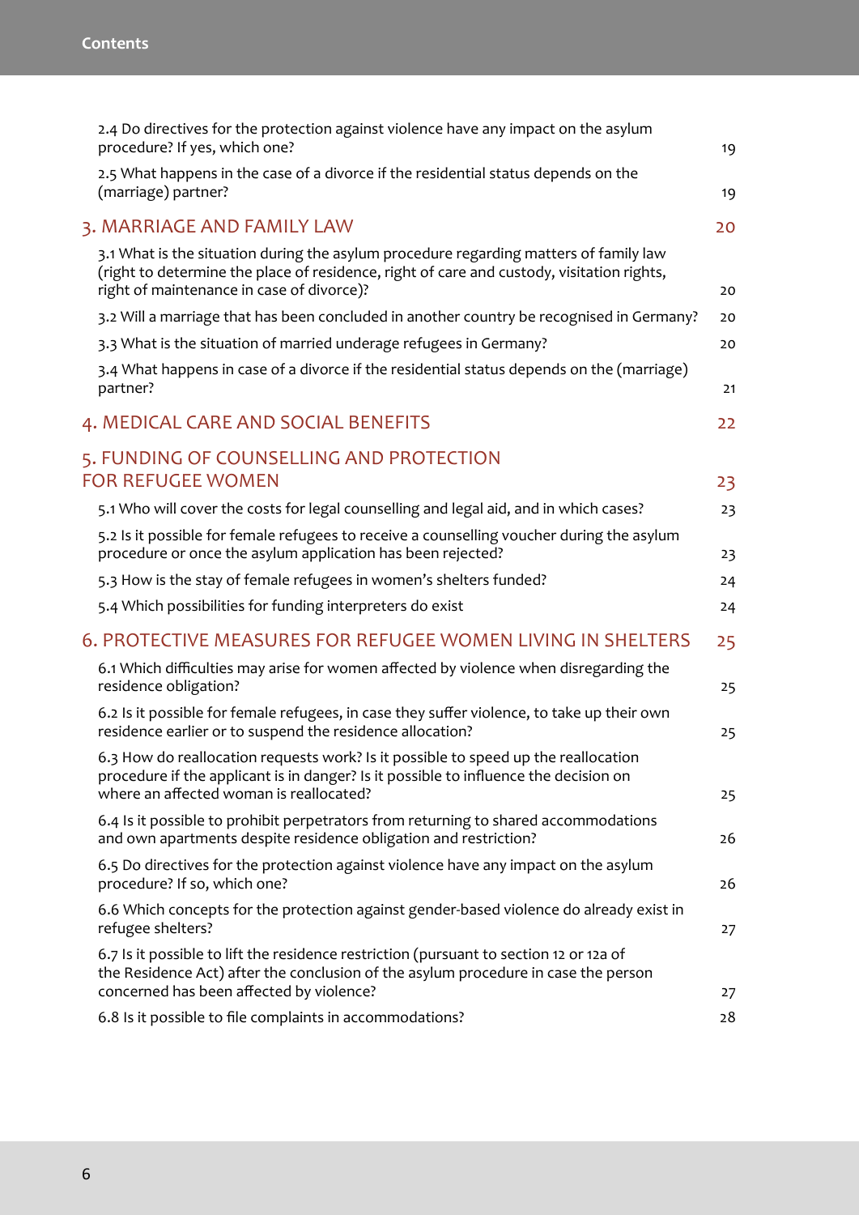2.4 Do directives for the protection against violence have any impact on the asylum procedure? If yes, which one? 19

2.5 What happens in the case of a divorce if the residential status depends on the (marriage) partner? 19

## 3. MARRIAGE AND FAMILY LAW 20

3.1 What is the situation during the asylum procedure regarding matters of family law (right to determine the place of residence, right of care and custody, visitation rights, right of maintenance in case of divorce)? 20

3.2 Will a marriage that has been concluded in another country be recognised in Germany? 20

3.3 What is the situation of married underage refugees in Germany? 20

3.4 What happens in case of a divorce if the residential status depends on the (marriage) partner? 21

## 4. MEDICAL CARE AND SOCIAL BENEFITS 22

## 5. FUNDING OF COUNSELLING AND PROTECTION FOR REFUGEE WOMEN 23

5.1 Who will cover the costs for legal counselling and legal aid, and in which cases? 23

5.2 Is it possible for female refugees to receive a counselling voucher during the asylum procedure or once the asylum application has been rejected? 23

5.3 How is the stay of female refugees in women's shelters funded? 24

5.4 Which possibilities for funding interpreters do exist 24

## 6. PROTECTIVE MEASURES FOR REFUGEE WOMEN LIVING IN SHELTERS 25

6.1 Which difficulties may arise for women affected by violence when disregarding the residence obligation? 25

6.2 Is it possible for female refugees, in case they suffer violence, to take up their own residence earlier or to suspend the residence allocation? 25

6.3 How do reallocation requests work? Is it possible to speed up the reallocation procedure if the applicant is in danger? Is it possible to influence the decision on where an affected woman is reallocated? 25

6.4 Is it possible to prohibit perpetrators from returning to shared accommodations and own apartments despite residence obligation and restriction? 26

6.5 Do directives for the protection against violence have any impact on the asylum procedure? If so, which one? 26

6.6 Which concepts for the protection against gender-based violence do already exist in refugee shelters? 27

6.7 Is it possible to lift the residence restriction (pursuant to section 12 or 12a of the Residence Act) after the conclusion of the asylum procedure in case the person concerned has been affected by violence? 27

6.8 Is it possible to file complaints in accommodations? 28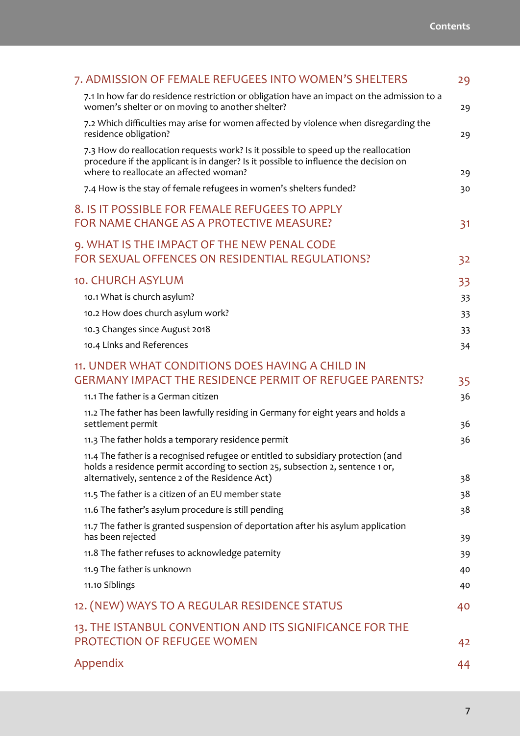7. ADMISSION OF FEMALE REFUGEES INTO WOMEN'S SHELTERS 29

7.1 In how far do residence restriction or obligation have an impact on the admission to a women's shelter or on moving to another shelter? 29

7.2 Which difficulties may arise for women affected by violence when disregarding the residence obligation? 29

7.3 How do reallocation requests work? Is it possible to speed up the reallocation procedure if the applicant is in danger? Is it possible to influence the decision on where to reallocate an affected woman? 29

7.4 How is the stay of female refugees in women's shelters funded? 30

8. IS IT POSSIBLE FOR FEMALE REFUGEES TO APPLY FOR NAME CHANGE AS A PROTECTIVE MEASURE? 31

9. WHAT IS THE IMPACT OF THE NEW PENAL CODE FOR SEXUAL OFFENCES ON RESIDENTIAL REGULATIONS? 32

10. CHURCH ASYLUM 33

10.1 What is church asylum? 33

10.2 How does church asylum work? 33

10.3 Changes since August 2018 33

10.4 Links and References 34

11. UNDER WHAT CONDITIONS DOES HAVING A CHILD IN GERMANY IMPACT THE RESIDENCE PERMIT OF REFUGEE PARENTS? 35

11.1 The father is a German citizen 36

11.2 The father has been lawfully residing in Germany for eight years and holds a settlement permit 36

11.3 The father holds a temporary residence permit 36

11.4 The father is a recognised refugee or entitled to subsidiary protection (and holds a residence permit according to section 25, subsection 2, sentence 1 or, alternatively, sentence 2 of the Residence Act) 38

11.5 The father is a citizen of an EU member state 38

11.6 The father's asylum procedure is still pending 38

11.7 The father is granted suspension of deportation after his asylum application has been rejected 39

11.8 The father refuses to acknowledge paternity 39

11.9 The father is unknown 40

11.10 Siblings 40

12. (NEW) WAYS TO A REGULAR RESIDENCE STATUS 40

13. THE ISTANBUL CONVENTION AND ITS SIGNIFICANCE FOR THE PROTECTION OF REFUGEE WOMEN 42

Appendix 44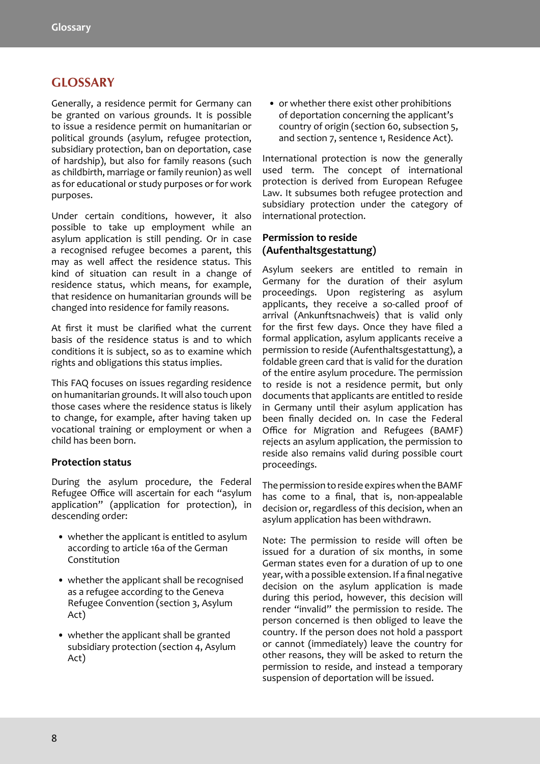# GLOSSARY

Generally, a residence permit for Germany can be granted on various grounds. It is possible to issue a residence permit on humanitarian or political grounds (asylum, refugee protection, subsidiary protection, ban on deportation, case of hardship), but also for family reasons (such as childbirth, marriage or family reunion) as well as for educational or study purposes or for work purposes.

Under certain conditions, however, it also possible to take up employment while an asylum application is still pending. Or in case a recognised refugee becomes a parent, this may as well affect the residence status. This kind of situation can result in a change of residence status, which means, for example, that residence on humanitarian grounds will be changed into residence for family reasons.

At first it must be clarified what the current basis of the residence status is and to which conditions it is subject, so as to examine which rights and obligations this status implies.

This FAQ focuses on issues regarding residence on humanitarian grounds. It will also touch upon those cases where the residence status is likely to change, for example, after having taken up vocational training or employment or when a child has been born.

### Protection status

During the asylum procedure, the Federal Refugee Office will ascertain for each "asylum application" (application for protection), in descending order:

- whether the applicant is entitled to asylum according to article 16a of the German Constitution
- whether the applicant shall be recognised as a refugee according to the Geneva Refugee Convention (section 3, Asylum Act)
- whether the applicant shall be granted subsidiary protection (section 4, Asylum Act)
- or whether there exist other prohibitions of deportation concerning the applicant's country of origin (section 60, subsection 5, and section 7, sentence 1, Residence Act).

International protection is now the generally used term. The concept of international protection is derived from European Refugee Law. It subsumes both refugee protection and subsidiary protection under the category of international protection.

### Permission to reside (Aufenthaltsgestattung)

Asylum seekers are entitled to remain in Germany for the duration of their asylum proceedings. Upon registering as asylum applicants, they receive a so-called proof of arrival (Ankunftsnachweis) that is valid only for the first few days. Once they have filed a formal application, asylum applicants receive a permission to reside (Aufenthaltsgestattung), a foldable green card that is valid for the duration of the entire asylum procedure. The permission to reside is not a residence permit, but only documents that applicants are entitled to reside in Germany until their asylum application has been finally decided on. In case the Federal Office for Migration and Refugees (BAMF) rejects an asylum application, the permission to reside also remains valid during possible court proceedings.

The permission to reside expires when the BAMF has come to a final, that is, non-appealable decision or, regardless of this decision, when an asylum application has been withdrawn.

Note: The permission to reside will often be issued for a duration of six months, in some German states even for a duration of up to one year, with a possible extension. If a final negative decision on the asylum application is made during this period, however, this decision will render "invalid" the permission to reside. The person concerned is then obliged to leave the country. If the person does not hold a passport or cannot (immediately) leave the country for other reasons, they will be asked to return the permission to reside, and instead a temporary suspension of deportation will be issued.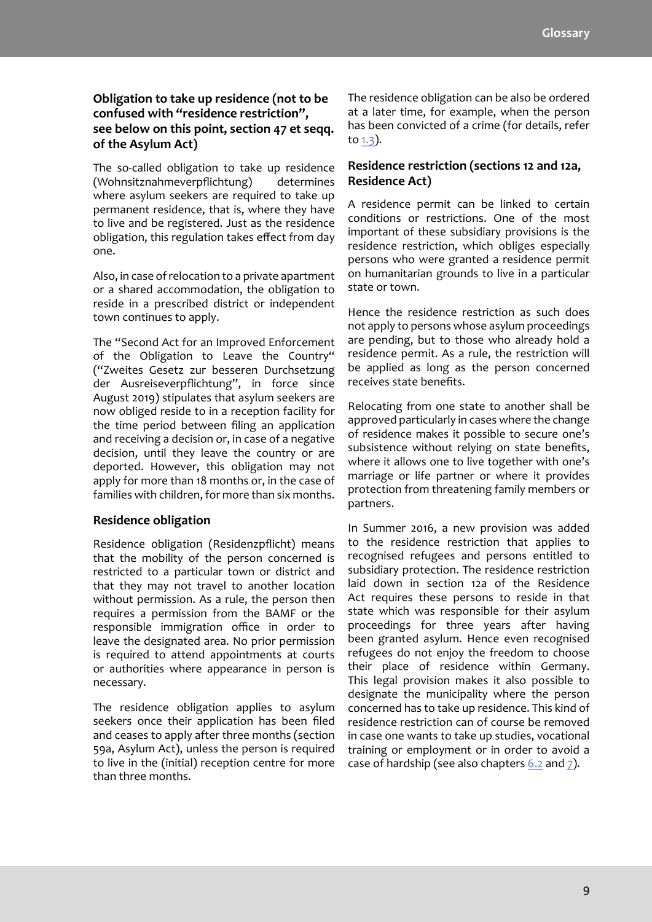### Obligation to take up residence (not to be confused with "residence restriction", see below on this point, section 47 et seqq. of the Asylum Act)

The so-called obligation to take up residence (Wohnsitznahmeverpflichtung) determines where asylum seekers are required to take up permanent residence, that is, where they have to live and be registered. Just as the residence obligation, this regulation takes effect from day one.

Also, in case of relocation to a private apartment or a shared accommodation, the obligation to reside in a prescribed district or independent town continues to apply.

The "Second Act for an Improved Enforcement of the Obligation to Leave the Country" ("Zweites Gesetz zur besseren Durchsetzung der Ausreiseverpflichtung", in force since August 2019) stipulates that asylum seekers are now obliged reside to in a reception facility for the time period between filing an application and receiving a decision or, in case of a negative decision, until they leave the country or are deported. However, this obligation may not apply for more than 18 months or, in the case of families with children, for more than six months.

### Residence obligation

Residence obligation (Residenzpflicht) means that the mobility of the person concerned is restricted to a particular town or district and that they may not travel to another location without permission. As a rule, the person then requires a permission from the BAMF or the responsible immigration office in order to leave the designated area. No prior permission is required to attend appointments at courts or authorities where appearance in person is necessary.

The residence obligation applies to asylum seekers once their application has been filed and ceases to apply after three months (section 59a, Asylum Act), unless the person is required to live in the (initial) reception centre for more than three months.

The residence obligation can be also be ordered at a later time, for example, when the person has been convicted of a crime (for details, refer to 1.3).

### Residence restriction (sections 12 and 12a, Residence Act)

A residence permit can be linked to certain conditions or restrictions. One of the most important of these subsidiary provisions is the residence restriction, which obliges especially persons who were granted a residence permit on humanitarian grounds to live in a particular state or town.

Hence the residence restriction as such does not apply to persons whose asylum proceedings are pending, but to those who already hold a residence permit. As a rule, the restriction will be applied as long as the person concerned receives state benefits.

Relocating from one state to another shall be approved particularly in cases where the change of residence makes it possible to secure one's subsistence without relying on state benefits, where it allows one to live together with one's marriage or life partner or where it provides protection from threatening family members or partners.

In Summer 2016, a new provision was added to the residence restriction that applies to recognised refugees and persons entitled to subsidiary protection. The residence restriction laid down in section 12a of the Residence Act requires these persons to reside in that state which was responsible for their asylum proceedings for three years after having been granted asylum. Hence even recognised refugees do not enjoy the freedom to choose their place of residence within Germany. This legal provision makes it also possible to designate the municipality where the person concerned has to take up residence. This kind of residence restriction can of course be removed in case one wants to take up studies, vocational training or employment or in order to avoid a case of hardship (see also chapters 6.2 and 7).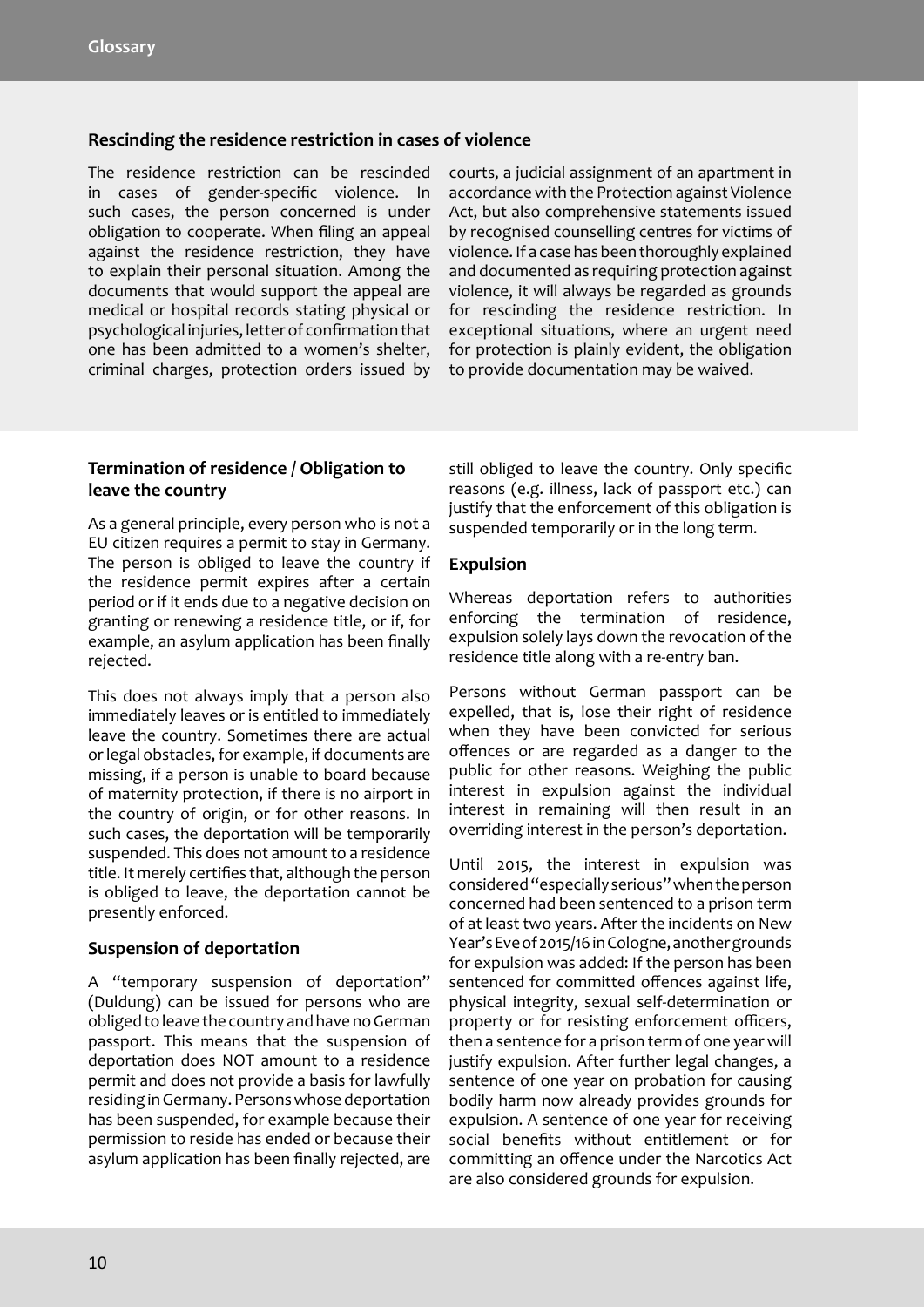### Rescinding the residence restriction in cases of violence

The residence restriction can be rescinded in cases of gender-specific violence. In such cases, the person concerned is under obligation to cooperate. When filing an appeal against the residence restriction, they have to explain their personal situation. Among the documents that would support the appeal are medical or hospital records stating physical or psychological injuries, letter of confirmation that one has been admitted to a women's shelter, criminal charges, protection orders issued by courts, a judicial assignment of an apartment in accordance with the Protection against Violence Act, but also comprehensive statements issued by recognised counselling centres for victims of violence. If a case has been thoroughly explained and documented as requiring protection against violence, it will always be regarded as grounds for rescinding the residence restriction. In exceptional situations, where an urgent need for protection is plainly evident, the obligation to provide documentation may be waived.

### Termination of residence / Obligation to leave the country

As a general principle, every person who is not a EU citizen requires a permit to stay in Germany. The person is obliged to leave the country if the residence permit expires after a certain period or if it ends due to a negative decision on granting or renewing a residence title, or if, for example, an asylum application has been finally rejected.

This does not always imply that a person also immediately leaves or is entitled to immediately leave the country. Sometimes there are actual or legal obstacles, for example, if documents are missing, if a person is unable to board because of maternity protection, if there is no airport in the country of origin, or for other reasons. In such cases, the deportation will be temporarily suspended. This does not amount to a residence title. It merely certifies that, although the person is obliged to leave, the deportation cannot be presently enforced.

### Suspension of deportation

A "temporary suspension of deportation" (Duldung) can be issued for persons who are obliged to leave the country and have no German passport. This means that the suspension of deportation does NOT amount to a residence permit and does not provide a basis for lawfully residing in Germany. Persons whose deportation has been suspended, for example because their permission to reside has ended or because their asylum application has been finally rejected, are still obliged to leave the country. Only specific reasons (e.g. illness, lack of passport etc.) can justify that the enforcement of this obligation is suspended temporarily or in the long term.

### Expulsion

Whereas deportation refers to authorities enforcing the termination of residence, expulsion solely lays down the revocation of the residence title along with a re-entry ban.

Persons without German passport can be expelled, that is, lose their right of residence when they have been convicted for serious offences or are regarded as a danger to the public for other reasons. Weighing the public interest in expulsion against the individual interest in remaining will then result in an overriding interest in the person's deportation.

Until 2015, the interest in expulsion was considered "especially serious" when the person concerned had been sentenced to a prison term of at least two years. After the incidents on New Year's Eve of 2015/16 in Cologne, another grounds for expulsion was added: If the person has been sentenced for committed offences against life, physical integrity, sexual self-determination or property or for resisting enforcement officers, then a sentence for a prison term of one year will justify expulsion. After further legal changes, a sentence of one year on probation for causing bodily harm now already provides grounds for expulsion. A sentence of one year for receiving social benefits without entitlement or for committing an offence under the Narcotics Act are also considered grounds for expulsion.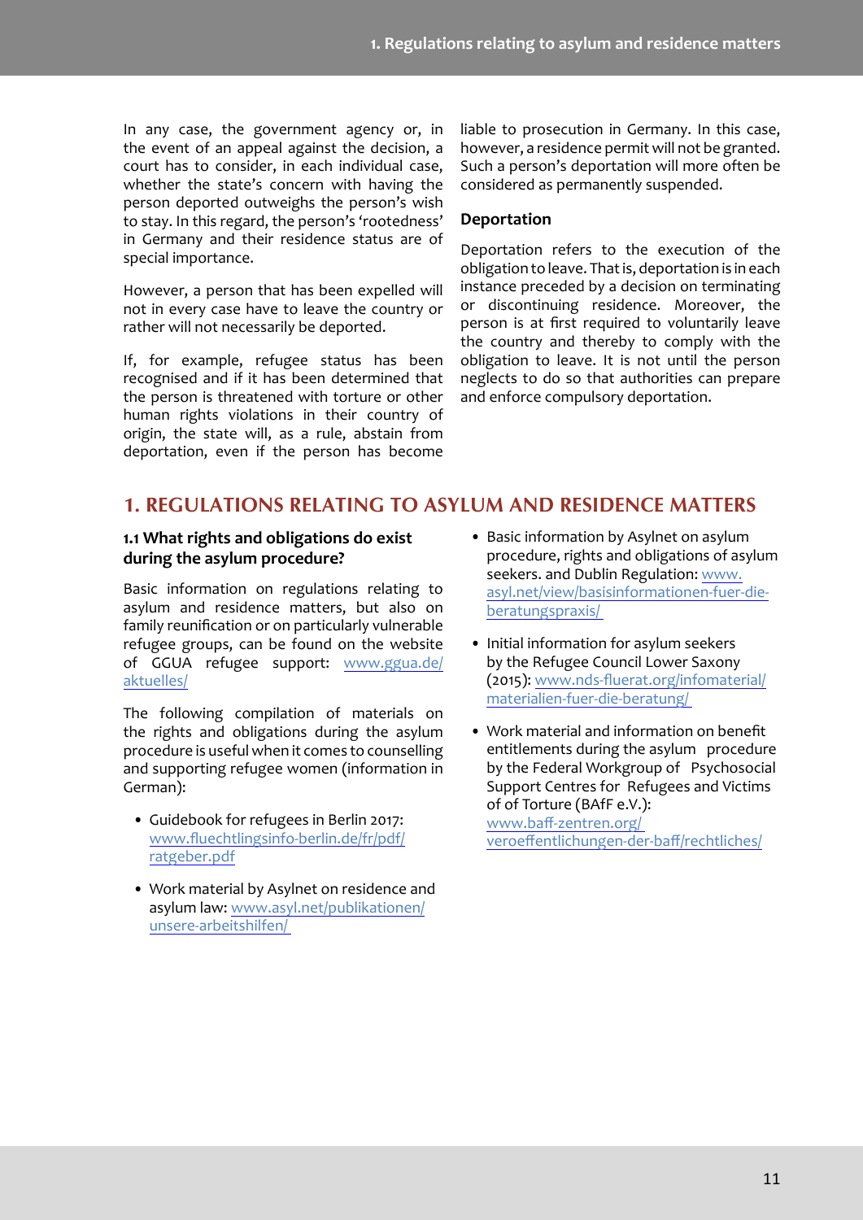In any case, the government agency or, in the event of an appeal against the decision, a court has to consider, in each individual case, whether the state's concern with having the person deported outweighs the person's wish to stay. In this regard, the person's 'rootedness' in Germany and their residence status are of special importance.

However, a person that has been expelled will not in every case have to leave the country or rather will not necessarily be deported.

If, for example, refugee status has been recognised and if it has been determined that the person is threatened with torture or other human rights violations in their country of origin, the state will, as a rule, abstain from deportation, even if the person has become liable to prosecution in Germany. In this case, however, a residence permit will not be granted. Such a person's deportation will more often be considered as permanently suspended.

### Deportation

Deportation refers to the execution of the obligation to leave. That is, deportation is in each instance preceded by a decision on terminating or discontinuing residence. Moreover, the person is at first required to voluntarily leave the country and thereby to comply with the obligation to leave. It is not until the person neglects to do so that authorities can prepare and enforce compulsory deportation.

## 1. REGULATIONS RELATING TO ASYLUM AND RESIDENCE MATTERS

### 1.1 What rights and obligations do exist during the asylum procedure?

Basic information on regulations relating to asylum and residence matters, but also on family reunification or on particularly vulnerable refugee groups, can be found on the website of GGUA refugee support: www.ggua.de/aktuelles/

The following compilation of materials on the rights and obligations during the asylum procedure is useful when it comes to counselling and supporting refugee women (information in German):

- Guidebook for refugees in Berlin 2017: www.fluechtlingsinfo-berlin.de/fr/pdf/ratgeber.pdf
- Work material by Asylnet on residence and asylum law: www.asyl.net/publikationen/unsere-arbeitshilfen/
- Basic information by Asylnet on asylum procedure, rights and obligations of asylum seekers. and Dublin Regulation: www.asyl.net/view/basisinformationen-fuer-die-beratungspraxis/
- Initial information for asylum seekers by the Refugee Council Lower Saxony (2015): www.nds-fluerat.org/infomaterial/materialien-fuer-die-beratung/
- Work material and information on benefit entitlements during the asylum procedure by the Federal Workgroup of Psychosocial Support Centres for Refugees and Victims of of Torture (BAfF e.V.): www.baff-zentren.org/veroeffentlichungen-der-baff/rechtliches/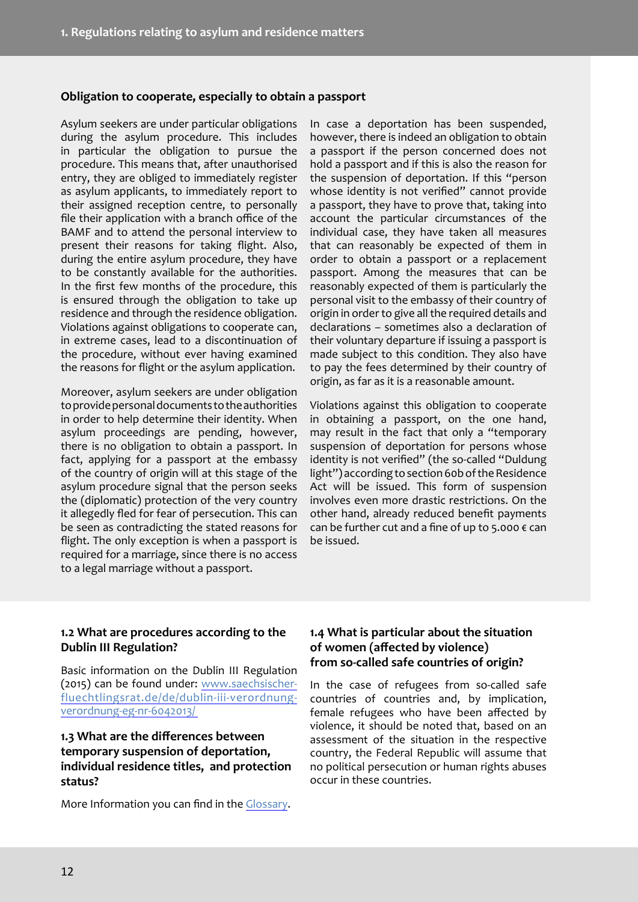### Obligation to cooperate, especially to obtain a passport

Asylum seekers are under particular obligations during the asylum procedure. This includes in particular the obligation to pursue the procedure. This means that, after unauthorised entry, they are obliged to immediately register as asylum applicants, to immediately report to their assigned reception centre, to personally file their application with a branch office of the BAMF and to attend the personal interview to present their reasons for taking flight. Also, during the entire asylum procedure, they have to be constantly available for the authorities. In the first few months of the procedure, this is ensured through the obligation to take up residence and through the residence obligation. Violations against obligations to cooperate can, in extreme cases, lead to a discontinuation of the procedure, without ever having examined the reasons for flight or the asylum application.

Moreover, asylum seekers are under obligation to provide personal documents to the authorities in order to help determine their identity. When asylum proceedings are pending, however, there is no obligation to obtain a passport. In fact, applying for a passport at the embassy of the country of origin will at this stage of the asylum procedure signal that the person seeks the (diplomatic) protection of the very country it allegedly fled for fear of persecution. This can be seen as contradicting the stated reasons for flight. The only exception is when a passport is required for a marriage, since there is no access to a legal marriage without a passport.

In case a deportation has been suspended, however, there is indeed an obligation to obtain a passport if the person concerned does not hold a passport and if this is also the reason for the suspension of deportation. If this "person whose identity is not verified" cannot provide a passport, they have to prove that, taking into account the particular circumstances of the individual case, they have taken all measures that can reasonably be expected of them in order to obtain a passport or a replacement passport. Among the measures that can be reasonably expected of them is particularly the personal visit to the embassy of their country of origin in order to give all the required details and declarations – sometimes also a declaration of their voluntary departure if issuing a passport is made subject to this condition. They also have to pay the fees determined by their country of origin, as far as it is a reasonable amount.

Violations against this obligation to cooperate in obtaining a passport, on the one hand, may result in the fact that only a "temporary suspension of deportation for persons whose identity is not verified" (the so-called "Duldung light") according to section 60b of the Residence Act will be issued. This form of suspension involves even more drastic restrictions. On the other hand, already reduced benefit payments can be further cut and a fine of up to 5.000 € can be issued.

### 1.2 What are procedures according to the Dublin III Regulation?

Basic information on the Dublin III Regulation (2015) can be found under: [www.saechsischer-fluechtlingsrat.de/de/dublin-iii-verordnung-verordnung-eg-nr-6042013/](www.saechsischer-fluechtlingsrat.de/de/dublin-iii-verordnung-verordnung-eg-nr-6042013/)

### 1.3 What are the differences between temporary suspension of deportation, individual residence titles, and protection status?

More Information you can find in the Glossary.

### 1.4 What is particular about the situation of women (affected by violence) from so-called safe countries of origin?

In the case of refugees from so-called safe countries of countries and, by implication, female refugees who have been affected by violence, it should be noted that, based on an assessment of the situation in the respective country, the Federal Republic will assume that no political persecution or human rights abuses occur in these countries.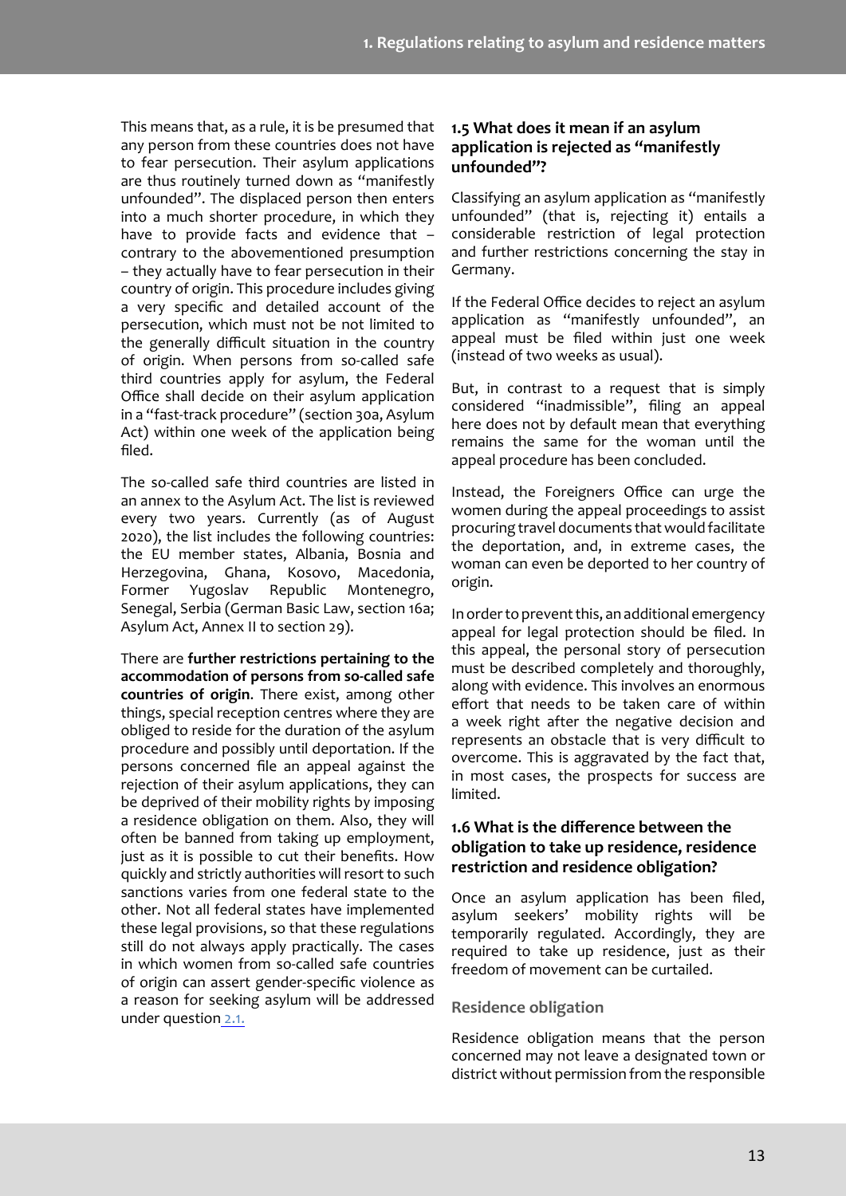This means that, as a rule, it is be presumed that any person from these countries does not have to fear persecution. Their asylum applications are thus routinely turned down as "manifestly unfounded". The displaced person then enters into a much shorter procedure, in which they have to provide facts and evidence that – contrary to the abovementioned presumption – they actually have to fear persecution in their country of origin. This procedure includes giving a very specific and detailed account of the persecution, which must not be not limited to the generally difficult situation in the country of origin. When persons from so-called safe third countries apply for asylum, the Federal Office shall decide on their asylum application in a "fast-track procedure" (section 30a, Asylum Act) within one week of the application being filed.

The so-called safe third countries are listed in an annex to the Asylum Act. The list is reviewed every two years. Currently (as of August 2020), the list includes the following countries: the EU member states, Albania, Bosnia and Herzegovina, Ghana, Kosovo, Macedonia, Former Yugoslav Republic Montenegro, Senegal, Serbia (German Basic Law, section 16a; Asylum Act, Annex II to section 29).

There are **further restrictions pertaining to the accommodation of persons from so-called safe countries of origin**. There exist, among other things, special reception centres where they are obliged to reside for the duration of the asylum procedure and possibly until deportation. If the persons concerned file an appeal against the rejection of their asylum applications, they can be deprived of their mobility rights by imposing a residence obligation on them. Also, they will often be banned from taking up employment, just as it is possible to cut their benefits. How quickly and strictly authorities will resort to such sanctions varies from one federal state to the other. Not all federal states have implemented these legal provisions, so that these regulations still do not always apply practically. The cases in which women from so-called safe countries of origin can assert gender-specific violence as a reason for seeking asylum will be addressed under question 2.1.

### 1.5 What does it mean if an asylum application is rejected as "manifestly unfounded"?

Classifying an asylum application as "manifestly unfounded" (that is, rejecting it) entails a considerable restriction of legal protection and further restrictions concerning the stay in Germany.

If the Federal Office decides to reject an asylum application as "manifestly unfounded", an appeal must be filed within just one week (instead of two weeks as usual).

But, in contrast to a request that is simply considered "inadmissible", filing an appeal here does not by default mean that everything remains the same for the woman until the appeal procedure has been concluded.

Instead, the Foreigners Office can urge the women during the appeal proceedings to assist procuring travel documents that would facilitate the deportation, and, in extreme cases, the woman can even be deported to her country of origin.

In order to prevent this, an additional emergency appeal for legal protection should be filed. In this appeal, the personal story of persecution must be described completely and thoroughly, along with evidence. This involves an enormous effort that needs to be taken care of within a week right after the negative decision and represents an obstacle that is very difficult to overcome. This is aggravated by the fact that, in most cases, the prospects for success are limited.

### 1.6 What is the difference between the obligation to take up residence, residence restriction and residence obligation?

Once an asylum application has been filed, asylum seekers' mobility rights will be temporarily regulated. Accordingly, they are required to take up residence, just as their freedom of movement can be curtailed.

#### Residence obligation

Residence obligation means that the person concerned may not leave a designated town or district without permission from the responsible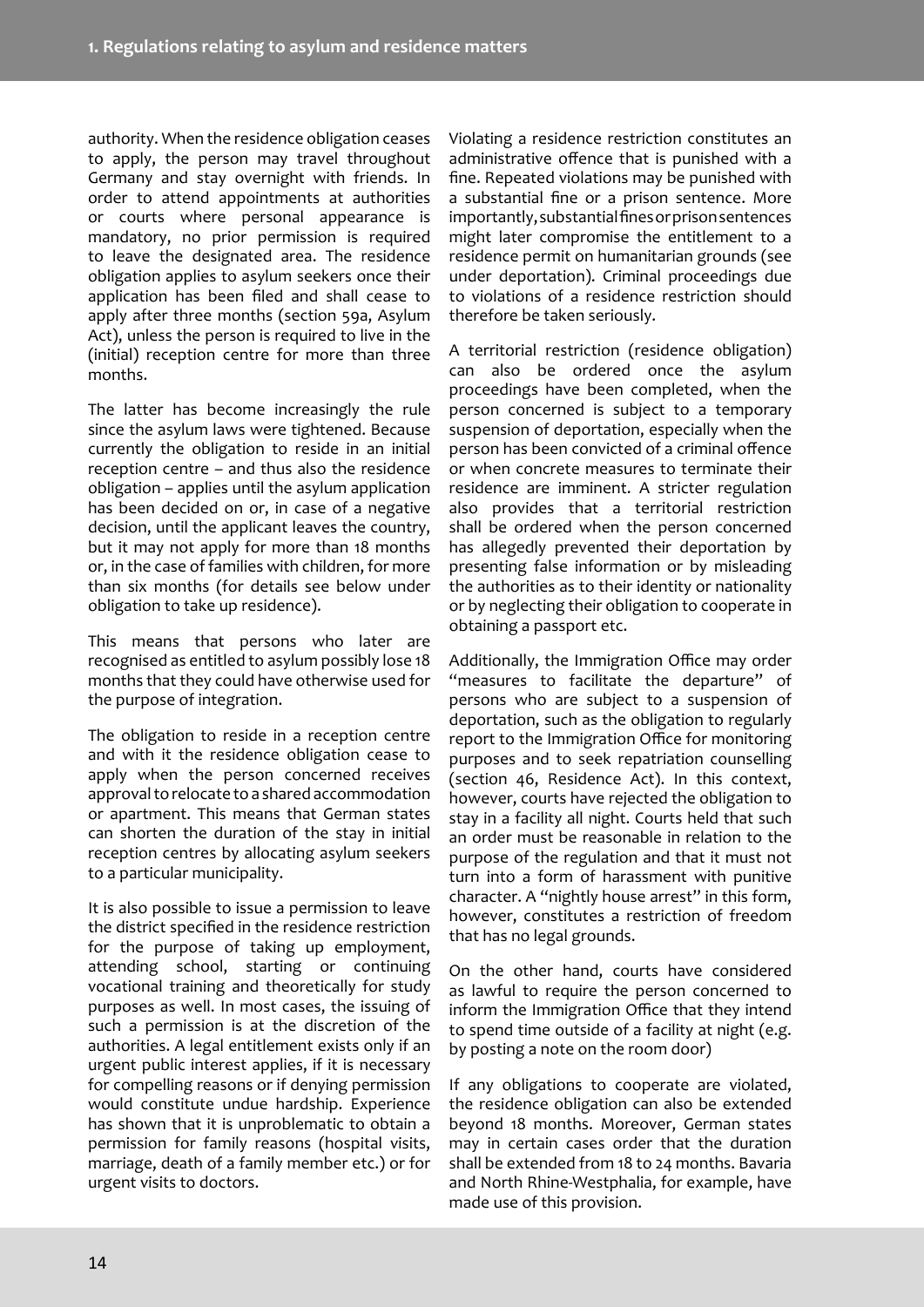authority. When the residence obligation ceases to apply, the person may travel throughout Germany and stay overnight with friends. In order to attend appointments at authorities or courts where personal appearance is mandatory, no prior permission is required to leave the designated area. The residence obligation applies to asylum seekers once their application has been filed and shall cease to apply after three months (section 59a, Asylum Act), unless the person is required to live in the (initial) reception centre for more than three months.

The latter has become increasingly the rule since the asylum laws were tightened. Because currently the obligation to reside in an initial reception centre – and thus also the residence obligation – applies until the asylum application has been decided on or, in case of a negative decision, until the applicant leaves the country, but it may not apply for more than 18 months or, in the case of families with children, for more than six months (for details see below under obligation to take up residence).

This means that persons who later are recognised as entitled to asylum possibly lose 18 months that they could have otherwise used for the purpose of integration.

The obligation to reside in a reception centre and with it the residence obligation cease to apply when the person concerned receives approval to relocate to a shared accommodation or apartment. This means that German states can shorten the duration of the stay in initial reception centres by allocating asylum seekers to a particular municipality.

It is also possible to issue a permission to leave the district specified in the residence restriction for the purpose of taking up employment, attending school, starting or continuing vocational training and theoretically for study purposes as well. In most cases, the issuing of such a permission is at the discretion of the authorities. A legal entitlement exists only if an urgent public interest applies, if it is necessary for compelling reasons or if denying permission would constitute undue hardship. Experience has shown that it is unproblematic to obtain a permission for family reasons (hospital visits, marriage, death of a family member etc.) or for urgent visits to doctors.

Violating a residence restriction constitutes an administrative offence that is punished with a fine. Repeated violations may be punished with a substantial fine or a prison sentence. More importantly, substantial fines or prison sentences might later compromise the entitlement to a residence permit on humanitarian grounds (see under deportation). Criminal proceedings due to violations of a residence restriction should therefore be taken seriously.

A territorial restriction (residence obligation) can also be ordered once the asylum proceedings have been completed, when the person concerned is subject to a temporary suspension of deportation, especially when the person has been convicted of a criminal offence or when concrete measures to terminate their residence are imminent. A stricter regulation also provides that a territorial restriction shall be ordered when the person concerned has allegedly prevented their deportation by presenting false information or by misleading the authorities as to their identity or nationality or by neglecting their obligation to cooperate in obtaining a passport etc.

Additionally, the Immigration Office may order "measures to facilitate the departure" of persons who are subject to a suspension of deportation, such as the obligation to regularly report to the Immigration Office for monitoring purposes and to seek repatriation counselling (section 46, Residence Act). In this context, however, courts have rejected the obligation to stay in a facility all night. Courts held that such an order must be reasonable in relation to the purpose of the regulation and that it must not turn into a form of harassment with punitive character. A "nightly house arrest" in this form, however, constitutes a restriction of freedom that has no legal grounds.

On the other hand, courts have considered as lawful to require the person concerned to inform the Immigration Office that they intend to spend time outside of a facility at night (e.g. by posting a note on the room door)

If any obligations to cooperate are violated, the residence obligation can also be extended beyond 18 months. Moreover, German states may in certain cases order that the duration shall be extended from 18 to 24 months. Bavaria and North Rhine-Westphalia, for example, have made use of this provision.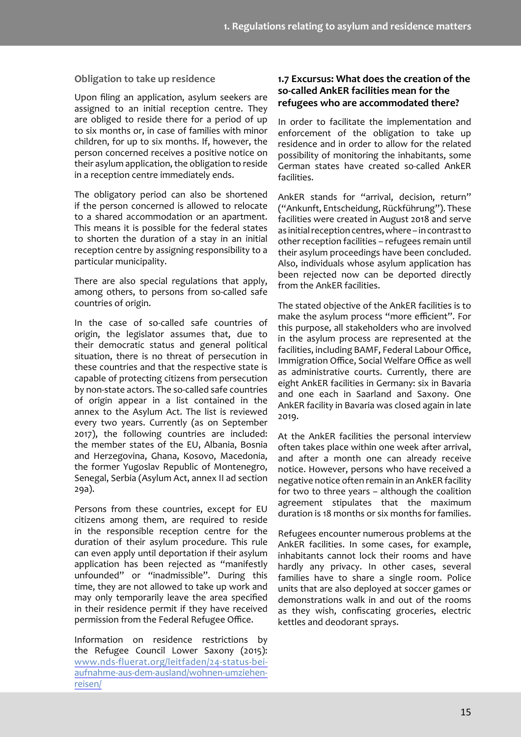### Obligation to take up residence

Upon filing an application, asylum seekers are assigned to an initial reception centre. They are obliged to reside there for a period of up to six months or, in case of families with minor children, for up to six months. If, however, the person concerned receives a positive notice on their asylum application, the obligation to reside in a reception centre immediately ends.

The obligatory period can also be shortened if the person concerned is allowed to relocate to a shared accommodation or an apartment. This means it is possible for the federal states to shorten the duration of a stay in an initial reception centre by assigning responsibility to a particular municipality.

There are also special regulations that apply, among others, to persons from so-called safe countries of origin.

In the case of so-called safe countries of origin, the legislator assumes that, due to their democratic status and general political situation, there is no threat of persecution in these countries and that the respective state is capable of protecting citizens from persecution by non-state actors. The so-called safe countries of origin appear in a list contained in the annex to the Asylum Act. The list is reviewed every two years. Currently (as on September 2017), the following countries are included: the member states of the EU, Albania, Bosnia and Herzegovina, Ghana, Kosovo, Macedonia, the former Yugoslav Republic of Montenegro, Senegal, Serbia (Asylum Act, annex II ad section 29a).

Persons from these countries, except for EU citizens among them, are required to reside in the responsible reception centre for the duration of their asylum procedure. This rule can even apply until deportation if their asylum application has been rejected as "manifestly unfounded" or "inadmissible". During this time, they are not allowed to take up work and may only temporarily leave the area specified in their residence permit if they have received permission from the Federal Refugee Office.

Information on residence restrictions by the Refugee Council Lower Saxony (2015): [www.nds-fluerat.org/leitfaden/24-status-bei-aufnahme-aus-dem-ausland/wohnen-umziehen-reisen/](www.nds-fluerat.org/leitfaden/24-status-bei-aufnahme-aus-dem-ausland/wohnen-umziehen-reisen/)

## 1.7 Excursus: What does the creation of the so-called AnkER facilities mean for the refugees who are accommodated there?

In order to facilitate the implementation and enforcement of the obligation to take up residence and in order to allow for the related possibility of monitoring the inhabitants, some German states have created so-called AnkER facilities.

AnkER stands for "arrival, decision, return" ("Ankunft, Entscheidung, Rückführung"). These facilities were created in August 2018 and serve as initial reception centres, where – in contrast to other reception facilities – refugees remain until their asylum proceedings have been concluded. Also, individuals whose asylum application has been rejected now can be deported directly from the AnkER facilities.

The stated objective of the AnkER facilities is to make the asylum process "more efficient". For this purpose, all stakeholders who are involved in the asylum process are represented at the facilities, including BAMF, Federal Labour Office, Immigration Office, Social Welfare Office as well as administrative courts. Currently, there are eight AnkER facilities in Germany: six in Bavaria and one each in Saarland and Saxony. One AnkER facility in Bavaria was closed again in late 2019.

At the AnkER facilities the personal interview often takes place within one week after arrival, and after a month one can already receive notice. However, persons who have received a negative notice often remain in an AnkER facility for two to three years – although the coalition agreement stipulates that the maximum duration is 18 months or six months for families.

Refugees encounter numerous problems at the AnkER facilities. In some cases, for example, inhabitants cannot lock their rooms and have hardly any privacy. In other cases, several families have to share a single room. Police units that are also deployed at soccer games or demonstrations walk in and out of the rooms as they wish, confiscating groceries, electric kettles and deodorant sprays.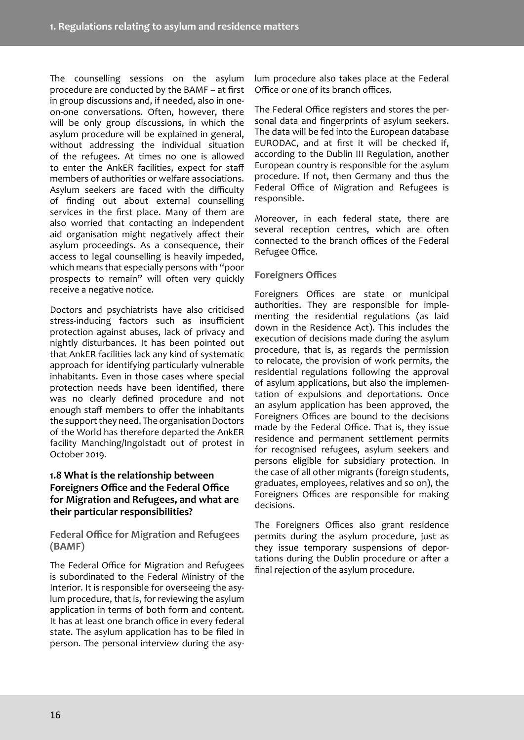The counselling sessions on the asylum procedure are conducted by the BAMF – at first in group discussions and, if needed, also in one-on-one conversations. Often, however, there will be only group discussions, in which the asylum procedure will be explained in general, without addressing the individual situation of the refugees. At times no one is allowed to enter the AnkER facilities, expect for staff members of authorities or welfare associations. Asylum seekers are faced with the difficulty of finding out about external counselling services in the first place. Many of them are also worried that contacting an independent aid organisation might negatively affect their asylum proceedings. As a consequence, their access to legal counselling is heavily impeded, which means that especially persons with "poor prospects to remain" will often very quickly receive a negative notice.

Doctors and psychiatrists have also criticised stress-inducing factors such as insufficient protection against abuses, lack of privacy and nightly disturbances. It has been pointed out that AnkER facilities lack any kind of systematic approach for identifying particularly vulnerable inhabitants. Even in those cases where special protection needs have been identified, there was no clearly defined procedure and not enough staff members to offer the inhabitants the support they need. The organisation Doctors of the World has therefore departed the AnkER facility Manching/Ingolstadt out of protest in October 2019.

### 1.8 What is the relationship between Foreigners Office and the Federal Office for Migration and Refugees, and what are their particular responsibilities?

#### Federal Office for Migration and Refugees (BAMF)

The Federal Office for Migration and Refugees is subordinated to the Federal Ministry of the Interior. It is responsible for overseeing the asylum procedure, that is, for reviewing the asylum application in terms of both form and content. It has at least one branch office in every federal state. The asylum application has to be filed in person. The personal interview during the asylum procedure also takes place at the Federal Office or one of its branch offices.

The Federal Office registers and stores the personal data and fingerprints of asylum seekers. The data will be fed into the European database EURODAC, and at first it will be checked if, according to the Dublin III Regulation, another European country is responsible for the asylum procedure. If not, then Germany and thus the Federal Office of Migration and Refugees is responsible.

Moreover, in each federal state, there are several reception centres, which are often connected to the branch offices of the Federal Refugee Office.

#### Foreigners Offices

Foreigners Offices are state or municipal authorities. They are responsible for implementing the residential regulations (as laid down in the Residence Act). This includes the execution of decisions made during the asylum procedure, that is, as regards the permission to relocate, the provision of work permits, the residential regulations following the approval of asylum applications, but also the implementation of expulsions and deportations. Once an asylum application has been approved, the Foreigners Offices are bound to the decisions made by the Federal Office. That is, they issue residence and permanent settlement permits for recognised refugees, asylum seekers and persons eligible for subsidiary protection. In the case of all other migrants (foreign students, graduates, employees, relatives and so on), the Foreigners Offices are responsible for making decisions.

The Foreigners Offices also grant residence permits during the asylum procedure, just as they issue temporary suspensions of deportations during the Dublin procedure or after a final rejection of the asylum procedure.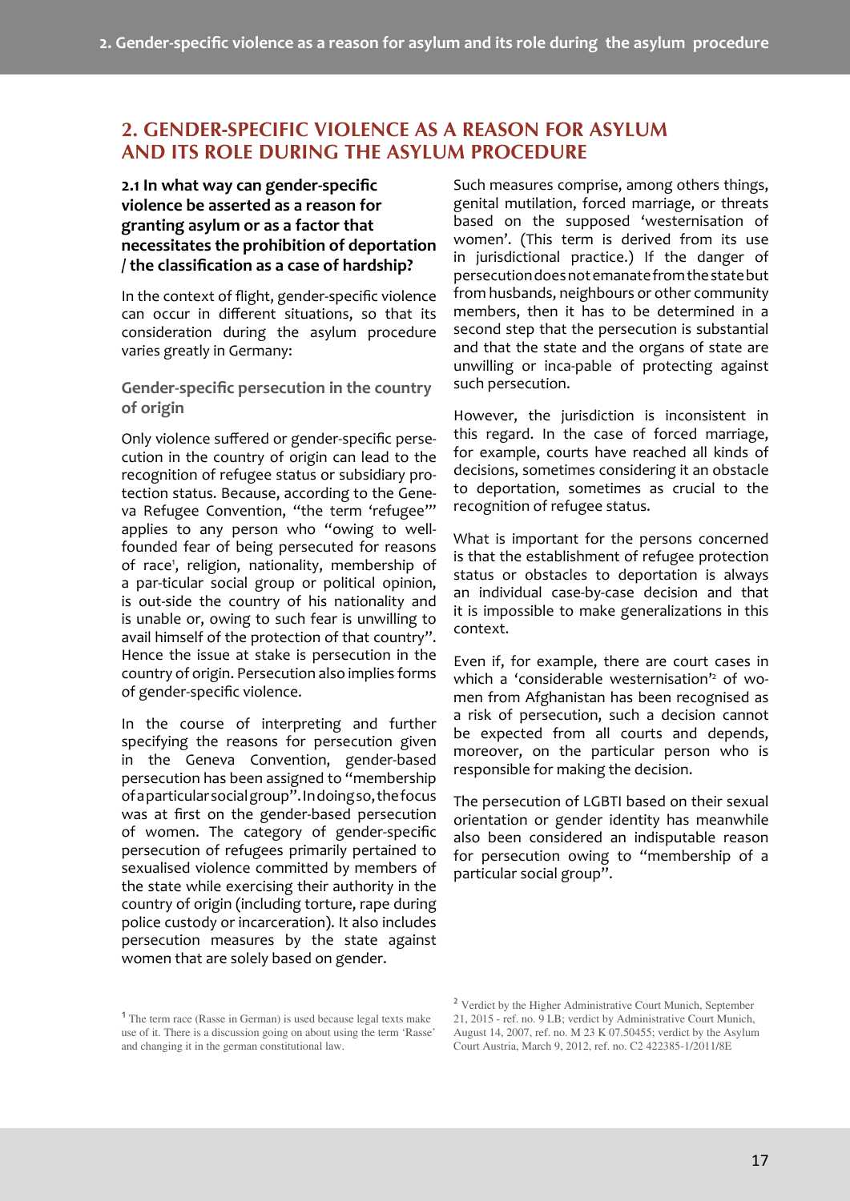## 2. GENDER-SPECIFIC VIOLENCE AS A REASON FOR ASYLUM AND ITS ROLE DURING THE ASYLUM PROCEDURE

### 2.1 In what way can gender-specific violence be asserted as a reason for granting asylum or as a factor that necessitates the prohibition of deportation / the classification as a case of hardship?

In the context of flight, gender-specific violence can occur in different situations, so that its consideration during the asylum procedure varies greatly in Germany:

#### Gender-specific persecution in the country of origin

Only violence suffered or gender-specific persecution in the country of origin can lead to the recognition of refugee status or subsidiary protection status. Because, according to the Geneva Refugee Convention, "the term 'refugee'" applies to any person who "owing to well-founded fear of being persecuted for reasons of race[1], religion, nationality, membership of a particular social group or political opinion, is out-side the country of his nationality and is unable or, owing to such fear is unwilling to avail himself of the protection of that country". Hence the issue at stake is persecution in the country of origin. Persecution also implies forms of gender-specific violence.

In the course of interpreting and further specifying the reasons for persecution given in the Geneva Convention, gender-based persecution has been assigned to "membership of a particular social group". In doing so, the focus was at first on the gender-based persecution of women. The category of gender-specific persecution of refugees primarily pertained to sexualised violence committed by members of the state while exercising their authority in the country of origin (including torture, rape during police custody or incarceration). It also includes persecution measures by the state against women that are solely based on gender.

Such measures comprise, among others things, genital mutilation, forced marriage, or threats based on the supposed 'westernisation of women'. (This term is derived from its use in jurisdictional practice.) If the danger of persecution does not emanate from the state but from husbands, neighbours or other community members, then it has to be determined in a second step that the persecution is substantial and that the state and the organs of state are unwilling or inca-pable of protecting against such persecution.

However, the jurisdiction is inconsistent in this regard. In the case of forced marriage, for example, courts have reached all kinds of decisions, sometimes considering it an obstacle to deportation, sometimes as crucial to the recognition of refugee status.

What is important for the persons concerned is that the establishment of refugee protection status or obstacles to deportation is always an individual case-by-case decision and that it is impossible to make generalizations in this context.

Even if, for example, there are court cases in which a 'considerable westernisation'[2] of women from Afghanistan has been recognised as a risk of persecution, such a decision cannot be expected from all courts and depends, moreover, on the particular person who is responsible for making the decision.

The persecution of LGBTI based on their sexual orientation or gender identity has meanwhile also been considered an indisputable reason for persecution owing to "membership of a particular social group".

---

[1] The term race (Rasse in German) is used because legal texts make use of it. There is a discussion going on about using the term 'Rasse' and changing it in the german constitutional law.

[2] Verdict by the Higher Administrative Court Munich, September 21, 2015 - ref. no. 9 LB; verdict by Administrative Court Munich, August 14, 2007, ref. no. M 23 K 07.50455; verdict by the Asylum Court Austria, March 9, 2012, ref. no. C2 422385-1/2011/8E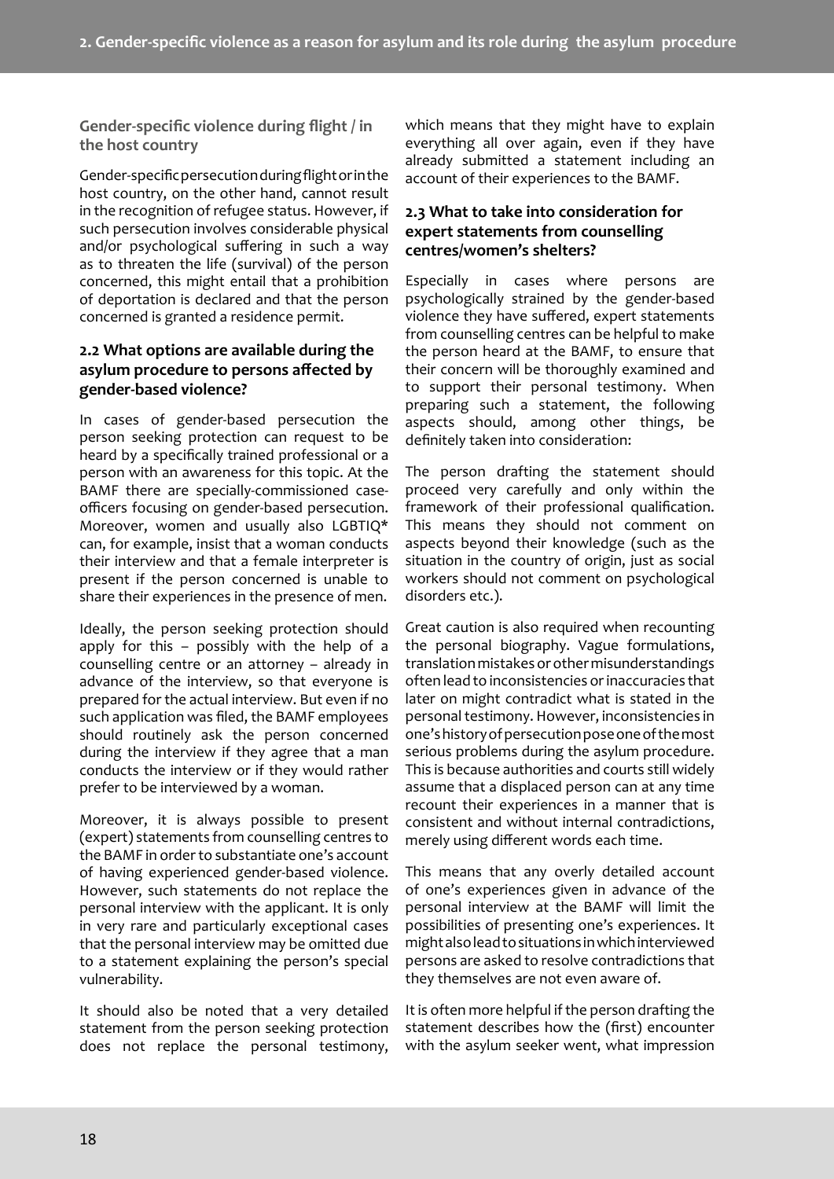### Gender-specific violence during flight / in the host country

Gender-specific persecution during flight or in the host country, on the other hand, cannot result in the recognition of refugee status. However, if such persecution involves considerable physical and/or psychological suffering in such a way as to threaten the life (survival) of the person concerned, this might entail that a prohibition of deportation is declared and that the person concerned is granted a residence permit.

## 2.2 What options are available during the asylum procedure to persons affected by gender-based violence?

In cases of gender-based persecution the person seeking protection can request to be heard by a specifically trained professional or a person with an awareness for this topic. At the BAMF there are specially-commissioned case-officers focusing on gender-based persecution. Moreover, women and usually also LGBTIQ* can, for example, insist that a woman conducts their interview and that a female interpreter is present if the person concerned is unable to share their experiences in the presence of men.

Ideally, the person seeking protection should apply for this – possibly with the help of a counselling centre or an attorney – already in advance of the interview, so that everyone is prepared for the actual interview. But even if no such application was filed, the BAMF employees should routinely ask the person concerned during the interview if they agree that a man conducts the interview or if they would rather prefer to be interviewed by a woman.

Moreover, it is always possible to present (expert) statements from counselling centres to the BAMF in order to substantiate one's account of having experienced gender-based violence. However, such statements do not replace the personal interview with the applicant. It is only in very rare and particularly exceptional cases that the personal interview may be omitted due to a statement explaining the person's special vulnerability.

It should also be noted that a very detailed statement from the person seeking protection does not replace the personal testimony, which means that they might have to explain everything all over again, even if they have already submitted a statement including an account of their experiences to the BAMF.

## 2.3 What to take into consideration for expert statements from counselling centres/women's shelters?

Especially in cases where persons are psychologically strained by the gender-based violence they have suffered, expert statements from counselling centres can be helpful to make the person heard at the BAMF, to ensure that their concern will be thoroughly examined and to support their personal testimony. When preparing such a statement, the following aspects should, among other things, be definitely taken into consideration:

The person drafting the statement should proceed very carefully and only within the framework of their professional qualification. This means they should not comment on aspects beyond their knowledge (such as the situation in the country of origin, just as social workers should not comment on psychological disorders etc.).

Great caution is also required when recounting the personal biography. Vague formulations, translation mistakes or other misunderstandings often lead to inconsistencies or inaccuracies that later on might contradict what is stated in the personal testimony. However, inconsistencies in one's history of persecution pose one of the most serious problems during the asylum procedure. This is because authorities and courts still widely assume that a displaced person can at any time recount their experiences in a manner that is consistent and without internal contradictions, merely using different words each time.

This means that any overly detailed account of one's experiences given in advance of the personal interview at the BAMF will limit the possibilities of presenting one's experiences. It might also lead to situations in which interviewed persons are asked to resolve contradictions that they themselves are not even aware of.

It is often more helpful if the person drafting the statement describes how the (first) encounter with the asylum seeker went, what impression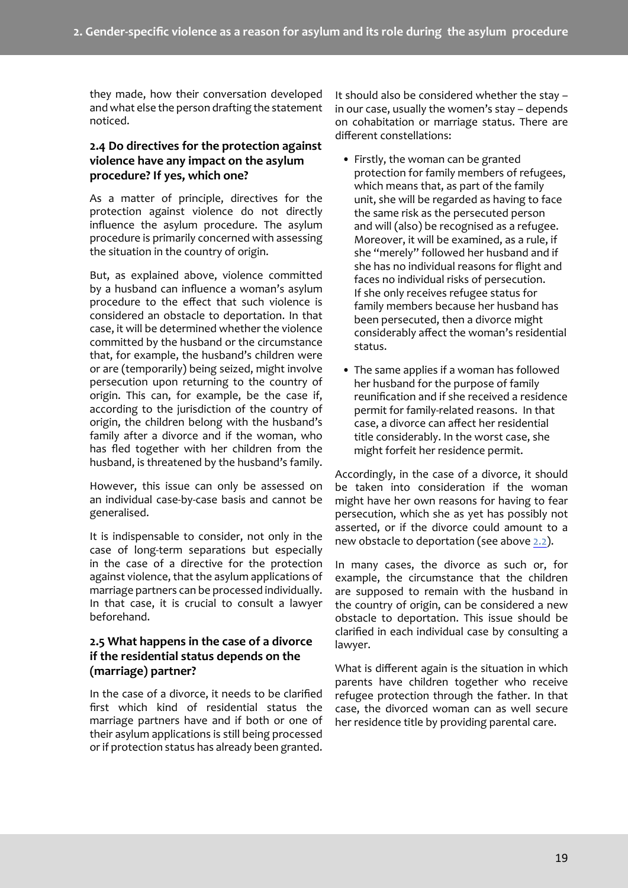they made, how their conversation developed and what else the person drafting the statement noticed.

### 2.4 Do directives for the protection against violence have any impact on the asylum procedure? If yes, which one?

As a matter of principle, directives for the protection against violence do not directly influence the asylum procedure. The asylum procedure is primarily concerned with assessing the situation in the country of origin.

But, as explained above, violence committed by a husband can influence a woman's asylum procedure to the effect that such violence is considered an obstacle to deportation. In that case, it will be determined whether the violence committed by the husband or the circumstance that, for example, the husband's children were or are (temporarily) being seized, might involve persecution upon returning to the country of origin. This can, for example, be the case if, according to the jurisdiction of the country of origin, the children belong with the husband's family after a divorce and if the woman, who has fled together with her children from the husband, is threatened by the husband's family.

However, this issue can only be assessed on an individual case-by-case basis and cannot be generalised.

It is indispensable to consider, not only in the case of long-term separations but especially in the case of a directive for the protection against violence, that the asylum applications of marriage partners can be processed individually. In that case, it is crucial to consult a lawyer beforehand.

### 2.5 What happens in the case of a divorce if the residential status depends on the (marriage) partner?

In the case of a divorce, it needs to be clarified first which kind of residential status the marriage partners have and if both or one of their asylum applications is still being processed or if protection status has already been granted.

It should also be considered whether the stay – in our case, usually the women's stay – depends on cohabitation or marriage status. There are different constellations:

- Firstly, the woman can be granted protection for family members of refugees, which means that, as part of the family unit, she will be regarded as having to face the same risk as the persecuted person and will (also) be recognised as a refugee. Moreover, it will be examined, as a rule, if she "merely" followed her husband and if she has no individual reasons for flight and faces no individual risks of persecution. If she only receives refugee status for family members because her husband has been persecuted, then a divorce might considerably affect the woman's residential status.
- The same applies if a woman has followed her husband for the purpose of family reunification and if she received a residence permit for family-related reasons. In that case, a divorce can affect her residential title considerably. In the worst case, she might forfeit her residence permit.

Accordingly, in the case of a divorce, it should be taken into consideration if the woman might have her own reasons for having to fear persecution, which she as yet has possibly not asserted, or if the divorce could amount to a new obstacle to deportation (see above 2.2).

In many cases, the divorce as such or, for example, the circumstance that the children are supposed to remain with the husband in the country of origin, can be considered a new obstacle to deportation. This issue should be clarified in each individual case by consulting a lawyer.

What is different again is the situation in which parents have children together who receive refugee protection through the father. In that case, the divorced woman can as well secure her residence title by providing parental care.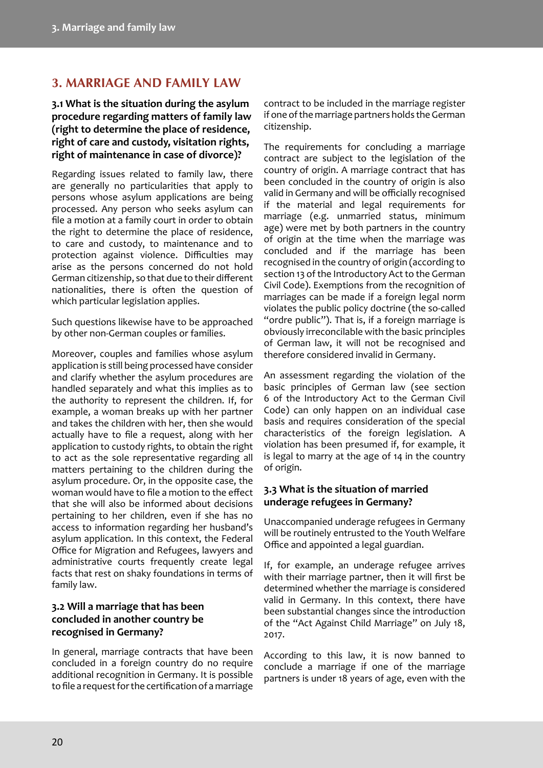# 3. MARRIAGE AND FAMILY LAW

### 3.1 What is the situation during the asylum procedure regarding matters of family law (right to determine the place of residence, right of care and custody, visitation rights, right of maintenance in case of divorce)?

Regarding issues related to family law, there are generally no particularities that apply to persons whose asylum applications are being processed. Any person who seeks asylum can file a motion at a family court in order to obtain the right to determine the place of residence, to care and custody, to maintenance and to protection against violence. Difficulties may arise as the persons concerned do not hold German citizenship, so that due to their different nationalities, there is often the question of which particular legislation applies.

Such questions likewise have to be approached by other non-German couples or families.

Moreover, couples and families whose asylum application is still being processed have consider and clarify whether the asylum procedures are handled separately and what this implies as to the authority to represent the children. If, for example, a woman breaks up with her partner and takes the children with her, then she would actually have to file a request, along with her application to custody rights, to obtain the right to act as the sole representative regarding all matters pertaining to the children during the asylum procedure. Or, in the opposite case, the woman would have to file a motion to the effect that she will also be informed about decisions pertaining to her children, even if she has no access to information regarding her husband's asylum application. In this context, the Federal Office for Migration and Refugees, lawyers and administrative courts frequently create legal facts that rest on shaky foundations in terms of family law.

### 3.2 Will a marriage that has been concluded in another country be recognised in Germany?

In general, marriage contracts that have been concluded in a foreign country do no require additional recognition in Germany. It is possible to file a request for the certification of a marriage contract to be included in the marriage register if one of the marriage partners holds the German citizenship.

The requirements for concluding a marriage contract are subject to the legislation of the country of origin. A marriage contract that has been concluded in the country of origin is also valid in Germany and will be officially recognised if the material and legal requirements for marriage (e.g. unmarried status, minimum age) were met by both partners in the country of origin at the time when the marriage was concluded and if the marriage has been recognised in the country of origin (according to section 13 of the Introductory Act to the German Civil Code). Exemptions from the recognition of marriages can be made if a foreign legal norm violates the public policy doctrine (the so-called "ordre public"). That is, if a foreign marriage is obviously irreconcilable with the basic principles of German law, it will not be recognised and therefore considered invalid in Germany.

An assessment regarding the violation of the basic principles of German law (see section 6 of the Introductory Act to the German Civil Code) can only happen on an individual case basis and requires consideration of the special characteristics of the foreign legislation. A violation has been presumed if, for example, it is legal to marry at the age of 14 in the country of origin.

### 3.3 What is the situation of married underage refugees in Germany?

Unaccompanied underage refugees in Germany will be routinely entrusted to the Youth Welfare Office and appointed a legal guardian.

If, for example, an underage refugee arrives with their marriage partner, then it will first be determined whether the marriage is considered valid in Germany. In this context, there have been substantial changes since the introduction of the "Act Against Child Marriage" on July 18, 2017.

According to this law, it is now banned to conclude a marriage if one of the marriage partners is under 18 years of age, even with the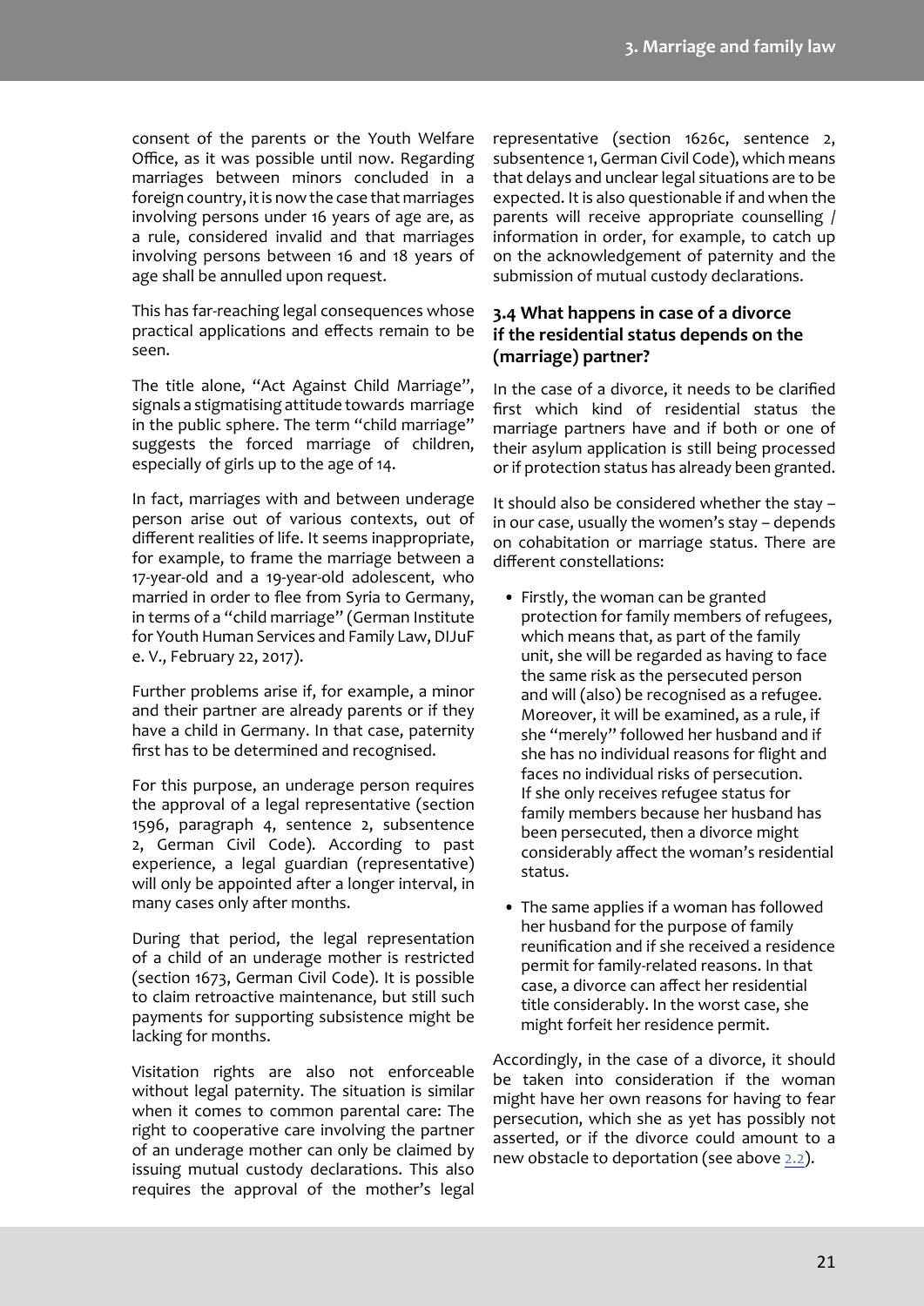consent of the parents or the Youth Welfare Office, as it was possible until now. Regarding marriages between minors concluded in a foreign country, it is now the case that marriages involving persons under 16 years of age are, as a rule, considered invalid and that marriages involving persons between 16 and 18 years of age shall be annulled upon request.

This has far-reaching legal consequences whose practical applications and effects remain to be seen.

The title alone, "Act Against Child Marriage", signals a stigmatising attitude towards marriage in the public sphere. The term "child marriage" suggests the forced marriage of children, especially of girls up to the age of 14.

In fact, marriages with and between underage person arise out of various contexts, out of different realities of life. It seems inappropriate, for example, to frame the marriage between a 17-year-old and a 19-year-old adolescent, who married in order to flee from Syria to Germany, in terms of a "child marriage" (German Institute for Youth Human Services and Family Law, DIJuF e. V., February 22, 2017).

Further problems arise if, for example, a minor and their partner are already parents or if they have a child in Germany. In that case, paternity first has to be determined and recognised.

For this purpose, an underage person requires the approval of a legal representative (section 1596, paragraph 4, sentence 2, subsentence 2, German Civil Code). According to past experience, a legal guardian (representative) will only be appointed after a longer interval, in many cases only after months.

During that period, the legal representation of a child of an underage mother is restricted (section 1673, German Civil Code). It is possible to claim retroactive maintenance, but still such payments for supporting subsistence might be lacking for months.

Visitation rights are also not enforceable without legal paternity. The situation is similar when it comes to common parental care: The right to cooperative care involving the partner of an underage mother can only be claimed by issuing mutual custody declarations. This also requires the approval of the mother's legal representative (section 1626c, sentence 2, subsentence 1, German Civil Code), which means that delays and unclear legal situations are to be expected. It is also questionable if and when the parents will receive appropriate counselling / information in order, for example, to catch up on the acknowledgement of paternity and the submission of mutual custody declarations.

### 3.4 What happens in case of a divorce if the residential status depends on the (marriage) partner?

In the case of a divorce, it needs to be clarified first which kind of residential status the marriage partners have and if both or one of their asylum application is still being processed or if protection status has already been granted.

It should also be considered whether the stay – in our case, usually the women's stay – depends on cohabitation or marriage status. There are different constellations:

- Firstly, the woman can be granted protection for family members of refugees, which means that, as part of the family unit, she will be regarded as having to face the same risk as the persecuted person and will (also) be recognised as a refugee. Moreover, it will be examined, as a rule, if she "merely" followed her husband and if she has no individual reasons for flight and faces no individual risks of persecution. If she only receives refugee status for family members because her husband has been persecuted, then a divorce might considerably affect the woman's residential status.
- The same applies if a woman has followed her husband for the purpose of family reunification and if she received a residence permit for family-related reasons. In that case, a divorce can affect her residential title considerably. In the worst case, she might forfeit her residence permit.

Accordingly, in the case of a divorce, it should be taken into consideration if the woman might have her own reasons for having to fear persecution, which she as yet has possibly not asserted, or if the divorce could amount to a new obstacle to deportation (see above 2.2).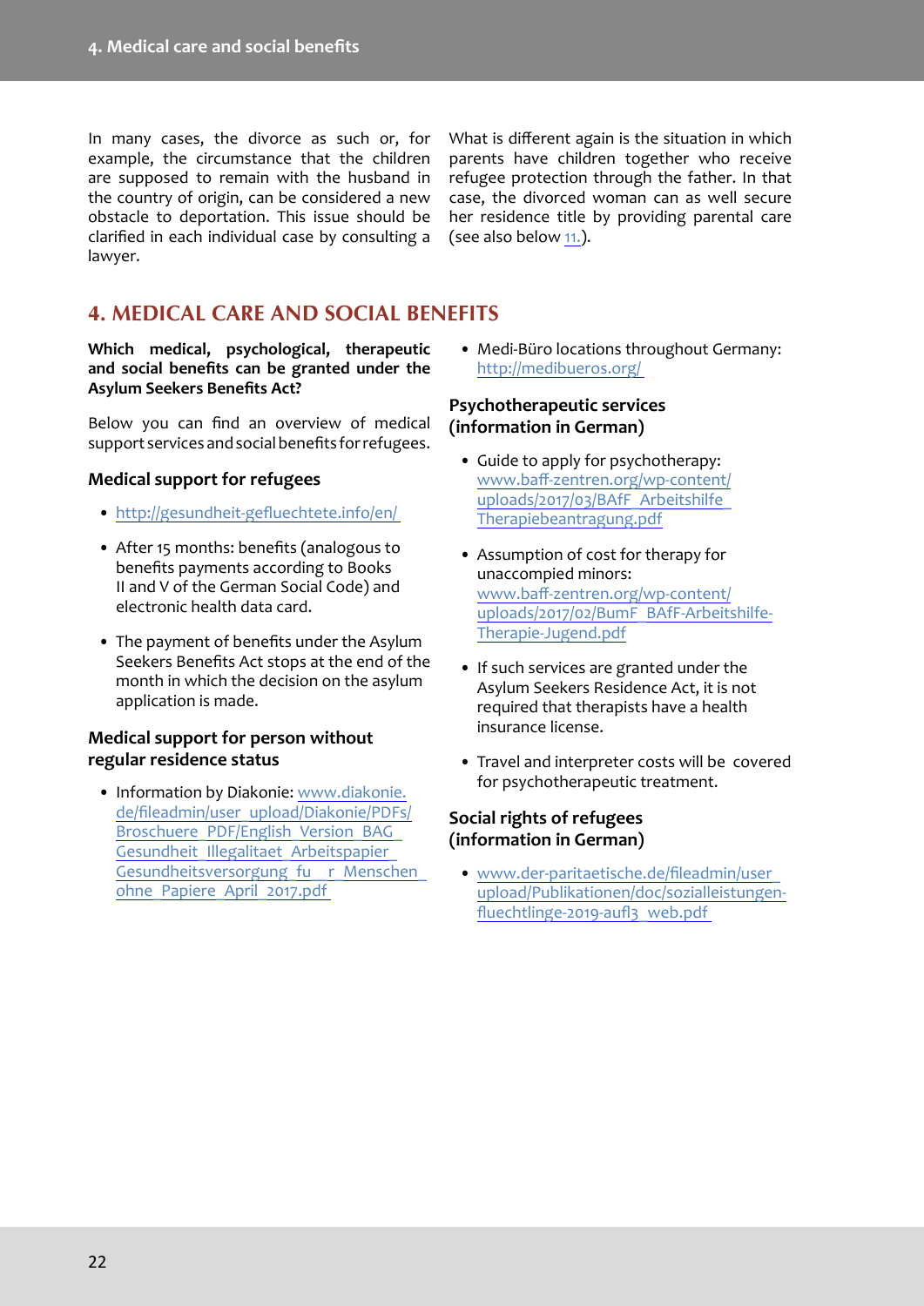In many cases, the divorce as such or, for example, the circumstance that the children are supposed to remain with the husband in the country of origin, can be considered a new obstacle to deportation. This issue should be clarified in each individual case by consulting a lawyer.

What is different again is the situation in which parents have children together who receive refugee protection through the father. In that case, the divorced woman can as well secure her residence title by providing parental care (see also below 11.).

## 4. MEDICAL CARE AND SOCIAL BENEFITS

**Which medical, psychological, therapeutic and social benefits can be granted under the Asylum Seekers Benefits Act?**

Below you can find an overview of medical support services and social benefits for refugees.

### Medical support for refugees

- http://gesundheit-gefluechtete.info/en/
- After 15 months: benefits (analogous to benefits payments according to Books II and V of the German Social Code) and electronic health data card.
- The payment of benefits under the Asylum Seekers Benefits Act stops at the end of the month in which the decision on the asylum application is made.

### Medical support for person without regular residence status

- Information by Diakonie: www.diakonie.de/fileadmin/user_upload/Diakonie/PDFs/Broschuere_PDF/English_Version_BAG_Gesundheit_Illegalitaet_Arbeitspapier_Gesundheitsversorgung_fu__r_Menschen_ohne_Papiere_April_2017.pdf
- Medi-Büro locations throughout Germany: http://medibueros.org/

### Psychotherapeutic services (information in German)

- Guide to apply for psychotherapy: www.baff-zentren.org/wp-content/uploads/2017/03/BAfF_Arbeitshilfe_Therapiebeantragung.pdf
- Assumption of cost for therapy for unaccompied minors: www.baff-zentren.org/wp-content/uploads/2017/02/BumF_BAfF-Arbeitshilfe-Therapie-Jugend.pdf
- If such services are granted under the Asylum Seekers Residence Act, it is not required that therapists have a health insurance license.
- Travel and interpreter costs will be covered for psychotherapeutic treatment.

### Social rights of refugees (information in German)

- www.der-paritaetische.de/fileadmin/user_upload/Publikationen/doc/sozialleistungen-fluechtlinge-2019-aufl3_web.pdf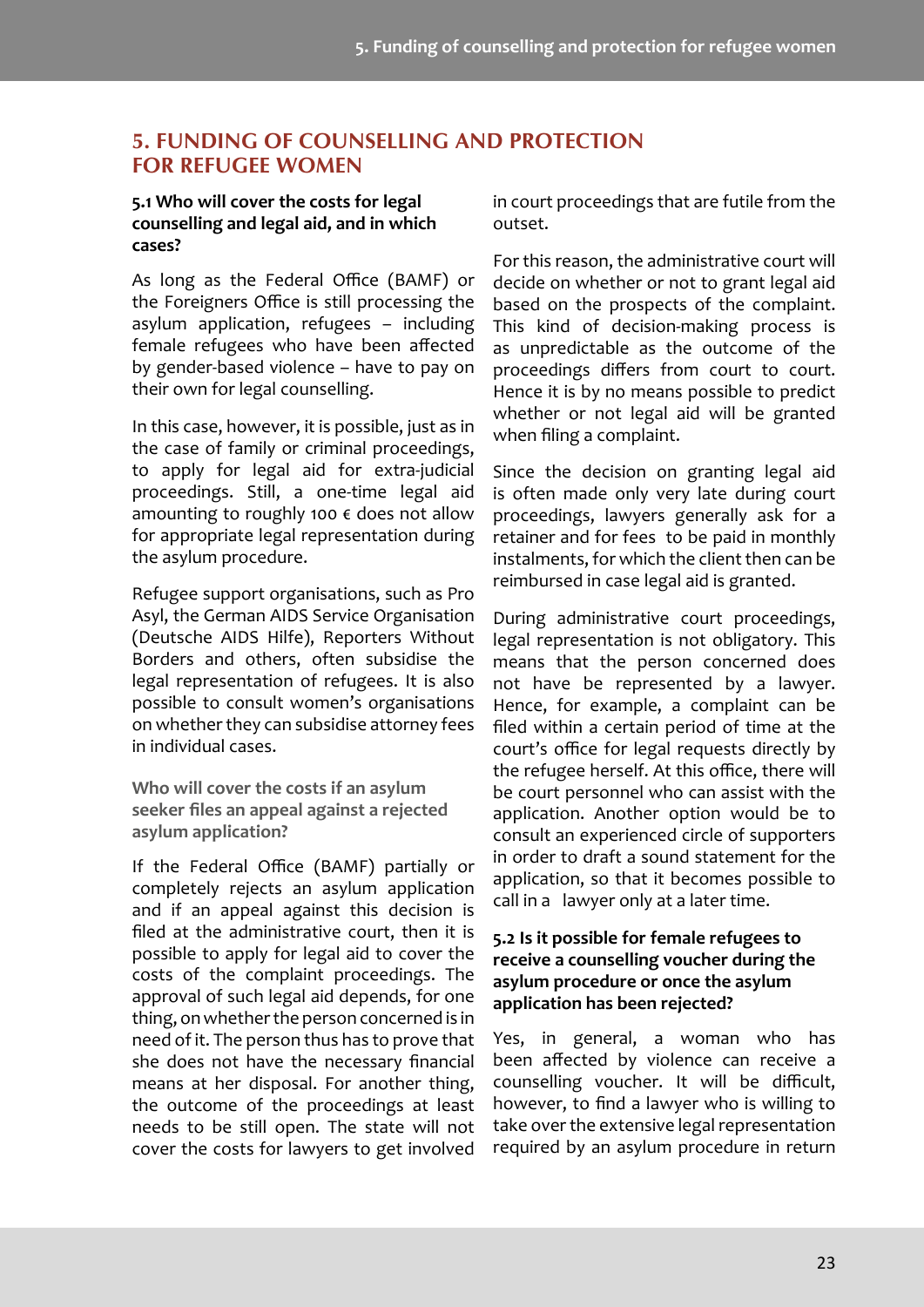## 5. FUNDING OF COUNSELLING AND PROTECTION FOR REFUGEE WOMEN

### 5.1 Who will cover the costs for legal counselling and legal aid, and in which cases?

As long as the Federal Office (BAMF) or the Foreigners Office is still processing the asylum application, refugees – including female refugees who have been affected by gender-based violence – have to pay on their own for legal counselling.

In this case, however, it is possible, just as in the case of family or criminal proceedings, to apply for legal aid for extra-judicial proceedings. Still, a one-time legal aid amounting to roughly 100 € does not allow for appropriate legal representation during the asylum procedure.

Refugee support organisations, such as Pro Asyl, the German AIDS Service Organisation (Deutsche AIDS Hilfe), Reporters Without Borders and others, often subsidise the legal representation of refugees. It is also possible to consult women's organisations on whether they can subsidise attorney fees in individual cases.

#### Who will cover the costs if an asylum seeker files an appeal against a rejected asylum application?

If the Federal Office (BAMF) partially or completely rejects an asylum application and if an appeal against this decision is filed at the administrative court, then it is possible to apply for legal aid to cover the costs of the complaint proceedings. The approval of such legal aid depends, for one thing, on whether the person concerned is in need of it. The person thus has to prove that she does not have the necessary financial means at her disposal. For another thing, the outcome of the proceedings at least needs to be still open. The state will not cover the costs for lawyers to get involved in court proceedings that are futile from the outset.

For this reason, the administrative court will decide on whether or not to grant legal aid based on the prospects of the complaint. This kind of decision-making process is as unpredictable as the outcome of the proceedings differs from court to court. Hence it is by no means possible to predict whether or not legal aid will be granted when filing a complaint.

Since the decision on granting legal aid is often made only very late during court proceedings, lawyers generally ask for a retainer and for fees to be paid in monthly instalments, for which the client then can be reimbursed in case legal aid is granted.

During administrative court proceedings, legal representation is not obligatory. This means that the person concerned does not have be represented by a lawyer. Hence, for example, a complaint can be filed within a certain period of time at the court's office for legal requests directly by the refugee herself. At this office, there will be court personnel who can assist with the application. Another option would be to consult an experienced circle of supporters in order to draft a sound statement for the application, so that it becomes possible to call in a lawyer only at a later time.

### 5.2 Is it possible for female refugees to receive a counselling voucher during the asylum procedure or once the asylum application has been rejected?

Yes, in general, a woman who has been affected by violence can receive a counselling voucher. It will be difficult, however, to find a lawyer who is willing to take over the extensive legal representation required by an asylum procedure in return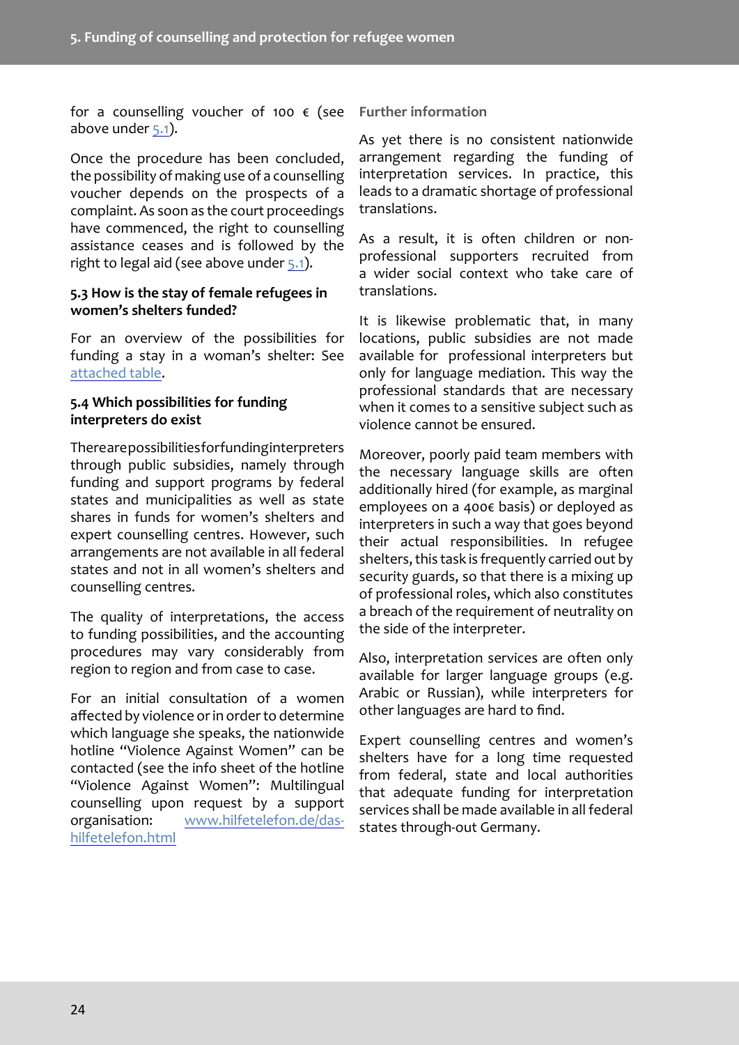for a counselling voucher of 100 € (see above under 5.1).

Once the procedure has been concluded, the possibility of making use of a counselling voucher depends on the prospects of a complaint. As soon as the court proceedings have commenced, the right to counselling assistance ceases and is followed by the right to legal aid (see above under 5.1).

### 5.3 How is the stay of female refugees in women's shelters funded?

For an overview of the possibilities for funding a stay in a woman's shelter: See attached table.

### 5.4 Which possibilities for funding interpreters do exist

There are possibilities for funding interpreters through public subsidies, namely through funding and support programs by federal states and municipalities as well as state shares in funds for women's shelters and expert counselling centres. However, such arrangements are not available in all federal states and not in all women's shelters and counselling centres.

The quality of interpretations, the access to funding possibilities, and the accounting procedures may vary considerably from region to region and from case to case.

For an initial consultation of a women affected by violence or in order to determine which language she speaks, the nationwide hotline "Violence Against Women" can be contacted (see the info sheet of the hotline "Violence Against Women": Multilingual counselling upon request by a support organisation: www.hilfetelefon.de/das-hilfetelefon.html

#### Further information

As yet there is no consistent nationwide arrangement regarding the funding of interpretation services. In practice, this leads to a dramatic shortage of professional translations.

As a result, it is often children or non-professional supporters recruited from a wider social context who take care of translations.

It is likewise problematic that, in many locations, public subsidies are not made available for professional interpreters but only for language mediation. This way the professional standards that are necessary when it comes to a sensitive subject such as violence cannot be ensured.

Moreover, poorly paid team members with the necessary language skills are often additionally hired (for example, as marginal employees on a 400€ basis) or deployed as interpreters in such a way that goes beyond their actual responsibilities. In refugee shelters, this task is frequently carried out by security guards, so that there is a mixing up of professional roles, which also constitutes a breach of the requirement of neutrality on the side of the interpreter.

Also, interpretation services are often only available for larger language groups (e.g. Arabic or Russian), while interpreters for other languages are hard to find.

Expert counselling centres and women's shelters have for a long time requested from federal, state and local authorities that adequate funding for interpretation services shall be made available in all federal states through-out Germany.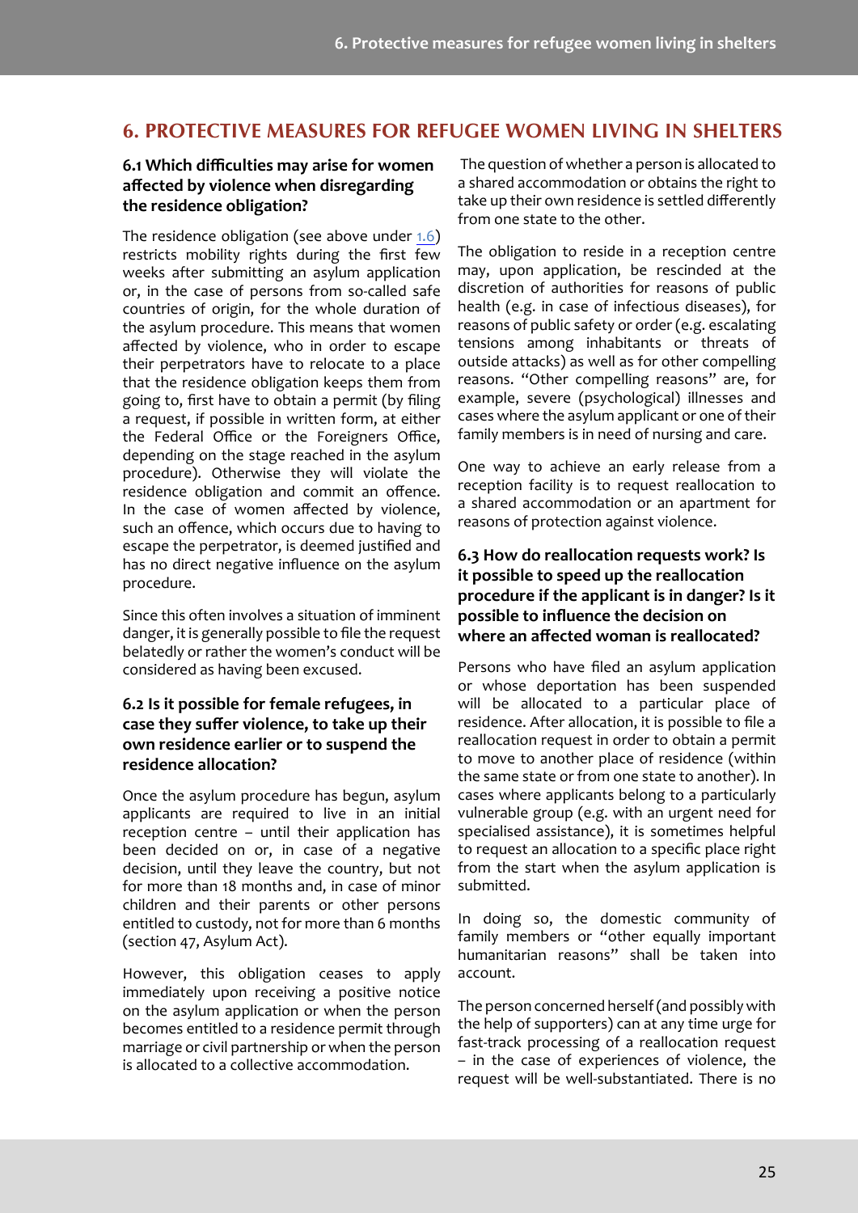# 6. PROTECTIVE MEASURES FOR REFUGEE WOMEN LIVING IN SHELTERS

### 6.1 Which difficulties may arise for women affected by violence when disregarding the residence obligation?

The residence obligation (see above under 1.6) restricts mobility rights during the first few weeks after submitting an asylum application or, in the case of persons from so-called safe countries of origin, for the whole duration of the asylum procedure. This means that women affected by violence, who in order to escape their perpetrators have to relocate to a place that the residence obligation keeps them from going to, first have to obtain a permit (by filing a request, if possible in written form, at either the Federal Office or the Foreigners Office, depending on the stage reached in the asylum procedure). Otherwise they will violate the residence obligation and commit an offence. In the case of women affected by violence, such an offence, which occurs due to having to escape the perpetrator, is deemed justified and has no direct negative influence on the asylum procedure.

Since this often involves a situation of imminent danger, it is generally possible to file the request belatedly or rather the women's conduct will be considered as having been excused.

### 6.2 Is it possible for female refugees, in case they suffer violence, to take up their own residence earlier or to suspend the residence allocation?

Once the asylum procedure has begun, asylum applicants are required to live in an initial reception centre – until their application has been decided on or, in case of a negative decision, until they leave the country, but not for more than 18 months and, in case of minor children and their parents or other persons entitled to custody, not for more than 6 months (section 47, Asylum Act).

However, this obligation ceases to apply immediately upon receiving a positive notice on the asylum application or when the person becomes entitled to a residence permit through marriage or civil partnership or when the person is allocated to a collective accommodation.

The question of whether a person is allocated to a shared accommodation or obtains the right to take up their own residence is settled differently from one state to the other.

The obligation to reside in a reception centre may, upon application, be rescinded at the discretion of authorities for reasons of public health (e.g. in case of infectious diseases), for reasons of public safety or order (e.g. escalating tensions among inhabitants or threats of outside attacks) as well as for other compelling reasons. "Other compelling reasons" are, for example, severe (psychological) illnesses and cases where the asylum applicant or one of their family members is in need of nursing and care.

One way to achieve an early release from a reception facility is to request reallocation to a shared accommodation or an apartment for reasons of protection against violence.

### 6.3 How do reallocation requests work? Is it possible to speed up the reallocation procedure if the applicant is in danger? Is it possible to influence the decision on where an affected woman is reallocated?

Persons who have filed an asylum application or whose deportation has been suspended will be allocated to a particular place of residence. After allocation, it is possible to file a reallocation request in order to obtain a permit to move to another place of residence (within the same state or from one state to another). In cases where applicants belong to a particularly vulnerable group (e.g. with an urgent need for specialised assistance), it is sometimes helpful to request an allocation to a specific place right from the start when the asylum application is submitted.

In doing so, the domestic community of family members or "other equally important humanitarian reasons" shall be taken into account.

The person concerned herself (and possibly with the help of supporters) can at any time urge for fast-track processing of a reallocation request – in the case of experiences of violence, the request will be well-substantiated. There is no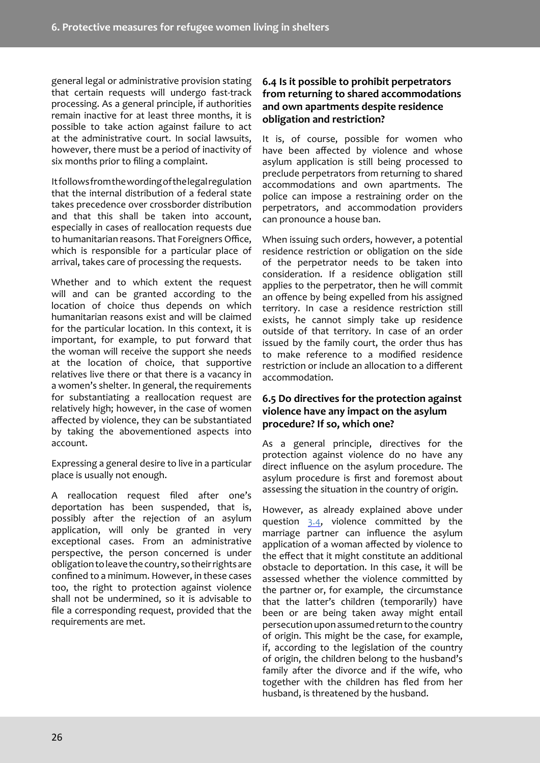general legal or administrative provision stating that certain requests will undergo fast-track processing. As a general principle, if authorities remain inactive for at least three months, it is possible to take action against failure to act at the administrative court. In social lawsuits, however, there must be a period of inactivity of six months prior to filing a complaint.

It follows from the wording of the legal regulation that the internal distribution of a federal state takes precedence over crossborder distribution and that this shall be taken into account, especially in cases of reallocation requests due to humanitarian reasons. That Foreigners Office, which is responsible for a particular place of arrival, takes care of processing the requests.

Whether and to which extent the request will and can be granted according to the location of choice thus depends on which humanitarian reasons exist and will be claimed for the particular location. In this context, it is important, for example, to put forward that the woman will receive the support she needs at the location of choice, that supportive relatives live there or that there is a vacancy in a women's shelter. In general, the requirements for substantiating a reallocation request are relatively high; however, in the case of women affected by violence, they can be substantiated by taking the abovementioned aspects into account.

Expressing a general desire to live in a particular place is usually not enough.

A reallocation request filed after one's deportation has been suspended, that is, possibly after the rejection of an asylum application, will only be granted in very exceptional cases. From an administrative perspective, the person concerned is under obligation to leave the country, so their rights are confined to a minimum. However, in these cases too, the right to protection against violence shall not be undermined, so it is advisable to file a corresponding request, provided that the requirements are met.

### 6.4 Is it possible to prohibit perpetrators from returning to shared accommodations and own apartments despite residence obligation and restriction?

It is, of course, possible for women who have been affected by violence and whose asylum application is still being processed to preclude perpetrators from returning to shared accommodations and own apartments. The police can impose a restraining order on the perpetrators, and accommodation providers can pronounce a house ban.

When issuing such orders, however, a potential residence restriction or obligation on the side of the perpetrator needs to be taken into consideration. If a residence obligation still applies to the perpetrator, then he will commit an offence by being expelled from his assigned territory. In case a residence restriction still exists, he cannot simply take up residence outside of that territory. In case of an order issued by the family court, the order thus has to make reference to a modified residence restriction or include an allocation to a different accommodation.

### 6.5 Do directives for the protection against violence have any impact on the asylum procedure? If so, which one?

As a general principle, directives for the protection against violence do no have any direct influence on the asylum procedure. The asylum procedure is first and foremost about assessing the situation in the country of origin.

However, as already explained above under question 3.4, violence committed by the marriage partner can influence the asylum application of a woman affected by violence to the effect that it might constitute an additional obstacle to deportation. In this case, it will be assessed whether the violence committed by the partner or, for example, the circumstance that the latter's children (temporarily) have been or are being taken away might entail persecution upon assumed return to the country of origin. This might be the case, for example, if, according to the legislation of the country of origin, the children belong to the husband's family after the divorce and if the wife, who together with the children has fled from her husband, is threatened by the husband.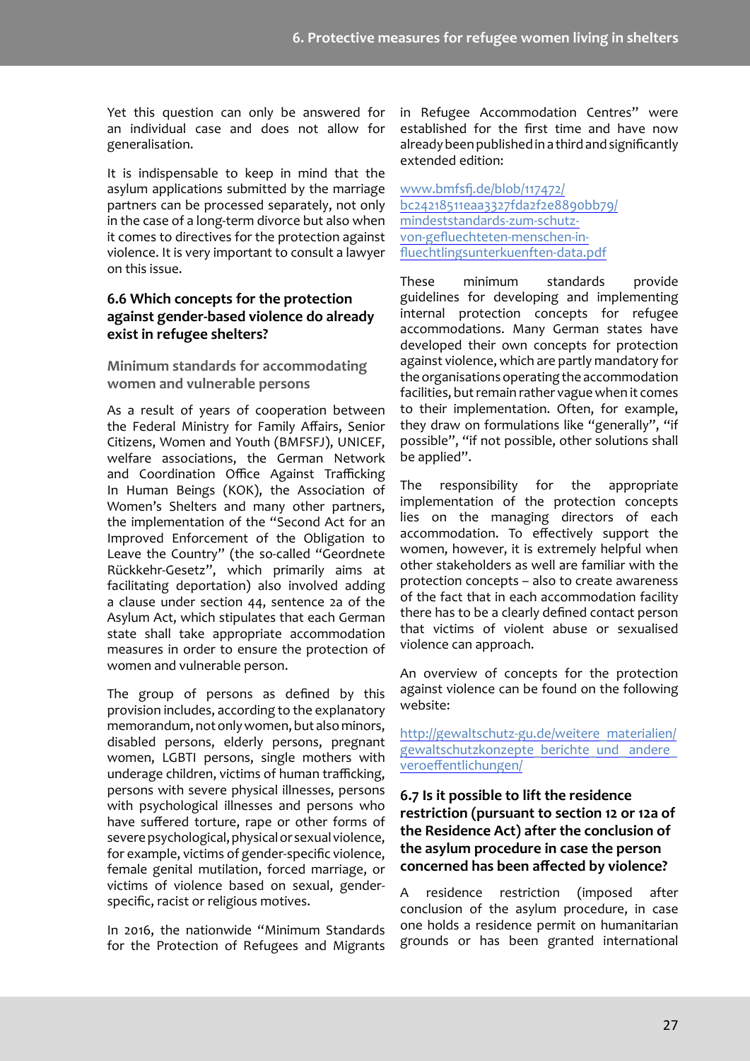Yet this question can only be answered for an individual case and does not allow for generalisation.

It is indispensable to keep in mind that the asylum applications submitted by the marriage partners can be processed separately, not only in the case of a long-term divorce but also when it comes to directives for the protection against violence. It is very important to consult a lawyer on this issue.

### 6.6 Which concepts for the protection against gender-based violence do already exist in refugee shelters?

#### Minimum standards for accommodating women and vulnerable persons

As a result of years of cooperation between the Federal Ministry for Family Affairs, Senior Citizens, Women and Youth (BMFSFJ), UNICEF, welfare associations, the German Network and Coordination Office Against Trafficking In Human Beings (KOK), the Association of Women's Shelters and many other partners, the implementation of the "Second Act for an Improved Enforcement of the Obligation to Leave the Country" (the so-called "Geordnete Rückkehr-Gesetz", which primarily aims at facilitating deportation) also involved adding a clause under section 44, sentence 2a of the Asylum Act, which stipulates that each German state shall take appropriate accommodation measures in order to ensure the protection of women and vulnerable person.

The group of persons as defined by this provision includes, according to the explanatory memorandum, not only women, but also minors, disabled persons, elderly persons, pregnant women, LGBTI persons, single mothers with underage children, victims of human trafficking, persons with severe physical illnesses, persons with psychological illnesses and persons who have suffered torture, rape or other forms of severe psychological, physical or sexual violence, for example, victims of gender-specific violence, female genital mutilation, forced marriage, or victims of violence based on sexual, gender-specific, racist or religious motives.

In 2016, the nationwide "Minimum Standards for the Protection of Refugees and Migrants in Refugee Accommodation Centres" were established for the first time and have now already been published in a third and significantly extended edition:

www.bmfsfj.de/blob/117472/bc24218511eaa3327fda2f2e8890bb79/mindeststandards-zum-schutz-von-gefluechteten-menschen-in-fluechtlingsunterkuenften-data.pdf

These minimum standards provide guidelines for developing and implementing internal protection concepts for refugee accommodations. Many German states have developed their own concepts for protection against violence, which are partly mandatory for the organisations operating the accommodation facilities, but remain rather vague when it comes to their implementation. Often, for example, they draw on formulations like "generally", "if possible", "if not possible, other solutions shall be applied".

The responsibility for the appropriate implementation of the protection concepts lies on the managing directors of each accommodation. To effectively support the women, however, it is extremely helpful when other stakeholders as well are familiar with the protection concepts – also to create awareness of the fact that in each accommodation facility there has to be a clearly defined contact person that victims of violent abuse or sexualised violence can approach.

An overview of concepts for the protection against violence can be found on the following website:

http://gewaltschutz-gu.de/weitere_materialien/gewaltschutzkonzepte_berichte_und_andere_veroeffentlichungen/

### 6.7 Is it possible to lift the residence restriction (pursuant to section 12 or 12a of the Residence Act) after the conclusion of the asylum procedure in case the person concerned has been affected by violence?

A residence restriction (imposed after conclusion of the asylum procedure, in case one holds a residence permit on humanitarian grounds or has been granted international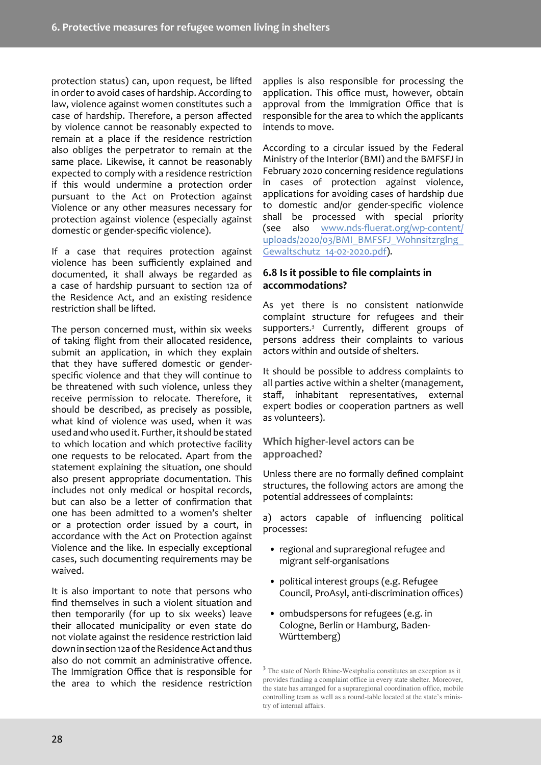protection status) can, upon request, be lifted in order to avoid cases of hardship. According to law, violence against women constitutes such a case of hardship. Therefore, a person affected by violence cannot be reasonably expected to remain at a place if the residence restriction also obliges the perpetrator to remain at the same place. Likewise, it cannot be reasonably expected to comply with a residence restriction if this would undermine a protection order pursuant to the Act on Protection against Violence or any other measures necessary for protection against violence (especially against domestic or gender-specific violence).

If a case that requires protection against violence has been sufficiently explained and documented, it shall always be regarded as a case of hardship pursuant to section 12a of the Residence Act, and an existing residence restriction shall be lifted.

The person concerned must, within six weeks of taking flight from their allocated residence, submit an application, in which they explain that they have suffered domestic or gender-specific violence and that they will continue to be threatened with such violence, unless they receive permission to relocate. Therefore, it should be described, as precisely as possible, what kind of violence was used, when it was used and who used it. Further, it should be stated to which location and which protective facility one requests to be relocated. Apart from the statement explaining the situation, one should also present appropriate documentation. This includes not only medical or hospital records, but can also be a letter of confirmation that one has been admitted to a women's shelter or a protection order issued by a court, in accordance with the Act on Protection against Violence and the like. In especially exceptional cases, such documenting requirements may be waived.

It is also important to note that persons who find themselves in such a violent situation and then temporarily (for up to six weeks) leave their allocated municipality or even state do not violate against the residence restriction laid down in section 12a of the Residence Act and thus also do not commit an administrative offence. The Immigration Office that is responsible for the area to which the residence restriction applies is also responsible for processing the application. This office must, however, obtain approval from the Immigration Office that is responsible for the area to which the applicants intends to move.

According to a circular issued by the Federal Ministry of the Interior (BMI) and the BMFSFJ in February 2020 concerning residence regulations in cases of protection against violence, applications for avoiding cases of hardship due to domestic and/or gender-specific violence shall be processed with special priority (see also www.nds-fluerat.org/wp-content/uploads/2020/03/BMI_BMFSFJ_Wohnsitzrglng_Gewaltschutz_14-02-2020.pdf).

### 6.8 Is it possible to file complaints in accommodations?

As yet there is no consistent nationwide complaint structure for refugees and their supporters.[3] Currently, different groups of persons address their complaints to various actors within and outside of shelters.

It should be possible to address complaints to all parties active within a shelter (management, staff, inhabitant representatives, external expert bodies or cooperation partners as well as volunteers).

#### Which higher-level actors can be approached?

Unless there are no formally defined complaint structures, the following actors are among the potential addressees of complaints:

a) actors capable of influencing political processes:

- regional and supraregional refugee and migrant self-organisations
- political interest groups (e.g. Refugee Council, ProAsyl, anti-discrimination offices)
- ombudspersons for refugees (e.g. in Cologne, Berlin or Hamburg, Baden-Württemberg)

[3] The state of North Rhine-Westphalia constitutes an exception as it provides funding a complaint office in every state shelter. Moreover, the state has arranged for a supraregional coordination office, mobile controlling team as well as a round-table located at the state's ministry of internal affairs.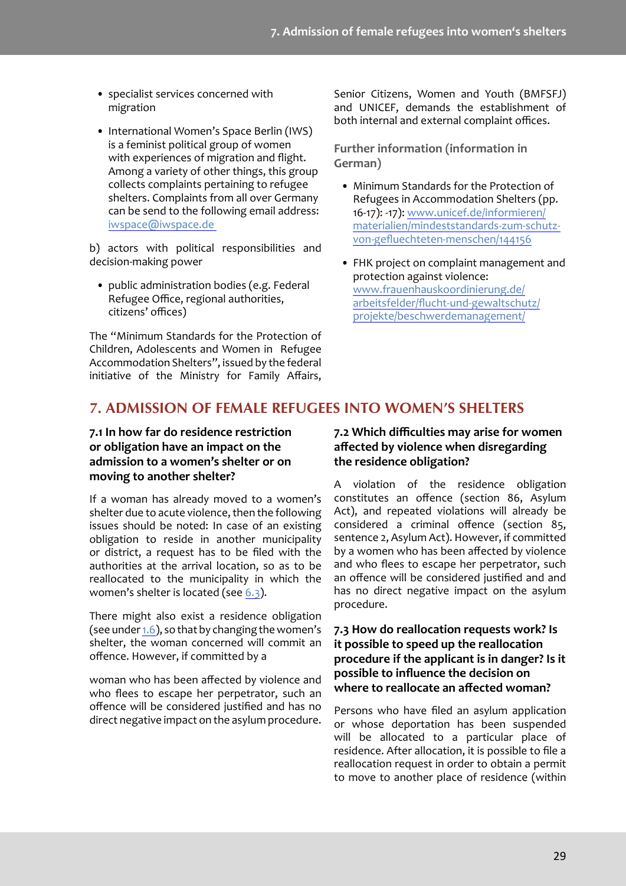- specialist services concerned with migration
- International Women's Space Berlin (IWS) is a feminist political group of women with experiences of migration and flight. Among a variety of other things, this group collects complaints pertaining to refugee shelters. Complaints from all over Germany can be send to the following email address: iwspace@iwspace.de

b) actors with political responsibilities and decision-making power

- public administration bodies (e.g. Federal Refugee Office, regional authorities, citizens' offices)

The "Minimum Standards for the Protection of Children, Adolescents and Women in Refugee Accommodation Shelters", issued by the federal initiative of the Ministry for Family Affairs, Senior Citizens, Women and Youth (BMFSFJ) and UNICEF, demands the establishment of both internal and external complaint offices.

**Further information (information in German)**

- Minimum Standards for the Protection of Refugees in Accommodation Shelters (pp. 16-17): -17): www.unicef.de/informieren/materialien/mindeststandards-zum-schutz-von-gefluechteten-menschen/144156
- FHK project on complaint management and protection against violence: www.frauenhauskoordinierung.de/arbeitsfelder/flucht-und-gewaltschutz/projekte/beschwerdemanagement/

## 7. ADMISSION OF FEMALE REFUGEES INTO WOMEN'S SHELTERS

### 7.1 In how far do residence restriction or obligation have an impact on the admission to a women's shelter or on moving to another shelter?

If a woman has already moved to a women's shelter due to acute violence, then the following issues should be noted: In case of an existing obligation to reside in another municipality or district, a request has to be filed with the authorities at the arrival location, so as to be reallocated to the municipality in which the women's shelter is located (see 6.3).

There might also exist a residence obligation (see under 1.6), so that by changing the women's shelter, the woman concerned will commit an offence. However, if committed by a woman who has been affected by violence and who flees to escape her perpetrator, such an offence will be considered justified and has no direct negative impact on the asylum procedure.

### 7.2 Which difficulties may arise for women affected by violence when disregarding the residence obligation?

A violation of the residence obligation constitutes an offence (section 86, Asylum Act), and repeated violations will already be considered a criminal offence (section 85, sentence 2, Asylum Act). However, if committed by a women who has been affected by violence and who flees to escape her perpetrator, such an offence will be considered justified and and has no direct negative impact on the asylum procedure.

### 7.3 How do reallocation requests work? Is it possible to speed up the reallocation procedure if the applicant is in danger? Is it possible to influence the decision on where to reallocate an affected woman?

Persons who have filed an asylum application or whose deportation has been suspended will be allocated to a particular place of residence. After allocation, it is possible to file a reallocation request in order to obtain a permit to move to another place of residence (within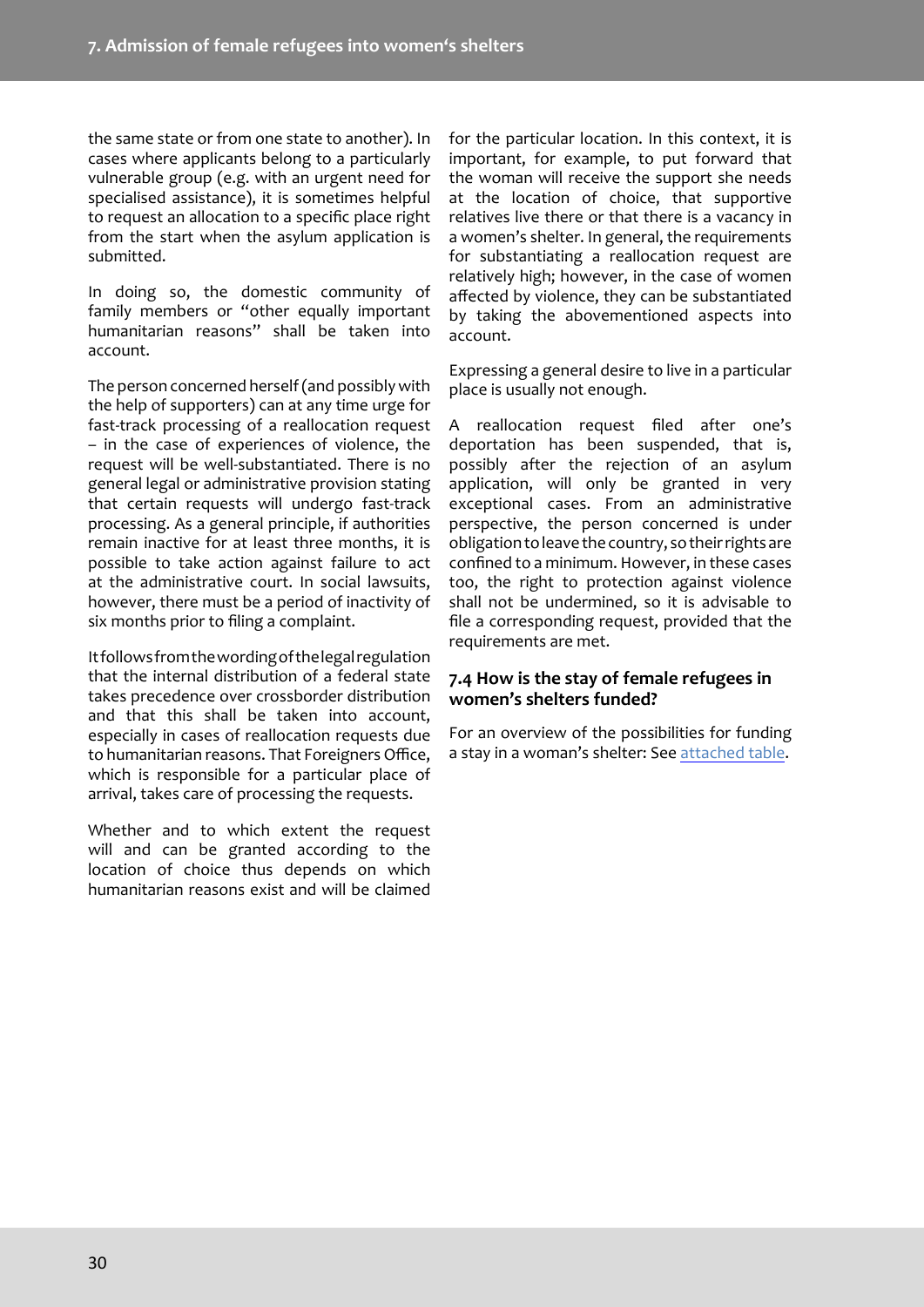the same state or from one state to another). In cases where applicants belong to a particularly vulnerable group (e.g. with an urgent need for specialised assistance), it is sometimes helpful to request an allocation to a specific place right from the start when the asylum application is submitted.

In doing so, the domestic community of family members or "other equally important humanitarian reasons" shall be taken into account.

The person concerned herself (and possibly with the help of supporters) can at any time urge for fast-track processing of a reallocation request – in the case of experiences of violence, the request will be well-substantiated. There is no general legal or administrative provision stating that certain requests will undergo fast-track processing. As a general principle, if authorities remain inactive for at least three months, it is possible to take action against failure to act at the administrative court. In social lawsuits, however, there must be a period of inactivity of six months prior to filing a complaint.

It follows from the wording of the legal regulation that the internal distribution of a federal state takes precedence over crossborder distribution and that this shall be taken into account, especially in cases of reallocation requests due to humanitarian reasons. That Foreigners Office, which is responsible for a particular place of arrival, takes care of processing the requests.

Whether and to which extent the request will and can be granted according to the location of choice thus depends on which humanitarian reasons exist and will be claimed for the particular location. In this context, it is important, for example, to put forward that the woman will receive the support she needs at the location of choice, that supportive relatives live there or that there is a vacancy in a women's shelter. In general, the requirements for substantiating a reallocation request are relatively high; however, in the case of women affected by violence, they can be substantiated by taking the abovementioned aspects into account.

Expressing a general desire to live in a particular place is usually not enough.

A reallocation request filed after one's deportation has been suspended, that is, possibly after the rejection of an asylum application, will only be granted in very exceptional cases. From an administrative perspective, the person concerned is under obligation to leave the country, so their rights are confined to a minimum. However, in these cases too, the right to protection against violence shall not be undermined, so it is advisable to file a corresponding request, provided that the requirements are met.

### 7.4 How is the stay of female refugees in women's shelters funded?

For an overview of the possibilities for funding a stay in a woman's shelter: See attached table.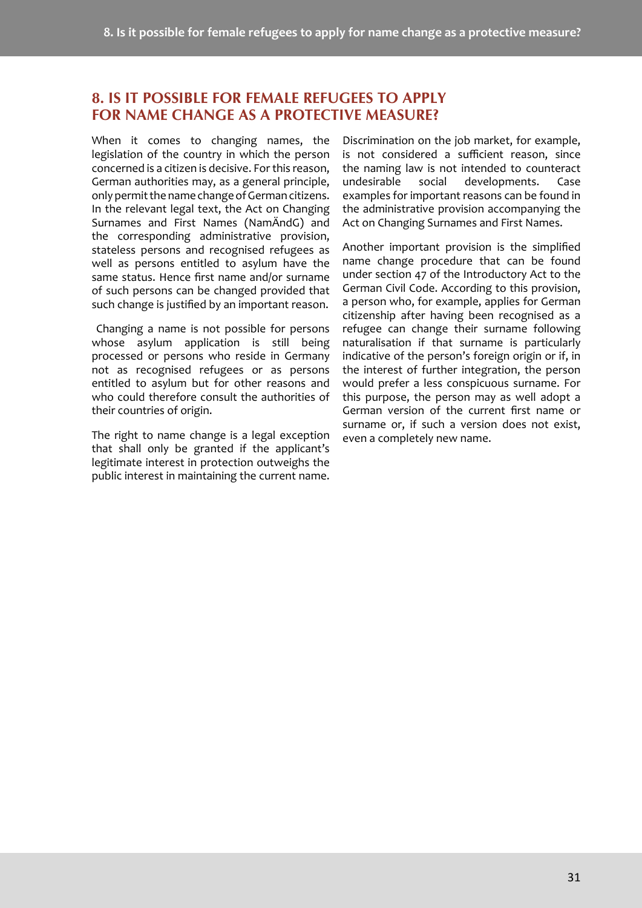## 8. IS IT POSSIBLE FOR FEMALE REFUGEES TO APPLY FOR NAME CHANGE AS A PROTECTIVE MEASURE?

When it comes to changing names, the legislation of the country in which the person concerned is a citizen is decisive. For this reason, German authorities may, as a general principle, only permit the name change of German citizens. In the relevant legal text, the Act on Changing Surnames and First Names (NamÄndG) and the corresponding administrative provision, stateless persons and recognised refugees as well as persons entitled to asylum have the same status. Hence first name and/or surname of such persons can be changed provided that such change is justified by an important reason.

Changing a name is not possible for persons whose asylum application is still being processed or persons who reside in Germany not as recognised refugees or as persons entitled to asylum but for other reasons and who could therefore consult the authorities of their countries of origin.

The right to name change is a legal exception that shall only be granted if the applicant's legitimate interest in protection outweighs the public interest in maintaining the current name. Discrimination on the job market, for example, is not considered a sufficient reason, since the naming law is not intended to counteract undesirable social developments. Case examples for important reasons can be found in the administrative provision accompanying the Act on Changing Surnames and First Names.

Another important provision is the simplified name change procedure that can be found under section 47 of the Introductory Act to the German Civil Code. According to this provision, a person who, for example, applies for German citizenship after having been recognised as a refugee can change their surname following naturalisation if that surname is particularly indicative of the person's foreign origin or if, in the interest of further integration, the person would prefer a less conspicuous surname. For this purpose, the person may as well adopt a German version of the current first name or surname or, if such a version does not exist, even a completely new name.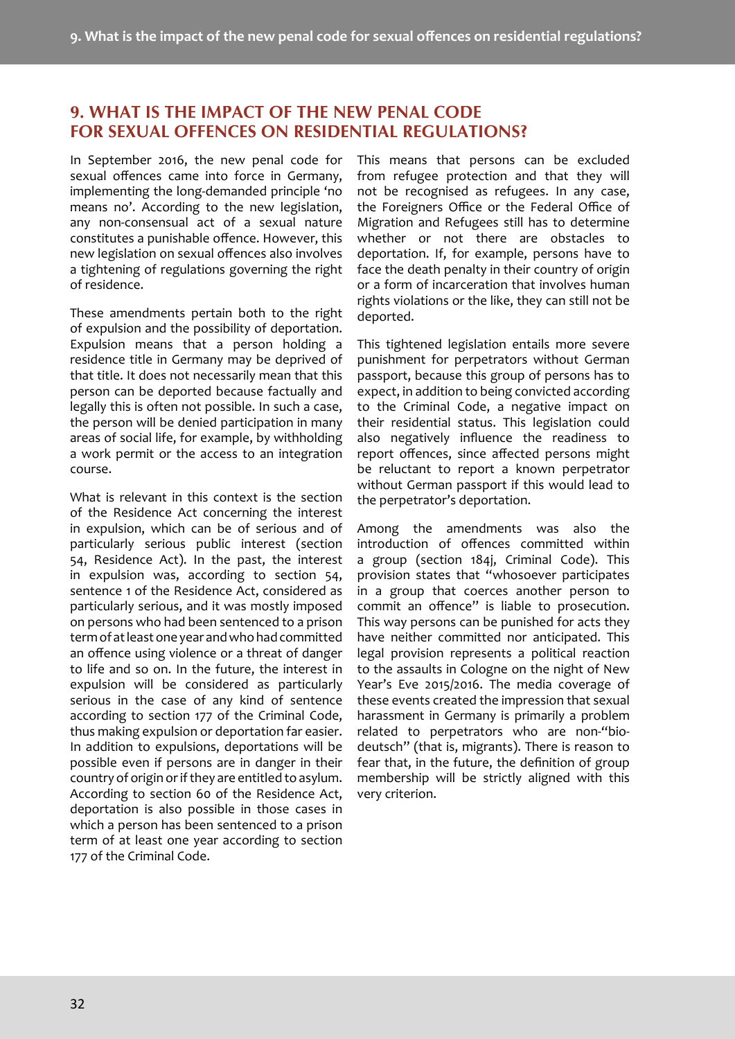## 9. WHAT IS THE IMPACT OF THE NEW PENAL CODE FOR SEXUAL OFFENCES ON RESIDENTIAL REGULATIONS?

In September 2016, the new penal code for sexual offences came into force in Germany, implementing the long-demanded principle 'no means no'. According to the new legislation, any non-consensual act of a sexual nature constitutes a punishable offence. However, this new legislation on sexual offences also involves a tightening of regulations governing the right of residence.

These amendments pertain both to the right of expulsion and the possibility of deportation. Expulsion means that a person holding a residence title in Germany may be deprived of that title. It does not necessarily mean that this person can be deported because factually and legally this is often not possible. In such a case, the person will be denied participation in many areas of social life, for example, by withholding a work permit or the access to an integration course.

What is relevant in this context is the section of the Residence Act concerning the interest in expulsion, which can be of serious and of particularly serious public interest (section 54, Residence Act). In the past, the interest in expulsion was, according to section 54, sentence 1 of the Residence Act, considered as particularly serious, and it was mostly imposed on persons who had been sentenced to a prison term of at least one year and who had committed an offence using violence or a threat of danger to life and so on. In the future, the interest in expulsion will be considered as particularly serious in the case of any kind of sentence according to section 177 of the Criminal Code, thus making expulsion or deportation far easier. In addition to expulsions, deportations will be possible even if persons are in danger in their country of origin or if they are entitled to asylum. According to section 60 of the Residence Act, deportation is also possible in those cases in which a person has been sentenced to a prison term of at least one year according to section 177 of the Criminal Code.

This means that persons can be excluded from refugee protection and that they will not be recognised as refugees. In any case, the Foreigners Office or the Federal Office of Migration and Refugees still has to determine whether or not there are obstacles to deportation. If, for example, persons have to face the death penalty in their country of origin or a form of incarceration that involves human rights violations or the like, they can still not be deported.

This tightened legislation entails more severe punishment for perpetrators without German passport, because this group of persons has to expect, in addition to being convicted according to the Criminal Code, a negative impact on their residential status. This legislation could also negatively influence the readiness to report offences, since affected persons might be reluctant to report a known perpetrator without German passport if this would lead to the perpetrator's deportation.

Among the amendments was also the introduction of offences committed within a group (section 184j, Criminal Code). This provision states that "whosoever participates in a group that coerces another person to commit an offence" is liable to prosecution. This way persons can be punished for acts they have neither committed nor anticipated. This legal provision represents a political reaction to the assaults in Cologne on the night of New Year's Eve 2015/2016. The media coverage of these events created the impression that sexual harassment in Germany is primarily a problem related to perpetrators who are non-"bio-deutsch" (that is, migrants). There is reason to fear that, in the future, the definition of group membership will be strictly aligned with this very criterion.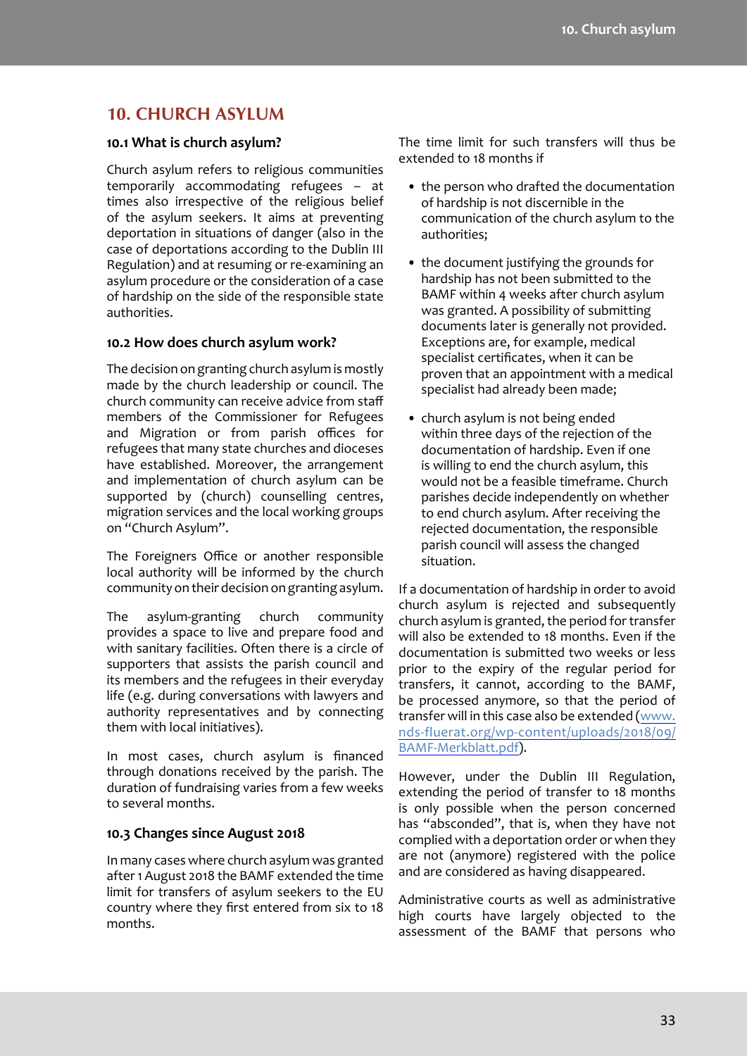## 10. CHURCH ASYLUM

### 10.1 What is church asylum?

Church asylum refers to religious communities temporarily accommodating refugees – at times also irrespective of the religious belief of the asylum seekers. It aims at preventing deportation in situations of danger (also in the case of deportations according to the Dublin III Regulation) and at resuming or re-examining an asylum procedure or the consideration of a case of hardship on the side of the responsible state authorities.

### 10.2 How does church asylum work?

The decision on granting church asylum is mostly made by the church leadership or council. The church community can receive advice from staff members of the Commissioner for Refugees and Migration or from parish offices for refugees that many state churches and dioceses have established. Moreover, the arrangement and implementation of church asylum can be supported by (church) counselling centres, migration services and the local working groups on "Church Asylum".

The Foreigners Office or another responsible local authority will be informed by the church community on their decision on granting asylum.

The asylum-granting church community provides a space to live and prepare food and with sanitary facilities. Often there is a circle of supporters that assists the parish council and its members and the refugees in their everyday life (e.g. during conversations with lawyers and authority representatives and by connecting them with local initiatives).

In most cases, church asylum is financed through donations received by the parish. The duration of fundraising varies from a few weeks to several months.

### 10.3 Changes since August 2018

In many cases where church asylum was granted after 1 August 2018 the BAMF extended the time limit for transfers of asylum seekers to the EU country where they first entered from six to 18 months.

The time limit for such transfers will thus be extended to 18 months if

- the person who drafted the documentation of hardship is not discernible in the communication of the church asylum to the authorities;
- the document justifying the grounds for hardship has not been submitted to the BAMF within 4 weeks after church asylum was granted. A possibility of submitting documents later is generally not provided. Exceptions are, for example, medical specialist certificates, when it can be proven that an appointment with a medical specialist had already been made;
- church asylum is not being ended within three days of the rejection of the documentation of hardship. Even if one is willing to end the church asylum, this would not be a feasible timeframe. Church parishes decide independently on whether to end church asylum. After receiving the rejected documentation, the responsible parish council will assess the changed situation.

If a documentation of hardship in order to avoid church asylum is rejected and subsequently church asylum is granted, the period for transfer will also be extended to 18 months. Even if the documentation is submitted two weeks or less prior to the expiry of the regular period for transfers, it cannot, according to the BAMF, be processed anymore, so that the period of transfer will in this case also be extended ([www.nds-fluerat.org/wp-content/uploads/2018/09/BAMF-Merkblatt.pdf](www.nds-fluerat.org/wp-content/uploads/2018/09/BAMF-Merkblatt.pdf)).

However, under the Dublin III Regulation, extending the period of transfer to 18 months is only possible when the person concerned has "absconded", that is, when they have not complied with a deportation order or when they are not (anymore) registered with the police and are considered as having disappeared.

Administrative courts as well as administrative high courts have largely objected to the assessment of the BAMF that persons who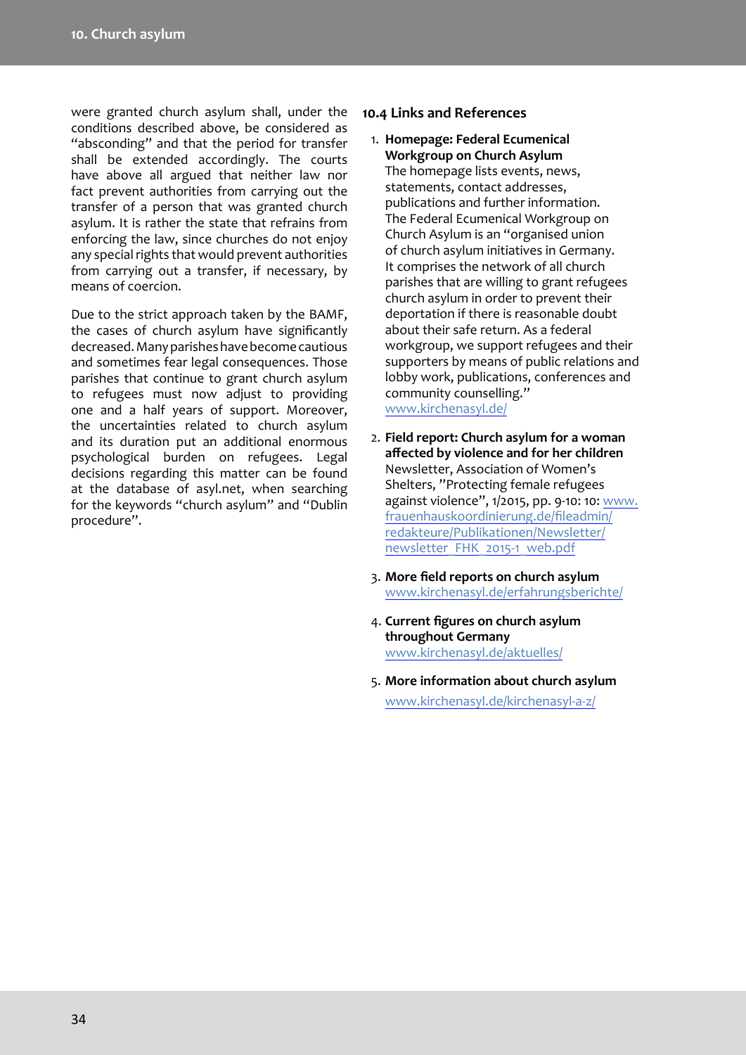were granted church asylum shall, under the conditions described above, be considered as "absconding" and that the period for transfer shall be extended accordingly. The courts have above all argued that neither law nor fact prevent authorities from carrying out the transfer of a person that was granted church asylum. It is rather the state that refrains from enforcing the law, since churches do not enjoy any special rights that would prevent authorities from carrying out a transfer, if necessary, by means of coercion.

Due to the strict approach taken by the BAMF, the cases of church asylum have significantly decreased. Many parishes have become cautious and sometimes fear legal consequences. Those parishes that continue to grant church asylum to refugees must now adjust to providing one and a half years of support. Moreover, the uncertainties related to church asylum and its duration put an additional enormous psychological burden on refugees. Legal decisions regarding this matter can be found at the database of asyl.net, when searching for the keywords "church asylum" and "Dublin procedure".

### 10.4 Links and References

1. **Homepage: Federal Ecumenical Workgroup on Church Asylum**
   The homepage lists events, news, statements, contact addresses, publications and further information. The Federal Ecumenical Workgroup on Church Asylum is an "organised union of church asylum initiatives in Germany. It comprises the network of all church parishes that are willing to grant refugees church asylum in order to prevent their deportation if there is reasonable doubt about their safe return. As a federal workgroup, we support refugees and their supporters by means of public relations and lobby work, publications, conferences and community counselling."
   www.kirchenasyl.de/

2. **Field report: Church asylum for a woman affected by violence and for her children**
   Newsletter, Association of Women's Shelters, "Protecting female refugees against violence", 1/2015, pp. 9-10: 10: www.frauenhauskoordinierung.de/fileadmin/redakteure/Publikationen/Newsletter/newsletter_FHK_2015-1_web.pdf

3. **More field reports on church asylum**
   www.kirchenasyl.de/erfahrungsberichte/

4. **Current figures on church asylum throughout Germany**
   www.kirchenasyl.de/aktuelles/

5. **More information about church asylum**
   www.kirchenasyl.de/kirchenasyl-a-z/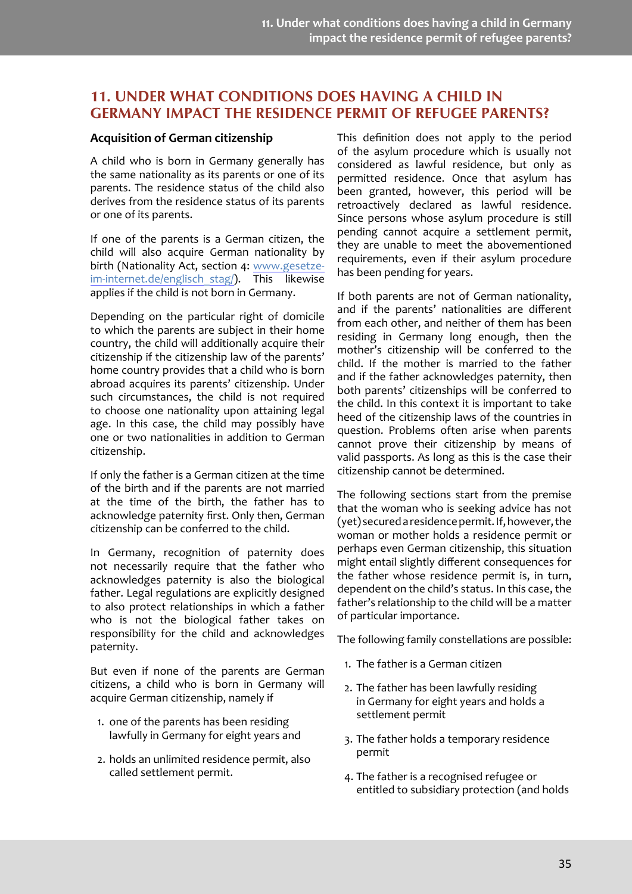## 11. UNDER WHAT CONDITIONS DOES HAVING A CHILD IN GERMANY IMPACT THE RESIDENCE PERMIT OF REFUGEE PARENTS?

### Acquisition of German citizenship

A child who is born in Germany generally has the same nationality as its parents or one of its parents. The residence status of the child also derives from the residence status of its parents or one of its parents.

If one of the parents is a German citizen, the child will also acquire German nationality by birth (Nationality Act, section 4: www.gesetze-im-internet.de/englisch_stag/). This likewise applies if the child is not born in Germany.

Depending on the particular right of domicile to which the parents are subject in their home country, the child will additionally acquire their citizenship if the citizenship law of the parents' home country provides that a child who is born abroad acquires its parents' citizenship. Under such circumstances, the child is not required to choose one nationality upon attaining legal age. In this case, the child may possibly have one or two nationalities in addition to German citizenship.

If only the father is a German citizen at the time of the birth and if the parents are not married at the time of the birth, the father has to acknowledge paternity first. Only then, German citizenship can be conferred to the child.

In Germany, recognition of paternity does not necessarily require that the father who acknowledges paternity is also the biological father. Legal regulations are explicitly designed to also protect relationships in which a father who is not the biological father takes on responsibility for the child and acknowledges paternity.

But even if none of the parents are German citizens, a child who is born in Germany will acquire German citizenship, namely if

1. one of the parents has been residing lawfully in Germany for eight years and
2. holds an unlimited residence permit, also called settlement permit.

This definition does not apply to the period of the asylum procedure which is usually not considered as lawful residence, but only as permitted residence. Once that asylum has been granted, however, this period will be retroactively declared as lawful residence. Since persons whose asylum procedure is still pending cannot acquire a settlement permit, they are unable to meet the abovementioned requirements, even if their asylum procedure has been pending for years.

If both parents are not of German nationality, and if the parents' nationalities are different from each other, and neither of them has been residing in Germany long enough, then the mother's citizenship will be conferred to the child. If the mother is married to the father and if the father acknowledges paternity, then both parents' citizenships will be conferred to the child. In this context it is important to take heed of the citizenship laws of the countries in question. Problems often arise when parents cannot prove their citizenship by means of valid passports. As long as this is the case their citizenship cannot be determined.

The following sections start from the premise that the woman who is seeking advice has not (yet) secured a residence permit. If, however, the woman or mother holds a residence permit or perhaps even German citizenship, this situation might entail slightly different consequences for the father whose residence permit is, in turn, dependent on the child's status. In this case, the father's relationship to the child will be a matter of particular importance.

The following family constellations are possible:

1. The father is a German citizen
2. The father has been lawfully residing in Germany for eight years and holds a settlement permit
3. The father holds a temporary residence permit
4. The father is a recognised refugee or entitled to subsidiary protection (and holds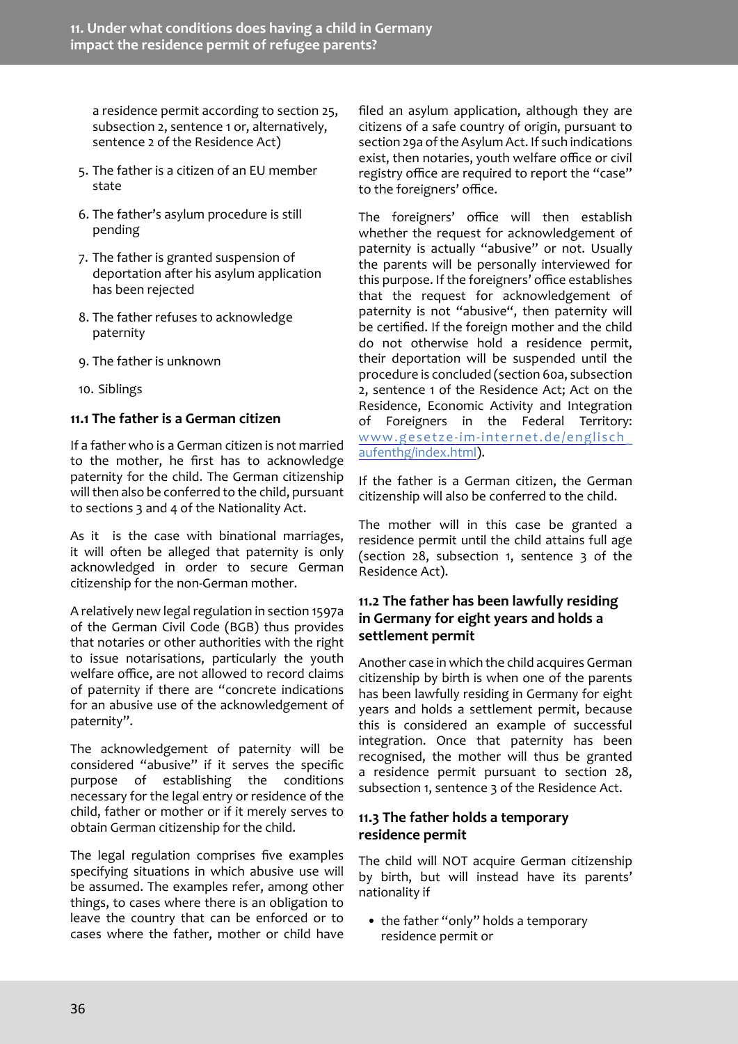a residence permit according to section 25, subsection 2, sentence 1 or, alternatively, sentence 2 of the Residence Act)

5. The father is a citizen of an EU member state
6. The father's asylum procedure is still pending
7. The father is granted suspension of deportation after his asylum application has been rejected
8. The father refuses to acknowledge paternity
9. The father is unknown
10. Siblings

### 11.1 The father is a German citizen

If a father who is a German citizen is not married to the mother, he first has to acknowledge paternity for the child. The German citizenship will then also be conferred to the child, pursuant to sections 3 and 4 of the Nationality Act.

As it is the case with binational marriages, it will often be alleged that paternity is only acknowledged in order to secure German citizenship for the non-German mother.

A relatively new legal regulation in section 1597a of the German Civil Code (BGB) thus provides that notaries or other authorities with the right to issue notarisations, particularly the youth welfare office, are not allowed to record claims of paternity if there are "concrete indications for an abusive use of the acknowledgement of paternity".

The acknowledgement of paternity will be considered "abusive" if it serves the specific purpose of establishing the conditions necessary for the legal entry or residence of the child, father or mother or if it merely serves to obtain German citizenship for the child.

The legal regulation comprises five examples specifying situations in which abusive use will be assumed. The examples refer, among other things, to cases where there is an obligation to leave the country that can be enforced or to cases where the father, mother or child have filed an asylum application, although they are citizens of a safe country of origin, pursuant to section 29a of the Asylum Act. If such indications exist, then notaries, youth welfare office or civil registry office are required to report the "case" to the foreigners' office.

The foreigners' office will then establish whether the request for acknowledgement of paternity is actually "abusive" or not. Usually the parents will be personally interviewed for this purpose. If the foreigners' office establishes that the request for acknowledgement of paternity is not "abusive", then paternity will be certified. If the foreign mother and the child do not otherwise hold a residence permit, their deportation will be suspended until the procedure is concluded (section 60a, subsection 2, sentence 1 of the Residence Act; Act on the Residence, Economic Activity and Integration of Foreigners in the Federal Territory: [www.gesetze-im-internet.de/englisch_aufenthg/index.html](www.gesetze-im-internet.de/englisch_aufenthg/index.html)).

If the father is a German citizen, the German citizenship will also be conferred to the child.

The mother will in this case be granted a residence permit until the child attains full age (section 28, subsection 1, sentence 3 of the Residence Act).

### 11.2 The father has been lawfully residing in Germany for eight years and holds a settlement permit

Another case in which the child acquires German citizenship by birth is when one of the parents has been lawfully residing in Germany for eight years and holds a settlement permit, because this is considered an example of successful integration. Once that paternity has been recognised, the mother will thus be granted a residence permit pursuant to section 28, subsection 1, sentence 3 of the Residence Act.

### 11.3 The father holds a temporary residence permit

The child will NOT acquire German citizenship by birth, but will instead have its parents' nationality if

- the father "only" holds a temporary residence permit or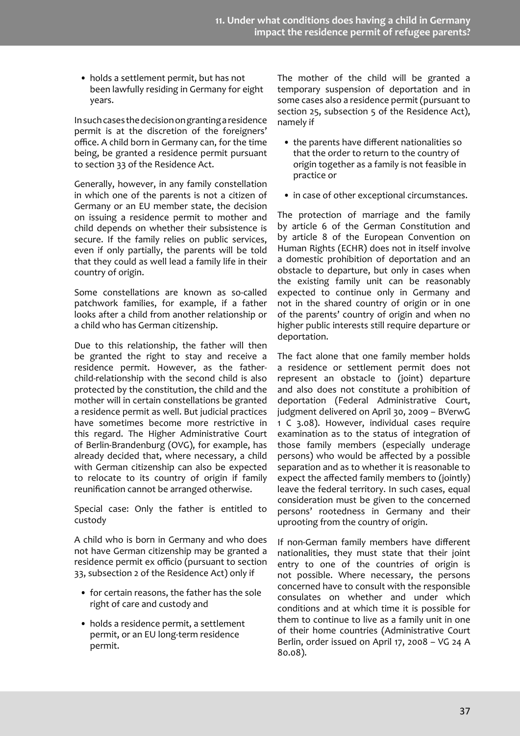- holds a settlement permit, but has not been lawfully residing in Germany for eight years.

In such cases the decision on granting a residence permit is at the discretion of the foreigners' office. A child born in Germany can, for the time being, be granted a residence permit pursuant to section 33 of the Residence Act.

Generally, however, in any family constellation in which one of the parents is not a citizen of Germany or an EU member state, the decision on issuing a residence permit to mother and child depends on whether their subsistence is secure. If the family relies on public services, even if only partially, the parents will be told that they could as well lead a family life in their country of origin.

Some constellations are known as so-called patchwork families, for example, if a father looks after a child from another relationship or a child who has German citizenship.

Due to this relationship, the father will then be granted the right to stay and receive a residence permit. However, as the father-child-relationship with the second child is also protected by the constitution, the child and the mother will in certain constellations be granted a residence permit as well. But judicial practices have sometimes become more restrictive in this regard. The Higher Administrative Court of Berlin-Brandenburg (OVG), for example, has already decided that, where necessary, a child with German citizenship can also be expected to relocate to its country of origin if family reunification cannot be arranged otherwise.

Special case: Only the father is entitled to custody

A child who is born in Germany and who does not have German citizenship may be granted a residence permit ex officio (pursuant to section 33, subsection 2 of the Residence Act) only if

- for certain reasons, the father has the sole right of care and custody and
- holds a residence permit, a settlement permit, or an EU long-term residence permit.

The mother of the child will be granted a temporary suspension of deportation and in some cases also a residence permit (pursuant to section 25, subsection 5 of the Residence Act), namely if

- the parents have different nationalities so that the order to return to the country of origin together as a family is not feasible in practice or
- in case of other exceptional circumstances.

The protection of marriage and the family by article 6 of the German Constitution and by article 8 of the European Convention on Human Rights (ECHR) does not in itself involve a domestic prohibition of deportation and an obstacle to departure, but only in cases when the existing family unit can be reasonably expected to continue only in Germany and not in the shared country of origin or in one of the parents' country of origin and when no higher public interests still require departure or deportation.

The fact alone that one family member holds a residence or settlement permit does not represent an obstacle to (joint) departure and also does not constitute a prohibition of deportation (Federal Administrative Court, judgment delivered on April 30, 2009 – BVerwG 1 C 3.08). However, individual cases require examination as to the status of integration of those family members (especially underage persons) who would be affected by a possible separation and as to whether it is reasonable to expect the affected family members to (jointly) leave the federal territory. In such cases, equal consideration must be given to the concerned persons' rootedness in Germany and their uprooting from the country of origin.

If non-German family members have different nationalities, they must state that their joint entry to one of the countries of origin is not possible. Where necessary, the persons concerned have to consult with the responsible consulates on whether and under which conditions and at which time it is possible for them to continue to live as a family unit in one of their home countries (Administrative Court Berlin, order issued on April 17, 2008 – VG 24 A 80.08).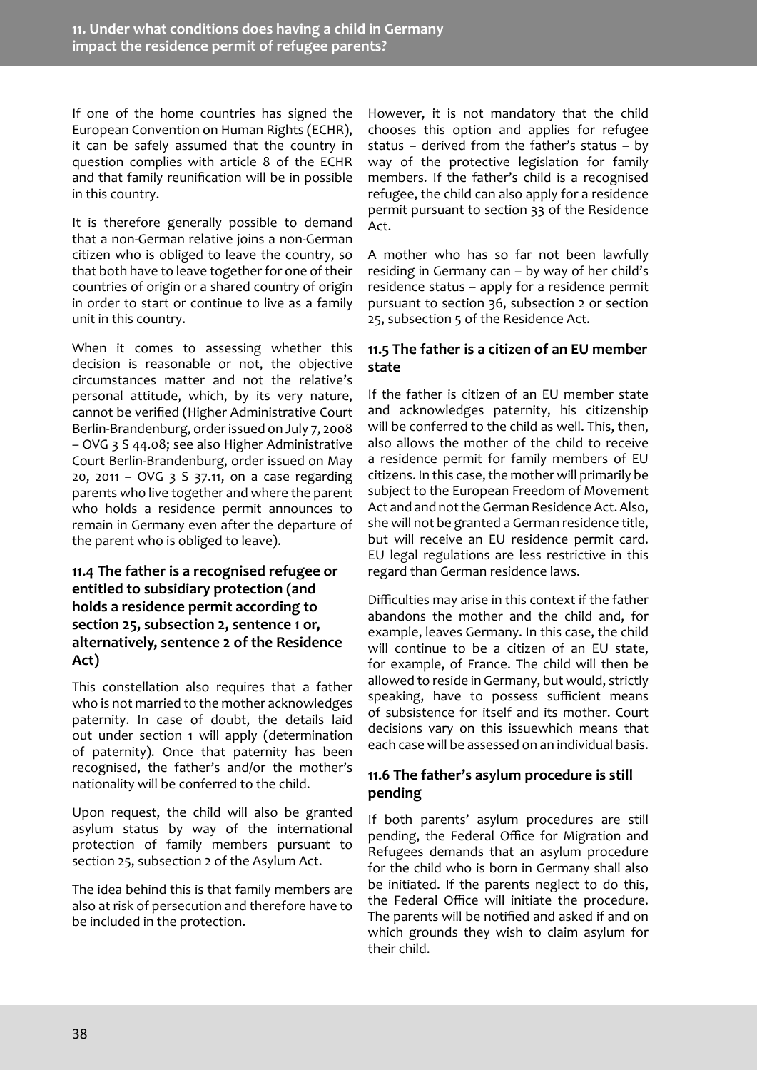If one of the home countries has signed the European Convention on Human Rights (ECHR), it can be safely assumed that the country in question complies with article 8 of the ECHR and that family reunification will be in possible in this country.

It is therefore generally possible to demand that a non-German relative joins a non-German citizen who is obliged to leave the country, so that both have to leave together for one of their countries of origin or a shared country of origin in order to start or continue to live as a family unit in this country.

When it comes to assessing whether this decision is reasonable or not, the objective circumstances matter and not the relative's personal attitude, which, by its very nature, cannot be verified (Higher Administrative Court Berlin-Brandenburg, order issued on July 7, 2008 – OVG 3 S 44.08; see also Higher Administrative Court Berlin-Brandenburg, order issued on May 20, 2011 – OVG 3 S 37.11, on a case regarding parents who live together and where the parent who holds a residence permit announces to remain in Germany even after the departure of the parent who is obliged to leave).

### 11.4 The father is a recognised refugee or entitled to subsidiary protection (and holds a residence permit according to section 25, subsection 2, sentence 1 or, alternatively, sentence 2 of the Residence Act)

This constellation also requires that a father who is not married to the mother acknowledges paternity. In case of doubt, the details laid out under section 1 will apply (determination of paternity). Once that paternity has been recognised, the father's and/or the mother's nationality will be conferred to the child.

Upon request, the child will also be granted asylum status by way of the international protection of family members pursuant to section 25, subsection 2 of the Asylum Act.

The idea behind this is that family members are also at risk of persecution and therefore have to be included in the protection.

However, it is not mandatory that the child chooses this option and applies for refugee status – derived from the father's status – by way of the protective legislation for family members. If the father's child is a recognised refugee, the child can also apply for a residence permit pursuant to section 33 of the Residence Act.

A mother who has so far not been lawfully residing in Germany can – by way of her child's residence status – apply for a residence permit pursuant to section 36, subsection 2 or section 25, subsection 5 of the Residence Act.

### 11.5 The father is a citizen of an EU member state

If the father is citizen of an EU member state and acknowledges paternity, his citizenship will be conferred to the child as well. This, then, also allows the mother of the child to receive a residence permit for family members of EU citizens. In this case, the mother will primarily be subject to the European Freedom of Movement Act and and not the German Residence Act. Also, she will not be granted a German residence title, but will receive an EU residence permit card. EU legal regulations are less restrictive in this regard than German residence laws.

Difficulties may arise in this context if the father abandons the mother and the child and, for example, leaves Germany. In this case, the child will continue to be a citizen of an EU state, for example, of France. The child will then be allowed to reside in Germany, but would, strictly speaking, have to possess sufficient means of subsistence for itself and its mother. Court decisions vary on this issuewhich means that each case will be assessed on an individual basis.

### 11.6 The father's asylum procedure is still pending

If both parents' asylum procedures are still pending, the Federal Office for Migration and Refugees demands that an asylum procedure for the child who is born in Germany shall also be initiated. If the parents neglect to do this, the Federal Office will initiate the procedure. The parents will be notified and asked if and on which grounds they wish to claim asylum for their child.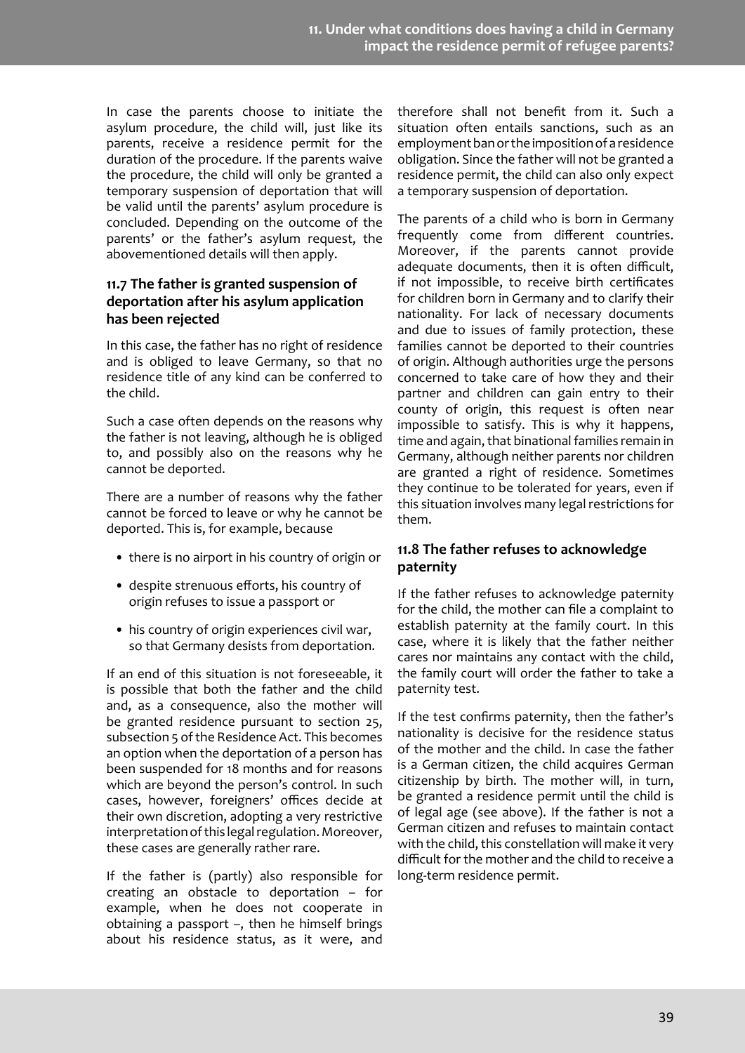In case the parents choose to initiate the asylum procedure, the child will, just like its parents, receive a residence permit for the duration of the procedure. If the parents waive the procedure, the child will only be granted a temporary suspension of deportation that will be valid until the parents' asylum procedure is concluded. Depending on the outcome of the parents' or the father's asylum request, the abovementioned details will then apply.

### 11.7 The father is granted suspension of deportation after his asylum application has been rejected

In this case, the father has no right of residence and is obliged to leave Germany, so that no residence title of any kind can be conferred to the child.

Such a case often depends on the reasons why the father is not leaving, although he is obliged to, and possibly also on the reasons why he cannot be deported.

There are a number of reasons why the father cannot be forced to leave or why he cannot be deported. This is, for example, because

- there is no airport in his country of origin or
- despite strenuous efforts, his country of origin refuses to issue a passport or
- his country of origin experiences civil war, so that Germany desists from deportation.

If an end of this situation is not foreseeable, it is possible that both the father and the child and, as a consequence, also the mother will be granted residence pursuant to section 25, subsection 5 of the Residence Act. This becomes an option when the deportation of a person has been suspended for 18 months and for reasons which are beyond the person's control. In such cases, however, foreigners' offices decide at their own discretion, adopting a very restrictive interpretation of this legal regulation. Moreover, these cases are generally rather rare.

If the father is (partly) also responsible for creating an obstacle to deportation – for example, when he does not cooperate in obtaining a passport –, then he himself brings about his residence status, as it were, and therefore shall not benefit from it. Such a situation often entails sanctions, such as an employment ban or the imposition of a residence obligation. Since the father will not be granted a residence permit, the child can also only expect a temporary suspension of deportation.

The parents of a child who is born in Germany frequently come from different countries. Moreover, if the parents cannot provide adequate documents, then it is often difficult, if not impossible, to receive birth certificates for children born in Germany and to clarify their nationality. For lack of necessary documents and due to issues of family protection, these families cannot be deported to their countries of origin. Although authorities urge the persons concerned to take care of how they and their partner and children can gain entry to their county of origin, this request is often near impossible to satisfy. This is why it happens, time and again, that binational families remain in Germany, although neither parents nor children are granted a right of residence. Sometimes they continue to be tolerated for years, even if this situation involves many legal restrictions for them.

### 11.8 The father refuses to acknowledge paternity

If the father refuses to acknowledge paternity for the child, the mother can file a complaint to establish paternity at the family court. In this case, where it is likely that the father neither cares nor maintains any contact with the child, the family court will order the father to take a paternity test.

If the test confirms paternity, then the father's nationality is decisive for the residence status of the mother and the child. In case the father is a German citizen, the child acquires German citizenship by birth. The mother will, in turn, be granted a residence permit until the child is of legal age (see above). If the father is not a German citizen and refuses to maintain contact with the child, this constellation will make it very difficult for the mother and the child to receive a long-term residence permit.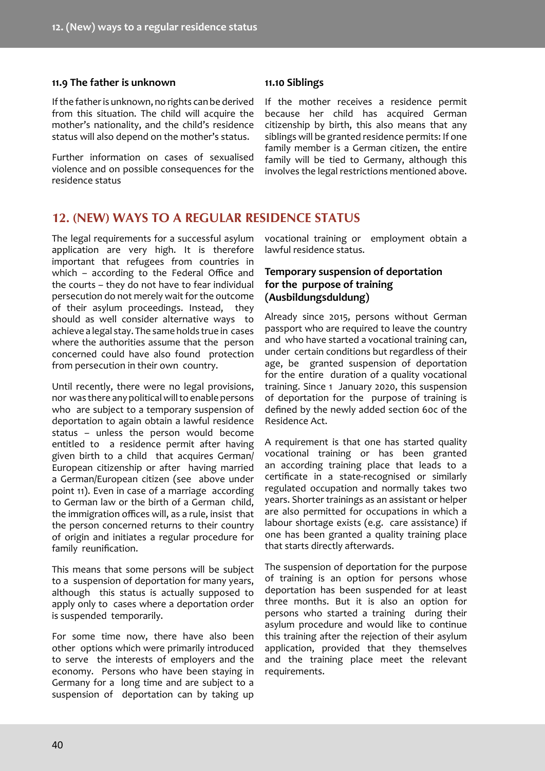### 11.9 The father is unknown

If the father is unknown, no rights can be derived from this situation. The child will acquire the mother's nationality, and the child's residence status will also depend on the mother's status.

Further information on cases of sexualised violence and on possible consequences for the residence status

### 11.10 Siblings

If the mother receives a residence permit because her child has acquired German citizenship by birth, this also means that any siblings will be granted residence permits: If one family member is a German citizen, the entire family will be tied to Germany, although this involves the legal restrictions mentioned above.

## 12. (NEW) WAYS TO A REGULAR RESIDENCE STATUS

The legal requirements for a successful asylum application are very high. It is therefore important that refugees from countries in which – according to the Federal Office and the courts – they do not have to fear individual persecution do not merely wait for the outcome of their asylum proceedings. Instead, they should as well consider alternative ways to achieve a legal stay. The same holds true in cases where the authorities assume that the person concerned could have also found protection from persecution in their own country.

Until recently, there were no legal provisions, nor was there any political will to enable persons who are subject to a temporary suspension of deportation to again obtain a lawful residence status – unless the person would become entitled to a residence permit after having given birth to a child that acquires German/ European citizenship or after having married a German/European citizen (see above under point 11). Even in case of a marriage according to German law or the birth of a German child, the immigration offices will, as a rule, insist that the person concerned returns to their country of origin and initiates a regular procedure for family reunification.

This means that some persons will be subject to a suspension of deportation for many years, although this status is actually supposed to apply only to cases where a deportation order is suspended temporarily.

For some time now, there have also been other options which were primarily introduced to serve the interests of employers and the economy. Persons who have been staying in Germany for a long time and are subject to a suspension of deportation can by taking up vocational training or employment obtain a lawful residence status.

### Temporary suspension of deportation for the purpose of training (Ausbildungsduldung)

Already since 2015, persons without German passport who are required to leave the country and who have started a vocational training can, under certain conditions but regardless of their age, be granted suspension of deportation for the entire duration of a quality vocational training. Since 1 January 2020, this suspension of deportation for the purpose of training is defined by the newly added section 60c of the Residence Act.

A requirement is that one has started quality vocational training or has been granted an according training place that leads to a certificate in a state-recognised or similarly regulated occupation and normally takes two years. Shorter trainings as an assistant or helper are also permitted for occupations in which a labour shortage exists (e.g. care assistance) if one has been granted a quality training place that starts directly afterwards.

The suspension of deportation for the purpose of training is an option for persons whose deportation has been suspended for at least three months. But it is also an option for persons who started a training during their asylum procedure and would like to continue this training after the rejection of their asylum application, provided that they themselves and the training place meet the relevant requirements.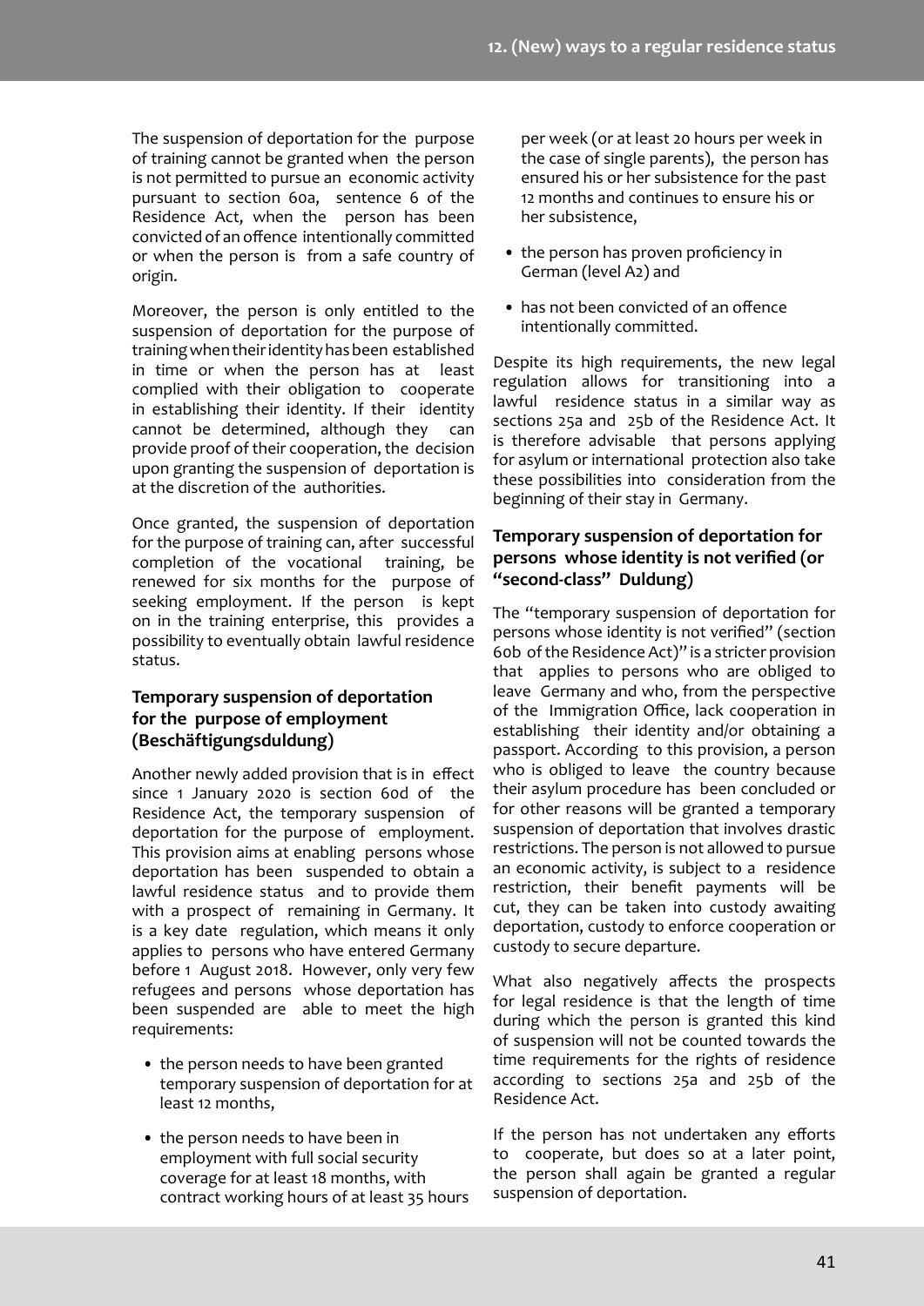The suspension of deportation for the purpose of training cannot be granted when the person is not permitted to pursue an economic activity pursuant to section 60a, sentence 6 of the Residence Act, when the person has been convicted of an offence intentionally committed or when the person is from a safe country of origin.

Moreover, the person is only entitled to the suspension of deportation for the purpose of training when their identity has been established in time or when the person has at least complied with their obligation to cooperate in establishing their identity. If their identity cannot be determined, although they can provide proof of their cooperation, the decision upon granting the suspension of deportation is at the discretion of the authorities.

Once granted, the suspension of deportation for the purpose of training can, after successful completion of the vocational training, be renewed for six months for the purpose of seeking employment. If the person is kept on in the training enterprise, this provides a possibility to eventually obtain lawful residence status.

### Temporary suspension of deportation for the purpose of employment (Beschäftigungsduldung)

Another newly added provision that is in effect since 1 January 2020 is section 60d of the Residence Act, the temporary suspension of deportation for the purpose of employment. This provision aims at enabling persons whose deportation has been suspended to obtain a lawful residence status and to provide them with a prospect of remaining in Germany. It is a key date regulation, which means it only applies to persons who have entered Germany before 1 August 2018. However, only very few refugees and persons whose deportation has been suspended are able to meet the high requirements:

- the person needs to have been granted temporary suspension of deportation for at least 12 months,
- the person needs to have been in employment with full social security coverage for at least 18 months, with contract working hours of at least 35 hours per week (or at least 20 hours per week in the case of single parents), the person has ensured his or her subsistence for the past 12 months and continues to ensure his or her subsistence,
- the person has proven proficiency in German (level A2) and
- has not been convicted of an offence intentionally committed.

Despite its high requirements, the new legal regulation allows for transitioning into a lawful residence status in a similar way as sections 25a and 25b of the Residence Act. It is therefore advisable that persons applying for asylum or international protection also take these possibilities into consideration from the beginning of their stay in Germany.

### Temporary suspension of deportation for persons whose identity is not verified (or "second-class" Duldung)

The "temporary suspension of deportation for persons whose identity is not verified" (section 60b of the Residence Act)" is a stricter provision that applies to persons who are obliged to leave Germany and who, from the perspective of the Immigration Office, lack cooperation in establishing their identity and/or obtaining a passport. According to this provision, a person who is obliged to leave the country because their asylum procedure has been concluded or for other reasons will be granted a temporary suspension of deportation that involves drastic restrictions. The person is not allowed to pursue an economic activity, is subject to a residence restriction, their benefit payments will be cut, they can be taken into custody awaiting deportation, custody to enforce cooperation or custody to secure departure.

What also negatively affects the prospects for legal residence is that the length of time during which the person is granted this kind of suspension will not be counted towards the time requirements for the rights of residence according to sections 25a and 25b of the Residence Act.

If the person has not undertaken any efforts to cooperate, but does so at a later point, the person shall again be granted a regular suspension of deportation.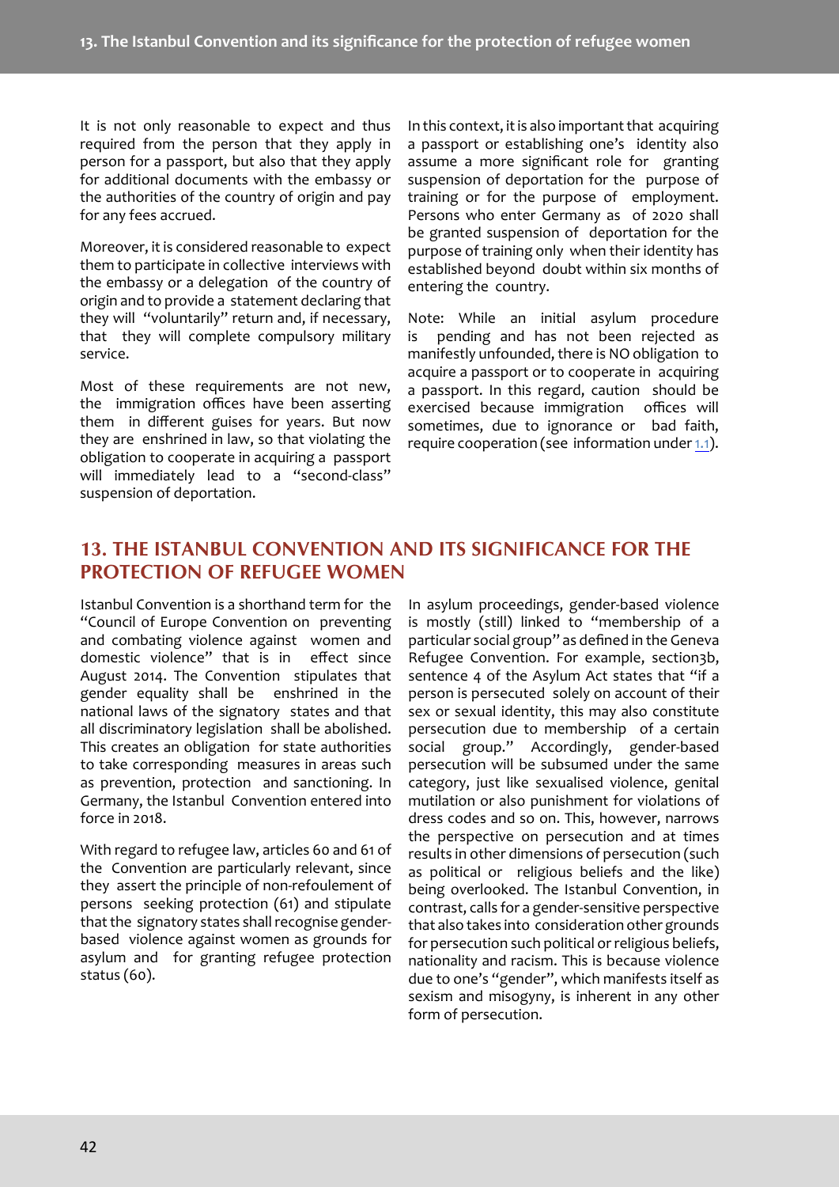It is not only reasonable to expect and thus required from the person that they apply in person for a passport, but also that they apply for additional documents with the embassy or the authorities of the country of origin and pay for any fees accrued.

Moreover, it is considered reasonable to expect them to participate in collective interviews with the embassy or a delegation of the country of origin and to provide a statement declaring that they will "voluntarily" return and, if necessary, that they will complete compulsory military service.

Most of these requirements are not new, the immigration offices have been asserting them in different guises for years. But now they are enshrined in law, so that violating the obligation to cooperate in acquiring a passport will immediately lead to a "second-class" suspension of deportation.

In this context, it is also important that acquiring a passport or establishing one's identity also assume a more significant role for granting suspension of deportation for the purpose of training or for the purpose of employment. Persons who enter Germany as of 2020 shall be granted suspension of deportation for the purpose of training only when their identity has established beyond doubt within six months of entering the country.

Note: While an initial asylum procedure is pending and has not been rejected as manifestly unfounded, there is NO obligation to acquire a passport or to cooperate in acquiring a passport. In this regard, caution should be exercised because immigration offices will sometimes, due to ignorance or bad faith, require cooperation (see information under 1.1).

## 13. THE ISTANBUL CONVENTION AND ITS SIGNIFICANCE FOR THE PROTECTION OF REFUGEE WOMEN

Istanbul Convention is a shorthand term for the "Council of Europe Convention on preventing and combating violence against women and domestic violence" that is in effect since August 2014. The Convention stipulates that gender equality shall be enshrined in the national laws of the signatory states and that all discriminatory legislation shall be abolished. This creates an obligation for state authorities to take corresponding measures in areas such as prevention, protection and sanctioning. In Germany, the Istanbul Convention entered into force in 2018.

With regard to refugee law, articles 60 and 61 of the Convention are particularly relevant, since they assert the principle of non-refoulement of persons seeking protection (61) and stipulate that the signatory states shall recognise gender-based violence against women as grounds for asylum and for granting refugee protection status (60).

In asylum proceedings, gender-based violence is mostly (still) linked to "membership of a particular social group" as defined in the Geneva Refugee Convention. For example, section3b, sentence 4 of the Asylum Act states that "if a person is persecuted solely on account of their sex or sexual identity, this may also constitute persecution due to membership of a certain social group." Accordingly, gender-based persecution will be subsumed under the same category, just like sexualised violence, genital mutilation or also punishment for violations of dress codes and so on. This, however, narrows the perspective on persecution and at times results in other dimensions of persecution (such as political or religious beliefs and the like) being overlooked. The Istanbul Convention, in contrast, calls for a gender-sensitive perspective that also takes into consideration other grounds for persecution such political or religious beliefs, nationality and racism. This is because violence due to one's "gender", which manifests itself as sexism and misogyny, is inherent in any other form of persecution.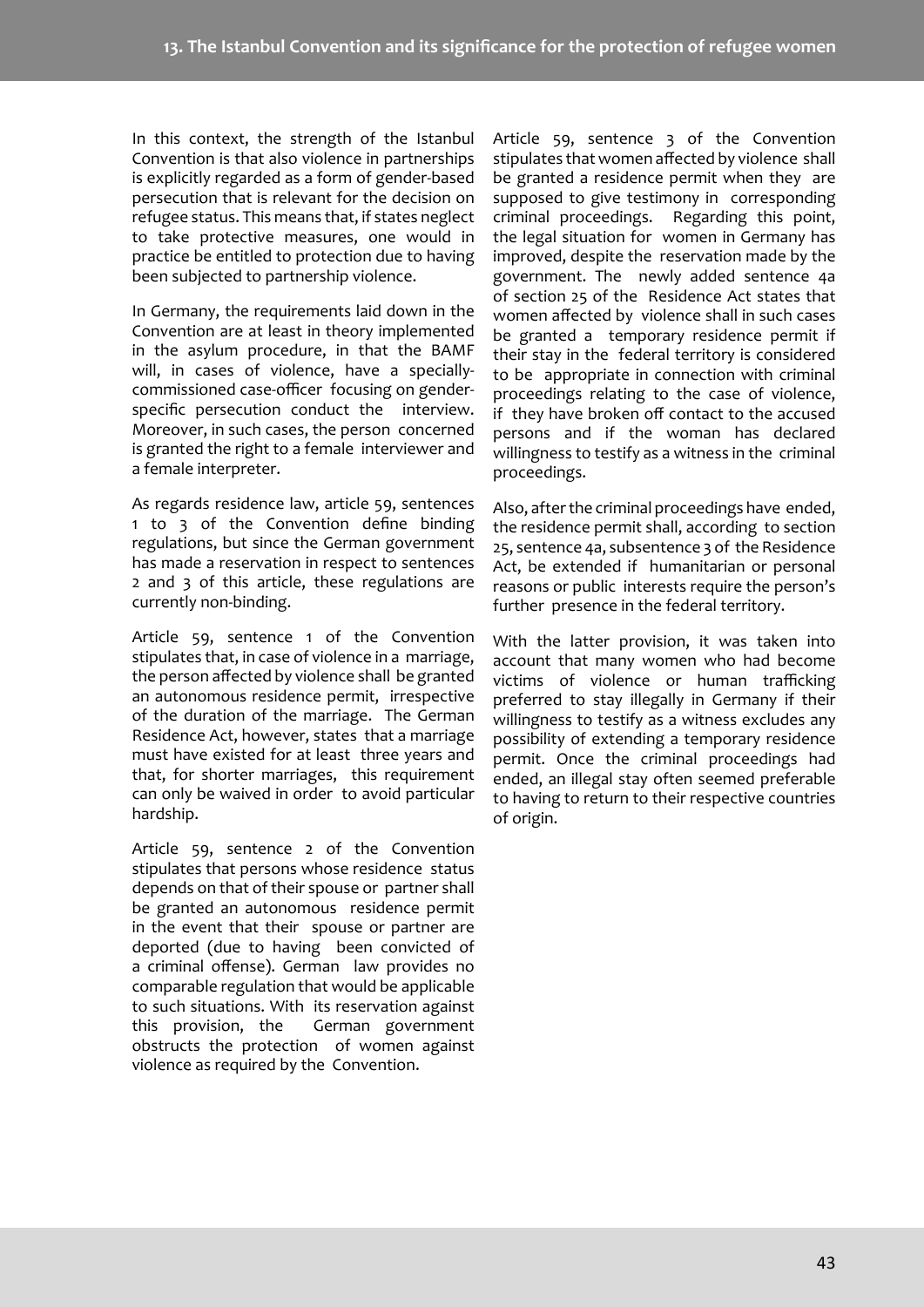In this context, the strength of the Istanbul Convention is that also violence in partnerships is explicitly regarded as a form of gender-based persecution that is relevant for the decision on refugee status. This means that, if states neglect to take protective measures, one would in practice be entitled to protection due to having been subjected to partnership violence.

In Germany, the requirements laid down in the Convention are at least in theory implemented in the asylum procedure, in that the BAMF will, in cases of violence, have a specially-commissioned case-officer focusing on gender-specific persecution conduct the interview. Moreover, in such cases, the person concerned is granted the right to a female interviewer and a female interpreter.

As regards residence law, article 59, sentences 1 to 3 of the Convention define binding regulations, but since the German government has made a reservation in respect to sentences 2 and 3 of this article, these regulations are currently non-binding.

Article 59, sentence 1 of the Convention stipulates that, in case of violence in a marriage, the person affected by violence shall be granted an autonomous residence permit, irrespective of the duration of the marriage. The German Residence Act, however, states that a marriage must have existed for at least three years and that, for shorter marriages, this requirement can only be waived in order to avoid particular hardship.

Article 59, sentence 2 of the Convention stipulates that persons whose residence status depends on that of their spouse or partner shall be granted an autonomous residence permit in the event that their spouse or partner are deported (due to having been convicted of a criminal offense). German law provides no comparable regulation that would be applicable to such situations. With its reservation against this provision, the German government obstructs the protection of women against violence as required by the Convention.

Article 59, sentence 3 of the Convention stipulates that women affected by violence shall be granted a residence permit when they are supposed to give testimony in corresponding criminal proceedings. Regarding this point, the legal situation for women in Germany has improved, despite the reservation made by the government. The newly added sentence 4a of section 25 of the Residence Act states that women affected by violence shall in such cases be granted a temporary residence permit if their stay in the federal territory is considered to be appropriate in connection with criminal proceedings relating to the case of violence, if they have broken off contact to the accused persons and if the woman has declared willingness to testify as a witness in the criminal proceedings.

Also, after the criminal proceedings have ended, the residence permit shall, according to section 25, sentence 4a, subsentence 3 of the Residence Act, be extended if humanitarian or personal reasons or public interests require the person's further presence in the federal territory.

With the latter provision, it was taken into account that many women who had become victims of violence or human trafficking preferred to stay illegally in Germany if their willingness to testify as a witness excludes any possibility of extending a temporary residence permit. Once the criminal proceedings had ended, an illegal stay often seemed preferable to having to return to their respective countries of origin.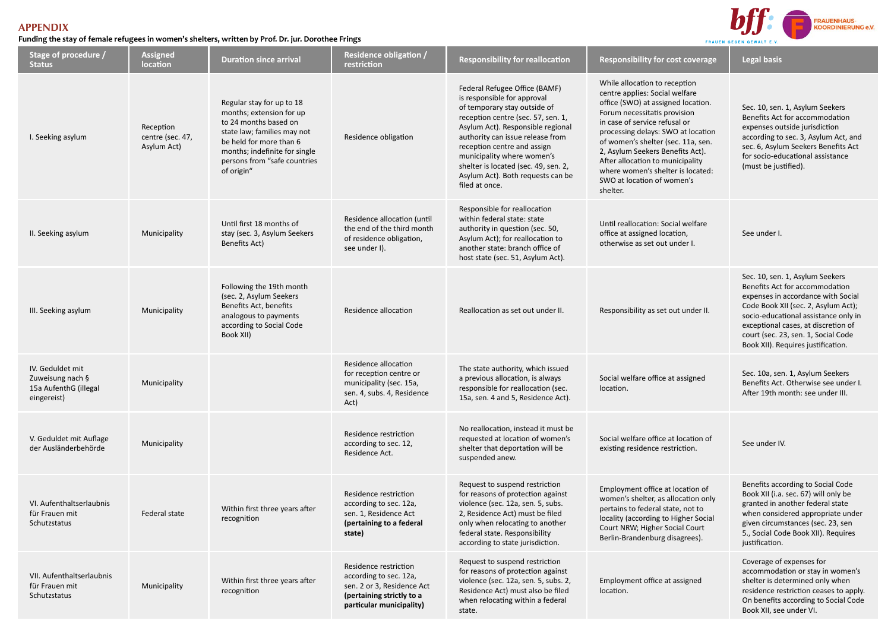## APPENDIX

**Funding the stay of female refugees in women's shelters, written by Prof. Dr. jur. Dorothee Frings**

| Stage of procedure / Status | Assigned location | Duration since arrival | Residence obligation / restriction | Responsibility for reallocation | Responsibility for cost coverage | Legal basis |
|---|---|---|---|---|---|---|
| I. Seeking asylum | Reception centre (sec. 47, Asylum Act) | Regular stay for up to 18 months; extension for up to 24 months based on state law; families may not be held for more than 6 months; indefinite for single persons from "safe countries of origin" | Residence obligation | Federal Refugee Office (BAMF) is responsible for approval of temporary stay outside of reception centre (sec. 57, sen. 1, Asylum Act). Responsible regional authority can issue release from reception centre and assign municipality where women's shelter is located (sec. 49, sen. 2, Asylum Act). Both requests can be filed at once. | While allocation to reception centre applies: Social welfare office (SWO) at assigned location. Forum necessitatis provision in case of service refusal or processing delays: SWO at location of women's shelter (sec. 11a, sen. 2, Asylum Seekers Benefits Act). After allocation to municipality where women's shelter is located: SWO at location of women's shelter. | Sec. 10, sen. 1, Asylum Seekers Benefits Act for accommodation expenses outside jurisdiction according to sec. 3, Asylum Act, and sec. 6, Asylum Seekers Benefits Act for socio-educational assistance (must be justified). |
| II. Seeking asylum | Municipality | Until first 18 months of stay (sec. 3, Asylum Seekers Benefits Act) | Residence allocation (until the end of the third month of residence obligation, see under I). | Responsible for reallocation within federal state: state authority in question (sec. 50, Asylum Act); for reallocation to another state: branch office of host state (sec. 51, Asylum Act). | Until reallocation: Social welfare office at assigned location, otherwise as set out under I. | See under I. |
| III. Seeking asylum | Municipality | Following the 19th month (sec. 2, Asylum Seekers Benefits Act, benefits analogous to payments according to Social Code Book XII) | Residence allocation | Reallocation as set out under II. | Responsibility as set out under II. | Sec. 10, sen. 1, Asylum Seekers Benefits Act for accommodation expenses in accordance with Social Code Book XII (sec. 2, Asylum Act); socio-educational assistance only in exceptional cases, at discretion of court (sec. 23, sen. 1, Social Code Book XII). Requires justification. |
| IV. Geduldet mit Zuweisung nach § 15a AufenthG (illegal eingereist) | Municipality | | Residence allocation for reception centre or municipality (sec. 15a, sen. 4, subs. 4, Residence Act) | The state authority, which issued a previous allocation, is always responsible for reallocation (sec. 15a, sen. 4 and 5, Residence Act). | Social welfare office at assigned location. | Sec. 10a, sen. 1, Asylum Seekers Benefits Act. Otherwise see under I. After 19th month: see under III. |
| V. Geduldet mit Auflage der Ausländerbehörde | Municipality | | Residence restriction according to sec. 12, Residence Act. | No reallocation, instead it must be requested at location of women's shelter that deportation will be suspended anew. | Social welfare office at location of existing residence restriction. | See under IV. |
| VI. Aufenthaltserlaubnis für Frauen mit Schutzstatus | Federal state | Within first three years after recognition | Residence restriction according to sec. 12a, sen. 1, Residence Act **(pertaining to a federal state)** | Request to suspend restriction for reasons of protection against violence (sec. 12a, sen. 5, subs. 2, Residence Act) must be filed only when relocating to another federal state. Responsibility according to state jurisdiction. | Employment office at location of women's shelter, as allocation only pertains to federal state, not to locality (according to Higher Social Court NRW; Higher Social Court Berlin-Brandenburg disagrees). | Benefits according to Social Code Book XII (i.a. sec. 67) will only be granted in another federal state when considered appropriate under given circumstances (sec. 23, sen 5., Social Code Book XII). Requires justification. |
| VII. Aufenthaltserlaubnis für Frauen mit Schutzstatus | Municipality | Within first three years after recognition | Residence restriction according to sec. 12a, sen. 2 or 3, Residence Act **(pertaining strictly to a particular municipality)** | Request to suspend restriction for reasons of protection against violence (sec. 12a, sen. 5, subs. 2, Residence Act) must also be filed when relocating within a federal state. | Employment office at assigned location. | Coverage of expenses for accommodation or stay in women's shelter is determined only when residence restriction ceases to apply. On benefits according to Social Code Book XII, see under VI. |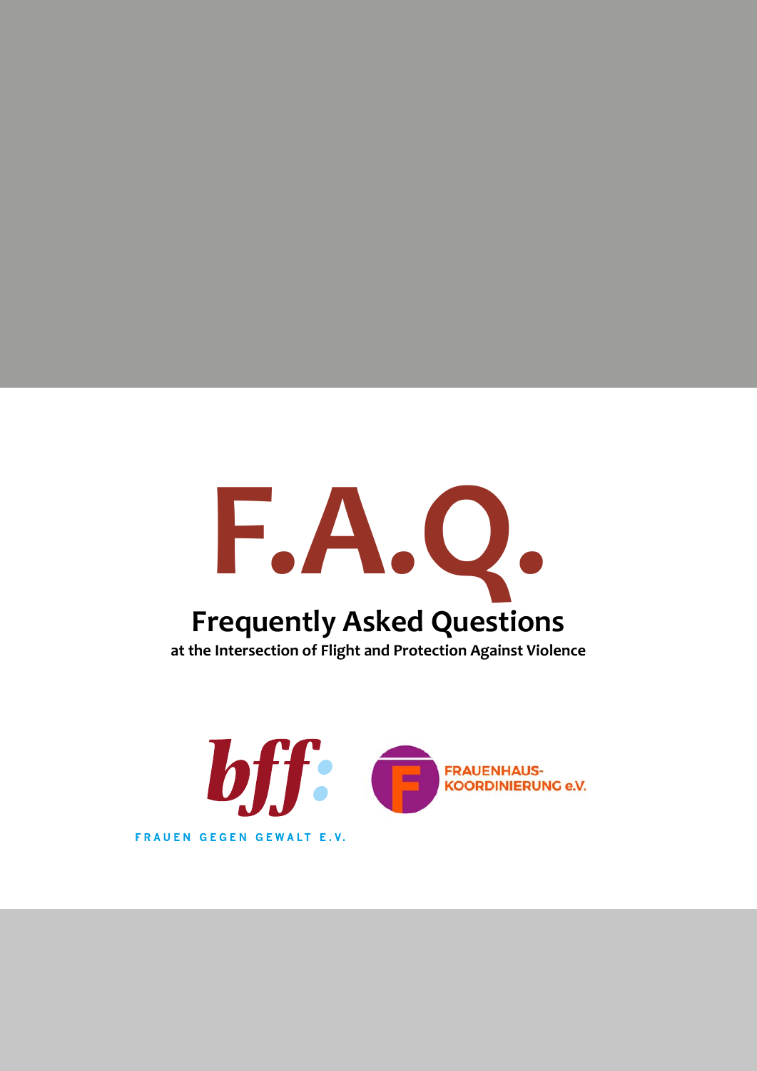# F.A.Q.

## Frequently Asked Questions

**at the Intersection of Flight and Protection Against Violence**

bff:
FRAUEN GEGEN GEWALT E.V.

FRAUENHAUS-KOORDINIERUNG e.V.